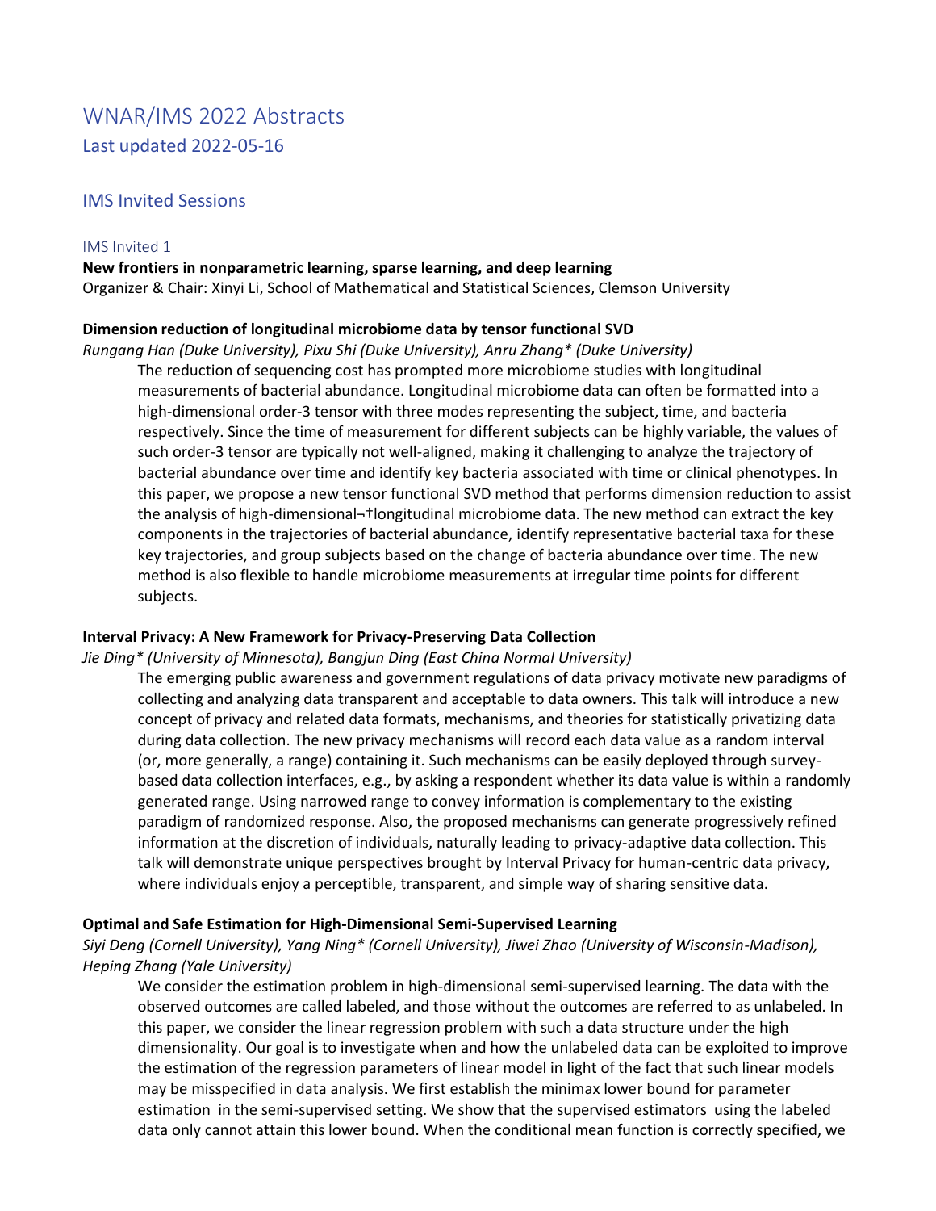# WNAR/IMS 2022 Abstracts

Last updated 2022-05-16

## IMS Invited Sessions

### IMS Invited 1

**New frontiers in nonparametric learning, sparse learning, and deep learning**
Organizer & Chair: Xinyi Li, School of Mathematical and Statistical Sciences, Clemson University

**Dimension reduction of longitudinal microbiome data by tensor functional SVD**

*Rungang Han (Duke University), Pixu Shi (Duke University), Anru Zhang* (Duke University)*

The reduction of sequencing cost has prompted more microbiome studies with longitudinal measurements of bacterial abundance. Longitudinal microbiome data can often be formatted into a high-dimensional order-3 tensor with three modes representing the subject, time, and bacteria respectively. Since the time of measurement for different subjects can be highly variable, the values of such order-3 tensor are typically not well-aligned, making it challenging to analyze the trajectory of bacterial abundance over time and identify key bacteria associated with time or clinical phenotypes. In this paper, we propose a new tensor functional SVD method that performs dimension reduction to assist the analysis of high-dimensional¬†longitudinal microbiome data. The new method can extract the key components in the trajectories of bacterial abundance, identify representative bacterial taxa for these key trajectories, and group subjects based on the change of bacteria abundance over time. The new method is also flexible to handle microbiome measurements at irregular time points for different subjects.

**Interval Privacy: A New Framework for Privacy-Preserving Data Collection**

*Jie Ding* (University of Minnesota), Bangjun Ding (East China Normal University)*

The emerging public awareness and government regulations of data privacy motivate new paradigms of collecting and analyzing data transparent and acceptable to data owners. This talk will introduce a new concept of privacy and related data formats, mechanisms, and theories for statistically privatizing data during data collection. The new privacy mechanisms will record each data value as a random interval (or, more generally, a range) containing it. Such mechanisms can be easily deployed through survey-based data collection interfaces, e.g., by asking a respondent whether its data value is within a randomly generated range. Using narrowed range to convey information is complementary to the existing paradigm of randomized response. Also, the proposed mechanisms can generate progressively refined information at the discretion of individuals, naturally leading to privacy-adaptive data collection. This talk will demonstrate unique perspectives brought by Interval Privacy for human-centric data privacy, where individuals enjoy a perceptible, transparent, and simple way of sharing sensitive data.

**Optimal and Safe Estimation for High-Dimensional Semi-Supervised Learning**

*Siyi Deng (Cornell University), Yang Ning* (Cornell University), Jiwei Zhao (University of Wisconsin-Madison), Heping Zhang (Yale University)*

We consider the estimation problem in high-dimensional semi-supervised learning. The data with the observed outcomes are called labeled, and those without the outcomes are referred to as unlabeled. In this paper, we consider the linear regression problem with such a data structure under the high dimensionality. Our goal is to investigate when and how the unlabeled data can be exploited to improve the estimation of the regression parameters of linear model in light of the fact that such linear models may be misspecified in data analysis. We first establish the minimax lower bound for parameter estimation in the semi-supervised setting. We show that the supervised estimators using the labeled data only cannot attain this lower bound. When the conditional mean function is correctly specified, we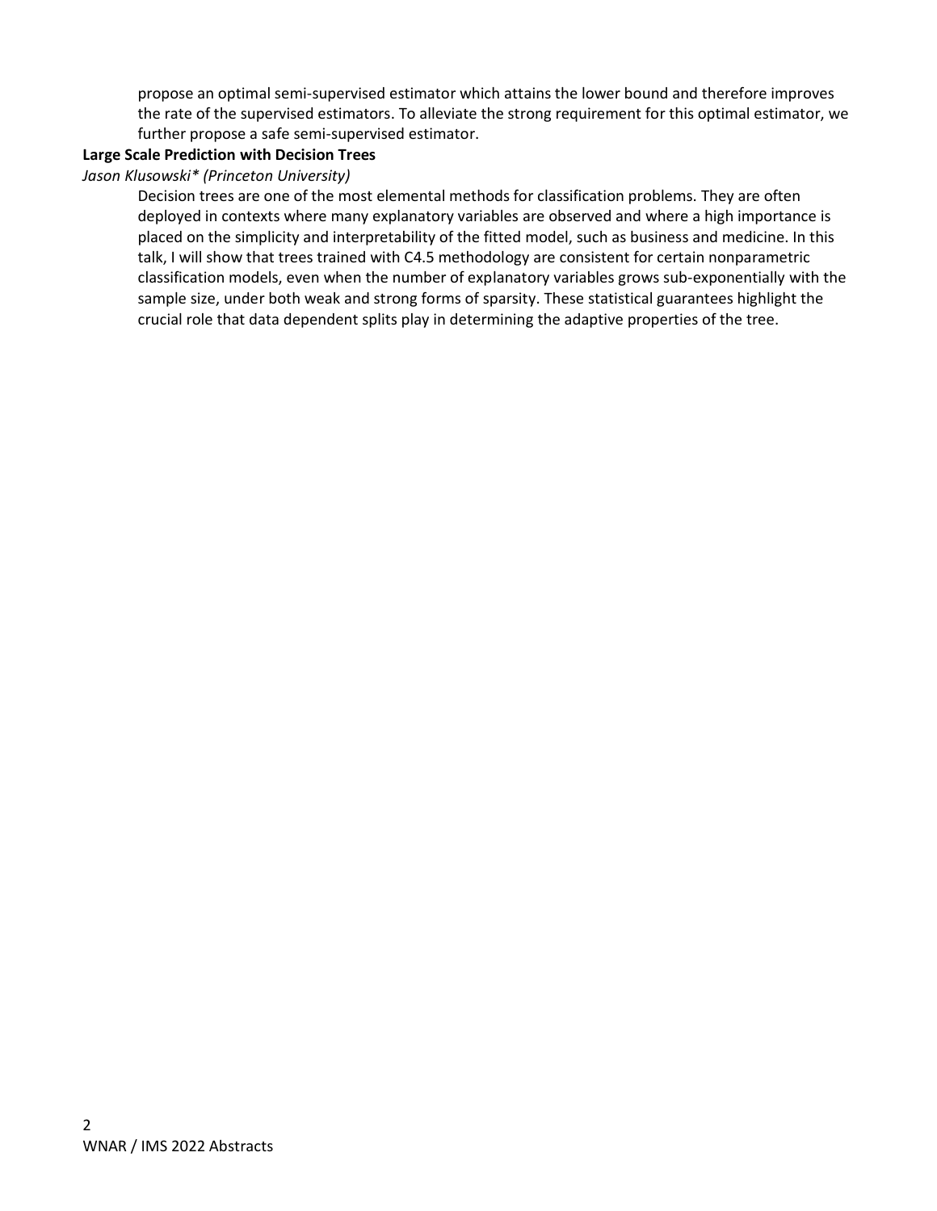propose an optimal semi-supervised estimator which attains the lower bound and therefore improves the rate of the supervised estimators. To alleviate the strong requirement for this optimal estimator, we further propose a safe semi-supervised estimator.

**Large Scale Prediction with Decision Trees**

*Jason Klusowski* (Princeton University)*

Decision trees are one of the most elemental methods for classification problems. They are often deployed in contexts where many explanatory variables are observed and where a high importance is placed on the simplicity and interpretability of the fitted model, such as business and medicine. In this talk, I will show that trees trained with C4.5 methodology are consistent for certain nonparametric classification models, even when the number of explanatory variables grows sub-exponentially with the sample size, under both weak and strong forms of sparsity. These statistical guarantees highlight the crucial role that data dependent splits play in determining the adaptive properties of the tree.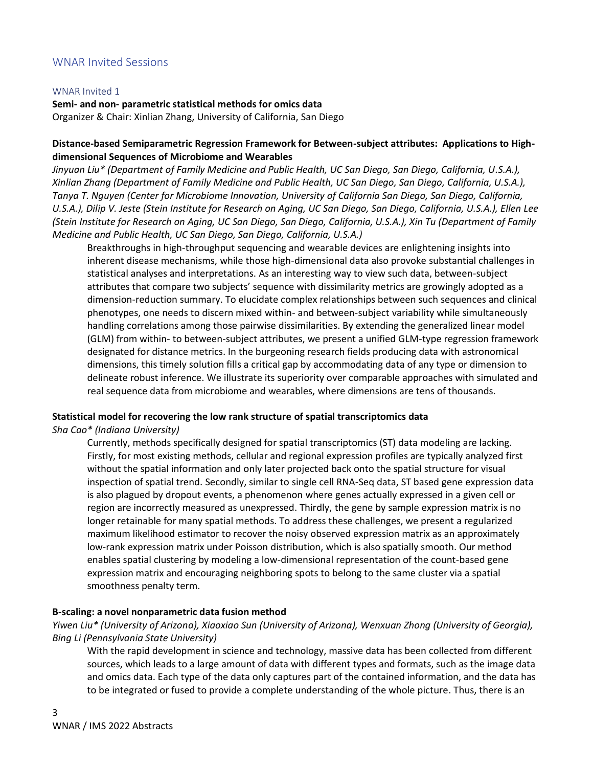## WNAR Invited Sessions

### WNAR Invited 1

**Semi- and non- parametric statistical methods for omics data**
Organizer & Chair: Xinlian Zhang, University of California, San Diego

**Distance-based Semiparametric Regression Framework for Between-subject attributes: Applications to High-dimensional Sequences of Microbiome and Wearables**

*Jinyuan Liu* (Department of Family Medicine and Public Health, UC San Diego, San Diego, California, U.S.A.), Xinlian Zhang (Department of Family Medicine and Public Health, UC San Diego, San Diego, California, U.S.A.), Tanya T. Nguyen (Center for Microbiome Innovation, University of California San Diego, San Diego, California, U.S.A.), Dilip V. Jeste (Stein Institute for Research on Aging, UC San Diego, San Diego, California, U.S.A.), Ellen Lee (Stein Institute for Research on Aging, UC San Diego, San Diego, California, U.S.A.), Xin Tu (Department of Family Medicine and Public Health, UC San Diego, San Diego, California, U.S.A.)*

Breakthroughs in high-throughput sequencing and wearable devices are enlightening insights into inherent disease mechanisms, while those high-dimensional data also provoke substantial challenges in statistical analyses and interpretations. As an interesting way to view such data, between-subject attributes that compare two subjects' sequence with dissimilarity metrics are growingly adopted as a dimension-reduction summary. To elucidate complex relationships between such sequences and clinical phenotypes, one needs to discern mixed within- and between-subject variability while simultaneously handling correlations among those pairwise dissimilarities. By extending the generalized linear model (GLM) from within- to between-subject attributes, we present a unified GLM-type regression framework designated for distance metrics. In the burgeoning research fields producing data with astronomical dimensions, this timely solution fills a critical gap by accommodating data of any type or dimension to delineate robust inference. We illustrate its superiority over comparable approaches with simulated and real sequence data from microbiome and wearables, where dimensions are tens of thousands.

**Statistical model for recovering the low rank structure of spatial transcriptomics data**

*Sha Cao* (Indiana University)*

Currently, methods specifically designed for spatial transcriptomics (ST) data modeling are lacking. Firstly, for most existing methods, cellular and regional expression profiles are typically analyzed first without the spatial information and only later projected back onto the spatial structure for visual inspection of spatial trend. Secondly, similar to single cell RNA-Seq data, ST based gene expression data is also plagued by dropout events, a phenomenon where genes actually expressed in a given cell or region are incorrectly measured as unexpressed. Thirdly, the gene by sample expression matrix is no longer retainable for many spatial methods. To address these challenges, we present a regularized maximum likelihood estimator to recover the noisy observed expression matrix as an approximately low-rank expression matrix under Poisson distribution, which is also spatially smooth. Our method enables spatial clustering by modeling a low-dimensional representation of the count-based gene expression matrix and encouraging neighboring spots to belong to the same cluster via a spatial smoothness penalty term.

**B-scaling: a novel nonparametric data fusion method**

*Yiwen Liu* (University of Arizona), Xiaoxiao Sun (University of Arizona), Wenxuan Zhong (University of Georgia), Bing Li (Pennsylvania State University)*

With the rapid development in science and technology, massive data has been collected from different sources, which leads to a large amount of data with different types and formats, such as the image data and omics data. Each type of the data only captures part of the contained information, and the data has to be integrated or fused to provide a complete understanding of the whole picture. Thus, there is an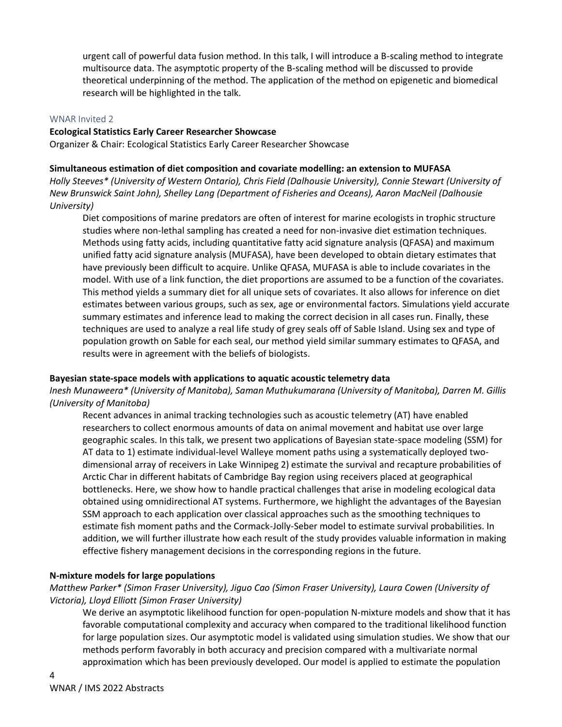urgent call of powerful data fusion method. In this talk, I will introduce a B-scaling method to integrate multisource data. The asymptotic property of the B-scaling method will be discussed to provide theoretical underpinning of the method. The application of the method on epigenetic and biomedical research will be highlighted in the talk.

## WNAR Invited 2

**Ecological Statistics Early Career Researcher Showcase**

Organizer & Chair: Ecological Statistics Early Career Researcher Showcase

### Simultaneous estimation of diet composition and covariate modelling: an extension to MUFASA

*Holly Steeves* (University of Western Ontario), Chris Field (Dalhousie University), Connie Stewart (University of New Brunswick Saint John), Shelley Lang (Department of Fisheries and Oceans), Aaron MacNeil (Dalhousie University)*

Diet compositions of marine predators are often of interest for marine ecologists in trophic structure studies where non-lethal sampling has created a need for non-invasive diet estimation techniques. Methods using fatty acids, including quantitative fatty acid signature analysis (QFASA) and maximum unified fatty acid signature analysis (MUFASA), have been developed to obtain dietary estimates that have previously been difficult to acquire. Unlike QFASA, MUFASA is able to include covariates in the model. With use of a link function, the diet proportions are assumed to be a function of the covariates. This method yields a summary diet for all unique sets of covariates. It also allows for inference on diet estimates between various groups, such as sex, age or environmental factors. Simulations yield accurate summary estimates and inference lead to making the correct decision in all cases run. Finally, these techniques are used to analyze a real life study of grey seals off of Sable Island. Using sex and type of population growth on Sable for each seal, our method yield similar summary estimates to QFASA, and results were in agreement with the beliefs of biologists.

### Bayesian state-space models with applications to aquatic acoustic telemetry data

*Inesh Munaweera* (University of Manitoba), Saman Muthukumarana (University of Manitoba), Darren M. Gillis (University of Manitoba)*

Recent advances in animal tracking technologies such as acoustic telemetry (AT) have enabled researchers to collect enormous amounts of data on animal movement and habitat use over large geographic scales. In this talk, we present two applications of Bayesian state-space modeling (SSM) for AT data to 1) estimate individual-level Walleye moment paths using a systematically deployed two-dimensional array of receivers in Lake Winnipeg 2) estimate the survival and recapture probabilities of Arctic Char in different habitats of Cambridge Bay region using receivers placed at geographical bottlenecks. Here, we show how to handle practical challenges that arise in modeling ecological data obtained using omnidirectional AT systems. Furthermore, we highlight the advantages of the Bayesian SSM approach to each application over classical approaches such as the smoothing techniques to estimate fish moment paths and the Cormack-Jolly-Seber model to estimate survival probabilities. In addition, we will further illustrate how each result of the study provides valuable information in making effective fishery management decisions in the corresponding regions in the future.

### N-mixture models for large populations

*Matthew Parker* (Simon Fraser University), Jiguo Cao (Simon Fraser University), Laura Cowen (University of Victoria), Lloyd Elliott (Simon Fraser University)*

We derive an asymptotic likelihood function for open-population N-mixture models and show that it has favorable computational complexity and accuracy when compared to the traditional likelihood function for large population sizes. Our asymptotic model is validated using simulation studies. We show that our methods perform favorably in both accuracy and precision compared with a multivariate normal approximation which has been previously developed. Our model is applied to estimate the population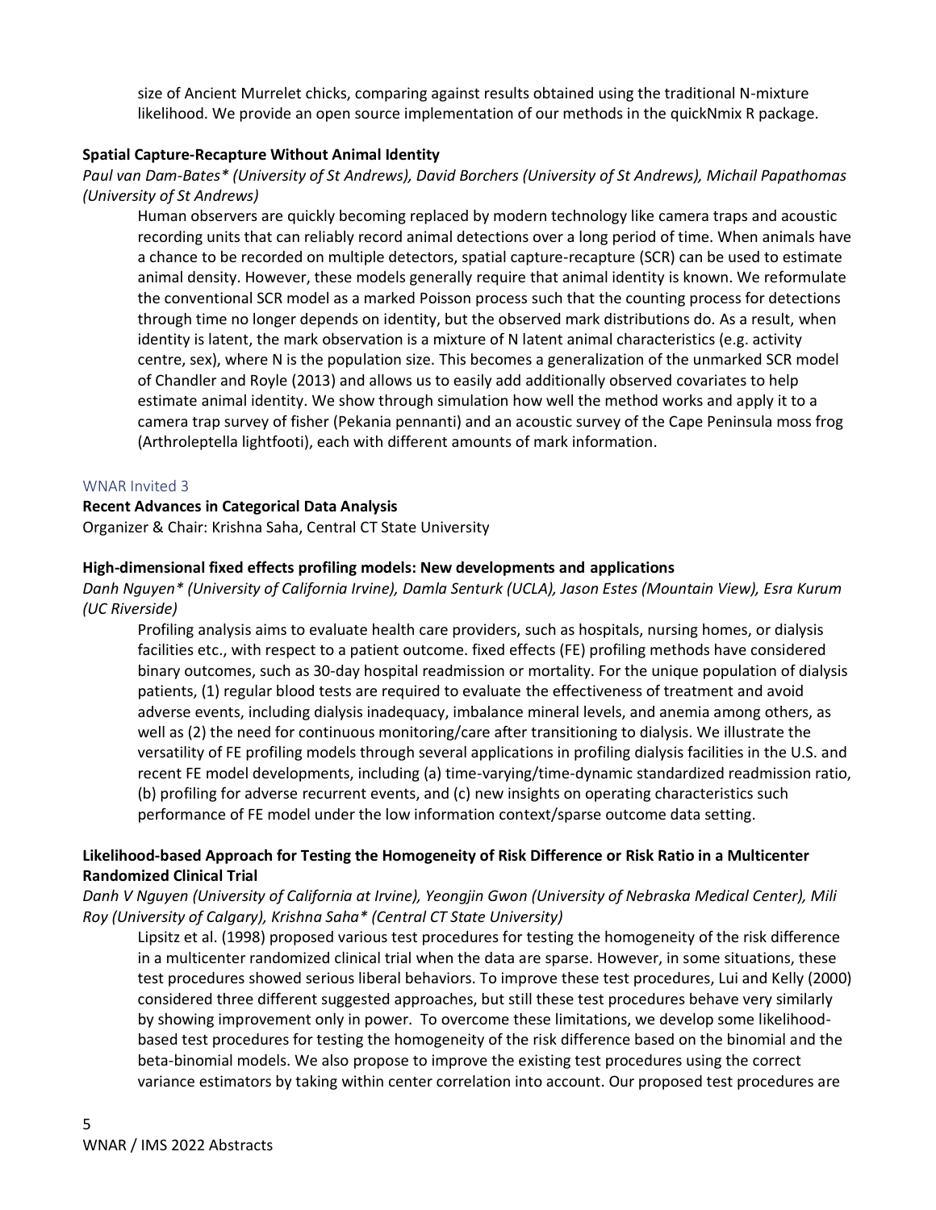size of Ancient Murrelet chicks, comparing against results obtained using the traditional N-mixture likelihood. We provide an open source implementation of our methods in the quickNmix R package.

**Spatial Capture-Recapture Without Animal Identity**

*Paul van Dam-Bates* (University of St Andrews), David Borchers (University of St Andrews), Michail Papathomas (University of St Andrews)*

Human observers are quickly becoming replaced by modern technology like camera traps and acoustic recording units that can reliably record animal detections over a long period of time. When animals have a chance to be recorded on multiple detectors, spatial capture-recapture (SCR) can be used to estimate animal density. However, these models generally require that animal identity is known. We reformulate the conventional SCR model as a marked Poisson process such that the counting process for detections through time no longer depends on identity, but the observed mark distributions do. As a result, when identity is latent, the mark observation is a mixture of N latent animal characteristics (e.g. activity centre, sex), where N is the population size. This becomes a generalization of the unmarked SCR model of Chandler and Royle (2013) and allows us to easily add additionally observed covariates to help estimate animal identity. We show through simulation how well the method works and apply it to a camera trap survey of fisher (Pekania pennanti) and an acoustic survey of the Cape Peninsula moss frog (Arthroleptella lightfooti), each with different amounts of mark information.

## WNAR Invited 3

**Recent Advances in Categorical Data Analysis**

Organizer & Chair: Krishna Saha, Central CT State University

**High-dimensional fixed effects profiling models: New developments and applications**

*Danh Nguyen* (University of California Irvine), Damla Senturk (UCLA), Jason Estes (Mountain View), Esra Kurum (UC Riverside)*

Profiling analysis aims to evaluate health care providers, such as hospitals, nursing homes, or dialysis facilities etc., with respect to a patient outcome. fixed effects (FE) profiling methods have considered binary outcomes, such as 30-day hospital readmission or mortality. For the unique population of dialysis patients, (1) regular blood tests are required to evaluate the effectiveness of treatment and avoid adverse events, including dialysis inadequacy, imbalance mineral levels, and anemia among others, as well as (2) the need for continuous monitoring/care after transitioning to dialysis. We illustrate the versatility of FE profiling models through several applications in profiling dialysis facilities in the U.S. and recent FE model developments, including (a) time-varying/time-dynamic standardized readmission ratio, (b) profiling for adverse recurrent events, and (c) new insights on operating characteristics such performance of FE model under the low information context/sparse outcome data setting.

**Likelihood-based Approach for Testing the Homogeneity of Risk Difference or Risk Ratio in a Multicenter Randomized Clinical Trial**

*Danh V Nguyen (University of California at Irvine), Yeongjin Gwon (University of Nebraska Medical Center), Mili Roy (University of Calgary), Krishna Saha* (Central CT State University)*

Lipsitz et al. (1998) proposed various test procedures for testing the homogeneity of the risk difference in a multicenter randomized clinical trial when the data are sparse. However, in some situations, these test procedures showed serious liberal behaviors. To improve these test procedures, Lui and Kelly (2000) considered three different suggested approaches, but still these test procedures behave very similarly by showing improvement only in power. To overcome these limitations, we develop some likelihood-based test procedures for testing the homogeneity of the risk difference based on the binomial and the beta-binomial models. We also propose to improve the existing test procedures using the correct variance estimators by taking within center correlation into account. Our proposed test procedures are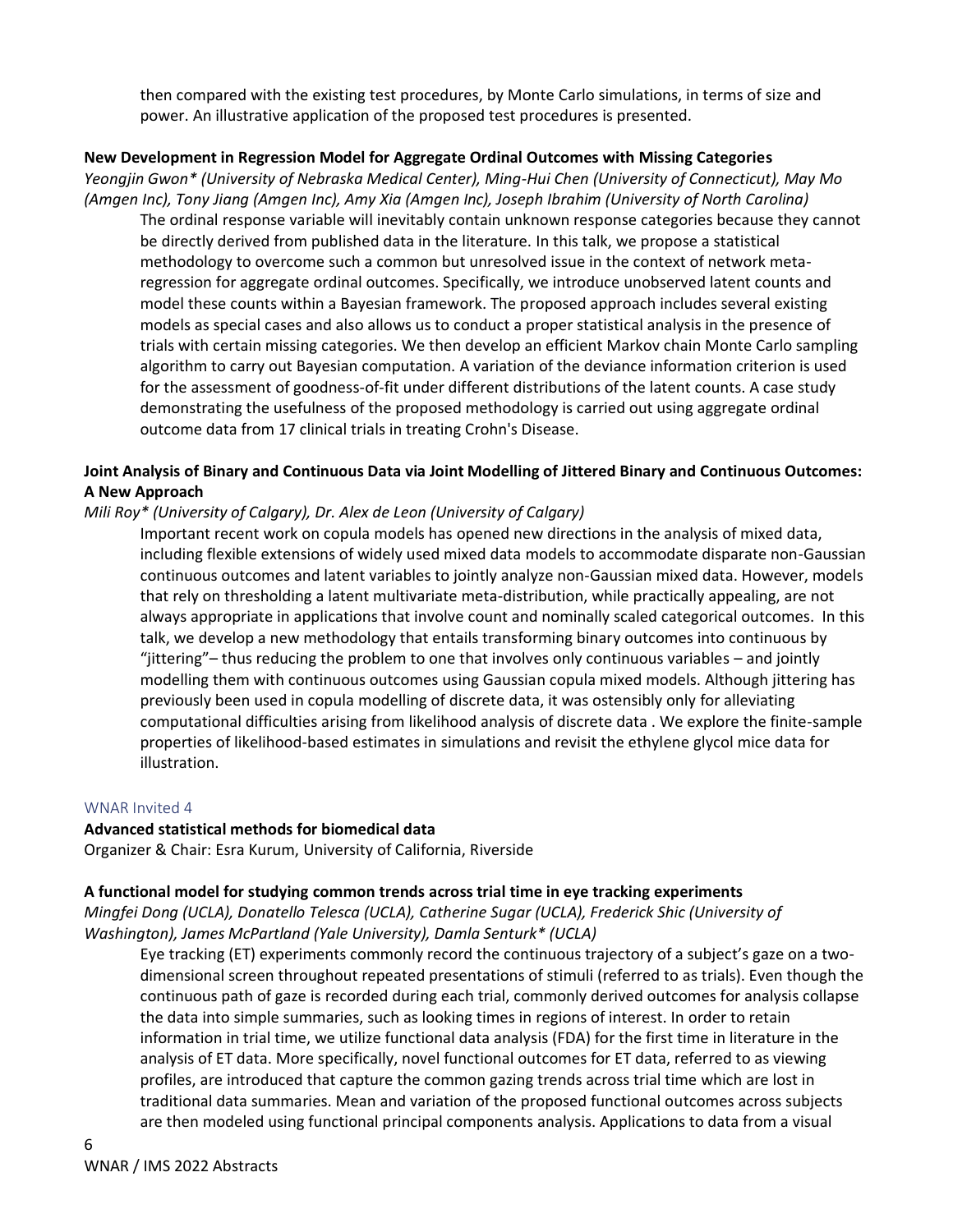then compared with the existing test procedures, by Monte Carlo simulations, in terms of size and power. An illustrative application of the proposed test procedures is presented.

**New Development in Regression Model for Aggregate Ordinal Outcomes with Missing Categories**

*Yeongjin Gwon* (University of Nebraska Medical Center), Ming-Hui Chen (University of Connecticut), May Mo (Amgen Inc), Tony Jiang (Amgen Inc), Amy Xia (Amgen Inc), Joseph Ibrahim (University of North Carolina)*

The ordinal response variable will inevitably contain unknown response categories because they cannot be directly derived from published data in the literature. In this talk, we propose a statistical methodology to overcome such a common but unresolved issue in the context of network meta-regression for aggregate ordinal outcomes. Specifically, we introduce unobserved latent counts and model these counts within a Bayesian framework. The proposed approach includes several existing models as special cases and also allows us to conduct a proper statistical analysis in the presence of trials with certain missing categories. We then develop an efficient Markov chain Monte Carlo sampling algorithm to carry out Bayesian computation. A variation of the deviance information criterion is used for the assessment of goodness-of-fit under different distributions of the latent counts. A case study demonstrating the usefulness of the proposed methodology is carried out using aggregate ordinal outcome data from 17 clinical trials in treating Crohn's Disease.

**Joint Analysis of Binary and Continuous Data via Joint Modelling of Jittered Binary and Continuous Outcomes: A New Approach**

*Mili Roy* (University of Calgary), Dr. Alex de Leon (University of Calgary)*

Important recent work on copula models has opened new directions in the analysis of mixed data, including flexible extensions of widely used mixed data models to accommodate disparate non-Gaussian continuous outcomes and latent variables to jointly analyze non-Gaussian mixed data. However, models that rely on thresholding a latent multivariate meta-distribution, while practically appealing, are not always appropriate in applications that involve count and nominally scaled categorical outcomes. In this talk, we develop a new methodology that entails transforming binary outcomes into continuous by "jittering"– thus reducing the problem to one that involves only continuous variables – and jointly modelling them with continuous outcomes using Gaussian copula mixed models. Although jittering has previously been used in copula modelling of discrete data, it was ostensibly only for alleviating computational difficulties arising from likelihood analysis of discrete data . We explore the finite-sample properties of likelihood-based estimates in simulations and revisit the ethylene glycol mice data for illustration.

## WNAR Invited 4

**Advanced statistical methods for biomedical data**

Organizer & Chair: Esra Kurum, University of California, Riverside

**A functional model for studying common trends across trial time in eye tracking experiments**

*Mingfei Dong (UCLA), Donatello Telesca (UCLA), Catherine Sugar (UCLA), Frederick Shic (University of Washington), James McPartland (Yale University), Damla Senturk* (UCLA)*

Eye tracking (ET) experiments commonly record the continuous trajectory of a subject's gaze on a two-dimensional screen throughout repeated presentations of stimuli (referred to as trials). Even though the continuous path of gaze is recorded during each trial, commonly derived outcomes for analysis collapse the data into simple summaries, such as looking times in regions of interest. In order to retain information in trial time, we utilize functional data analysis (FDA) for the first time in literature in the analysis of ET data. More specifically, novel functional outcomes for ET data, referred to as viewing profiles, are introduced that capture the common gazing trends across trial time which are lost in traditional data summaries. Mean and variation of the proposed functional outcomes across subjects are then modeled using functional principal components analysis. Applications to data from a visual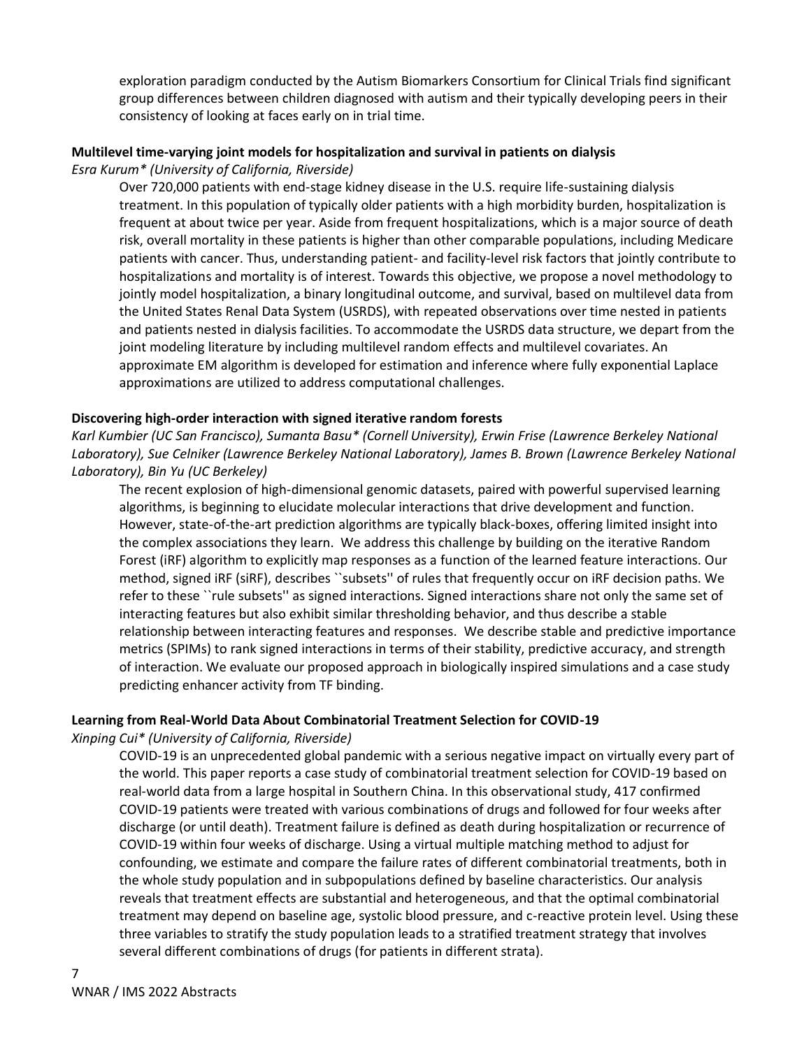exploration paradigm conducted by the Autism Biomarkers Consortium for Clinical Trials find significant group differences between children diagnosed with autism and their typically developing peers in their consistency of looking at faces early on in trial time.

**Multilevel time-varying joint models for hospitalization and survival in patients on dialysis**

*Esra Kurum* (University of California, Riverside)*

Over 720,000 patients with end-stage kidney disease in the U.S. require life-sustaining dialysis treatment. In this population of typically older patients with a high morbidity burden, hospitalization is frequent at about twice per year. Aside from frequent hospitalizations, which is a major source of death risk, overall mortality in these patients is higher than other comparable populations, including Medicare patients with cancer. Thus, understanding patient- and facility-level risk factors that jointly contribute to hospitalizations and mortality is of interest. Towards this objective, we propose a novel methodology to jointly model hospitalization, a binary longitudinal outcome, and survival, based on multilevel data from the United States Renal Data System (USRDS), with repeated observations over time nested in patients and patients nested in dialysis facilities. To accommodate the USRDS data structure, we depart from the joint modeling literature by including multilevel random effects and multilevel covariates. An approximate EM algorithm is developed for estimation and inference where fully exponential Laplace approximations are utilized to address computational challenges.

**Discovering high-order interaction with signed iterative random forests**

*Karl Kumbier (UC San Francisco), Sumanta Basu* (Cornell University), Erwin Frise (Lawrence Berkeley National Laboratory), Sue Celniker (Lawrence Berkeley National Laboratory), James B. Brown (Lawrence Berkeley National Laboratory), Bin Yu (UC Berkeley)*

The recent explosion of high-dimensional genomic datasets, paired with powerful supervised learning algorithms, is beginning to elucidate molecular interactions that drive development and function. However, state-of-the-art prediction algorithms are typically black-boxes, offering limited insight into the complex associations they learn. We address this challenge by building on the iterative Random Forest (iRF) algorithm to explicitly map responses as a function of the learned feature interactions. Our method, signed iRF (siRF), describes ``subsets'' of rules that frequently occur on iRF decision paths. We refer to these ``rule subsets'' as signed interactions. Signed interactions share not only the same set of interacting features but also exhibit similar thresholding behavior, and thus describe a stable relationship between interacting features and responses. We describe stable and predictive importance metrics (SPIMs) to rank signed interactions in terms of their stability, predictive accuracy, and strength of interaction. We evaluate our proposed approach in biologically inspired simulations and a case study predicting enhancer activity from TF binding.

**Learning from Real-World Data About Combinatorial Treatment Selection for COVID-19**

*Xinping Cui* (University of California, Riverside)*

COVID-19 is an unprecedented global pandemic with a serious negative impact on virtually every part of the world. This paper reports a case study of combinatorial treatment selection for COVID-19 based on real-world data from a large hospital in Southern China. In this observational study, 417 confirmed COVID-19 patients were treated with various combinations of drugs and followed for four weeks after discharge (or until death). Treatment failure is defined as death during hospitalization or recurrence of COVID-19 within four weeks of discharge. Using a virtual multiple matching method to adjust for confounding, we estimate and compare the failure rates of different combinatorial treatments, both in the whole study population and in subpopulations defined by baseline characteristics. Our analysis reveals that treatment effects are substantial and heterogeneous, and that the optimal combinatorial treatment may depend on baseline age, systolic blood pressure, and c-reactive protein level. Using these three variables to stratify the study population leads to a stratified treatment strategy that involves several different combinations of drugs (for patients in different strata).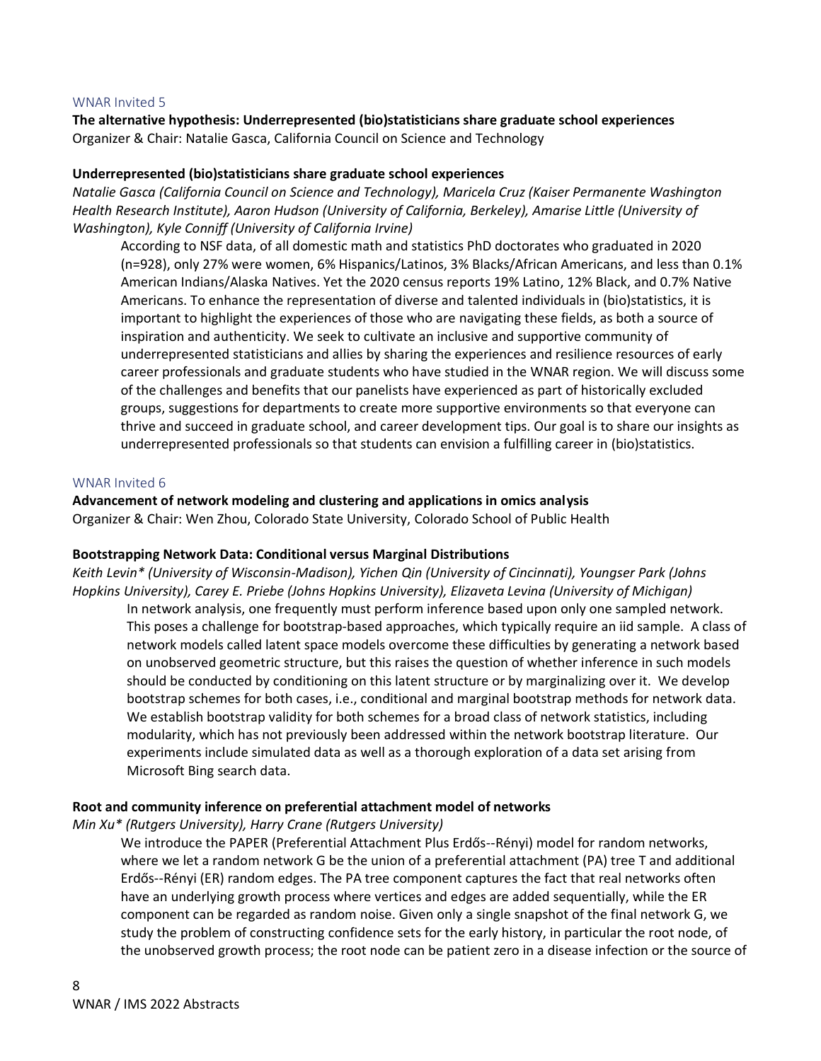WNAR Invited 5

**The alternative hypothesis: Underrepresented (bio)statisticians share graduate school experiences**
Organizer & Chair: Natalie Gasca, California Council on Science and Technology

**Underrepresented (bio)statisticians share graduate school experiences**
*Natalie Gasca (California Council on Science and Technology), Maricela Cruz (Kaiser Permanente Washington Health Research Institute), Aaron Hudson (University of California, Berkeley), Amarise Little (University of Washington), Kyle Conniff (University of California Irvine)*

According to NSF data, of all domestic math and statistics PhD doctorates who graduated in 2020 (n=928), only 27% were women, 6% Hispanics/Latinos, 3% Blacks/African Americans, and less than 0.1% American Indians/Alaska Natives. Yet the 2020 census reports 19% Latino, 12% Black, and 0.7% Native Americans. To enhance the representation of diverse and talented individuals in (bio)statistics, it is important to highlight the experiences of those who are navigating these fields, as both a source of inspiration and authenticity. We seek to cultivate an inclusive and supportive community of underrepresented statisticians and allies by sharing the experiences and resilience resources of early career professionals and graduate students who have studied in the WNAR region. We will discuss some of the challenges and benefits that our panelists have experienced as part of historically excluded groups, suggestions for departments to create more supportive environments so that everyone can thrive and succeed in graduate school, and career development tips. Our goal is to share our insights as underrepresented professionals so that students can envision a fulfilling career in (bio)statistics.

WNAR Invited 6

**Advancement of network modeling and clustering and applications in omics analysis**
Organizer & Chair: Wen Zhou, Colorado State University, Colorado School of Public Health

**Bootstrapping Network Data: Conditional versus Marginal Distributions**
*Keith Levin* (University of Wisconsin-Madison), Yichen Qin (University of Cincinnati), Youngser Park (Johns Hopkins University), Carey E. Priebe (Johns Hopkins University), Elizaveta Levina (University of Michigan)*

In network analysis, one frequently must perform inference based upon only one sampled network. This poses a challenge for bootstrap-based approaches, which typically require an iid sample. A class of network models called latent space models overcome these difficulties by generating a network based on unobserved geometric structure, but this raises the question of whether inference in such models should be conducted by conditioning on this latent structure or by marginalizing over it. We develop bootstrap schemes for both cases, i.e., conditional and marginal bootstrap methods for network data. We establish bootstrap validity for both schemes for a broad class of network statistics, including modularity, which has not previously been addressed within the network bootstrap literature. Our experiments include simulated data as well as a thorough exploration of a data set arising from Microsoft Bing search data.

**Root and community inference on preferential attachment model of networks**
*Min Xu* (Rutgers University), Harry Crane (Rutgers University)*

We introduce the PAPER (Preferential Attachment Plus Erdős--Rényi) model for random networks, where we let a random network G be the union of a preferential attachment (PA) tree T and additional Erdős--Rényi (ER) random edges. The PA tree component captures the fact that real networks often have an underlying growth process where vertices and edges are added sequentially, while the ER component can be regarded as random noise. Given only a single snapshot of the final network G, we study the problem of constructing confidence sets for the early history, in particular the root node, of the unobserved growth process; the root node can be patient zero in a disease infection or the source of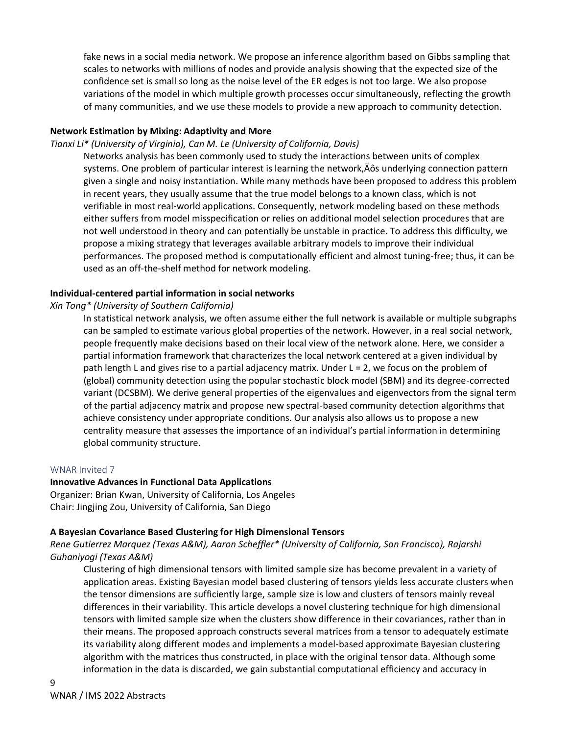fake news in a social media network. We propose an inference algorithm based on Gibbs sampling that scales to networks with millions of nodes and provide analysis showing that the expected size of the confidence set is small so long as the noise level of the ER edges is not too large. We also propose variations of the model in which multiple growth processes occur simultaneously, reflecting the growth of many communities, and we use these models to provide a new approach to community detection.

**Network Estimation by Mixing: Adaptivity and More**

*Tianxi Li* (University of Virginia), Can M. Le (University of California, Davis)*

Networks analysis has been commonly used to study the interactions between units of complex systems. One problem of particular interest is learning the network‚Äôs underlying connection pattern given a single and noisy instantiation. While many methods have been proposed to address this problem in recent years, they usually assume that the true model belongs to a known class, which is not verifiable in most real-world applications. Consequently, network modeling based on these methods either suffers from model misspecification or relies on additional model selection procedures that are not well understood in theory and can potentially be unstable in practice. To address this difficulty, we propose a mixing strategy that leverages available arbitrary models to improve their individual performances. The proposed method is computationally efficient and almost tuning-free; thus, it can be used as an off-the-shelf method for network modeling.

**Individual-centered partial information in social networks**

*Xin Tong* (University of Southern California)*

In statistical network analysis, we often assume either the full network is available or multiple subgraphs can be sampled to estimate various global properties of the network. However, in a real social network, people frequently make decisions based on their local view of the network alone. Here, we consider a partial information framework that characterizes the local network centered at a given individual by path length L and gives rise to a partial adjacency matrix. Under L = 2, we focus on the problem of (global) community detection using the popular stochastic block model (SBM) and its degree-corrected variant (DCSBM). We derive general properties of the eigenvalues and eigenvectors from the signal term of the partial adjacency matrix and propose new spectral-based community detection algorithms that achieve consistency under appropriate conditions. Our analysis also allows us to propose a new centrality measure that assesses the importance of an individual's partial information in determining global community structure.

WNAR Invited 7

**Innovative Advances in Functional Data Applications**

Organizer: Brian Kwan, University of California, Los Angeles
Chair: Jingjing Zou, University of California, San Diego

**A Bayesian Covariance Based Clustering for High Dimensional Tensors**

*Rene Gutierrez Marquez (Texas A&M), Aaron Scheffler* (University of California, San Francisco), Rajarshi Guhaniyogi (Texas A&M)*

Clustering of high dimensional tensors with limited sample size has become prevalent in a variety of application areas. Existing Bayesian model based clustering of tensors yields less accurate clusters when the tensor dimensions are sufficiently large, sample size is low and clusters of tensors mainly reveal differences in their variability. This article develops a novel clustering technique for high dimensional tensors with limited sample size when the clusters show difference in their covariances, rather than in their means. The proposed approach constructs several matrices from a tensor to adequately estimate its variability along different modes and implements a model-based approximate Bayesian clustering algorithm with the matrices thus constructed, in place with the original tensor data. Although some information in the data is discarded, we gain substantial computational efficiency and accuracy in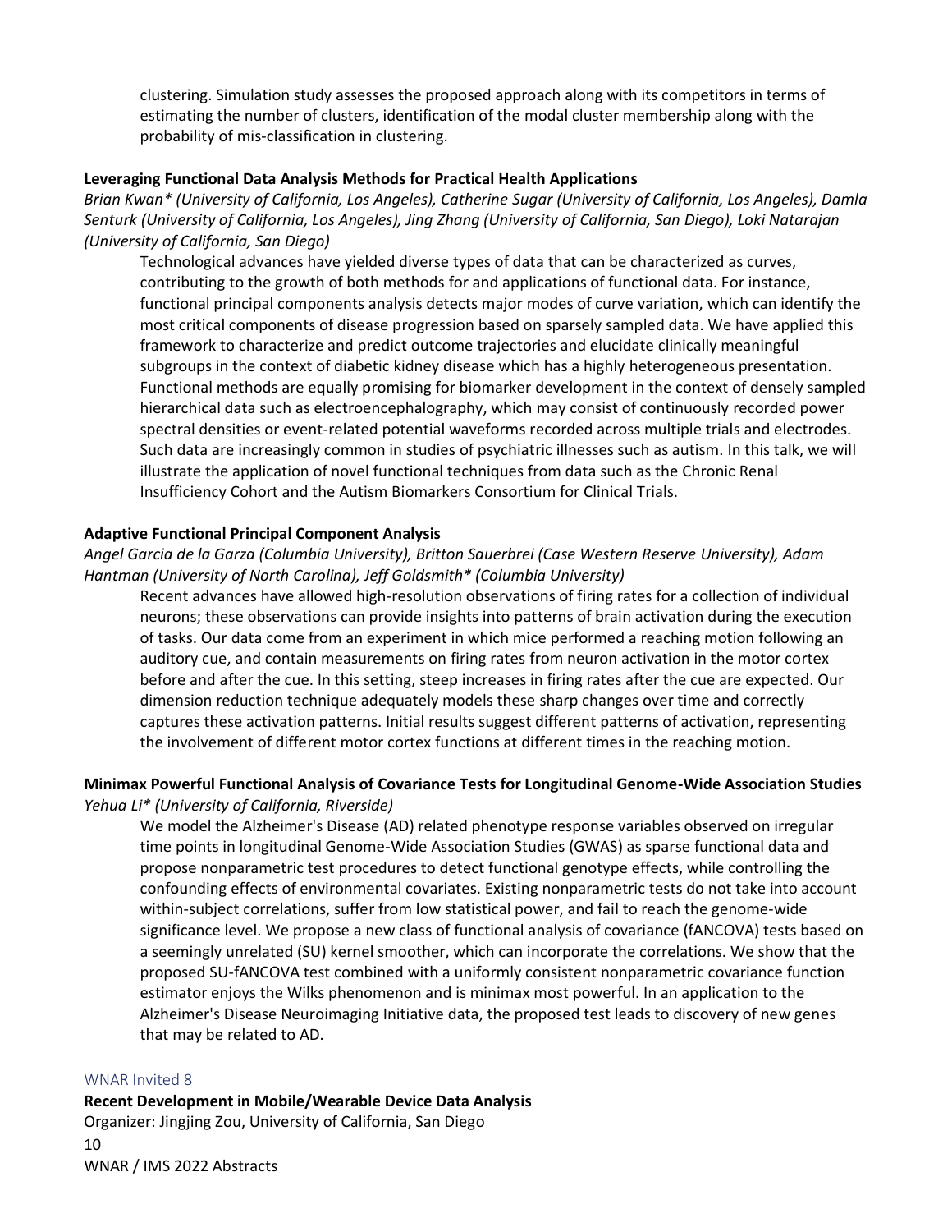clustering. Simulation study assesses the proposed approach along with its competitors in terms of estimating the number of clusters, identification of the modal cluster membership along with the probability of mis-classification in clustering.

**Leveraging Functional Data Analysis Methods for Practical Health Applications**

*Brian Kwan* (University of California, Los Angeles), Catherine Sugar (University of California, Los Angeles), Damla Senturk (University of California, Los Angeles), Jing Zhang (University of California, San Diego), Loki Natarajan (University of California, San Diego)*

Technological advances have yielded diverse types of data that can be characterized as curves, contributing to the growth of both methods for and applications of functional data. For instance, functional principal components analysis detects major modes of curve variation, which can identify the most critical components of disease progression based on sparsely sampled data. We have applied this framework to characterize and predict outcome trajectories and elucidate clinically meaningful subgroups in the context of diabetic kidney disease which has a highly heterogeneous presentation. Functional methods are equally promising for biomarker development in the context of densely sampled hierarchical data such as electroencephalography, which may consist of continuously recorded power spectral densities or event-related potential waveforms recorded across multiple trials and electrodes. Such data are increasingly common in studies of psychiatric illnesses such as autism. In this talk, we will illustrate the application of novel functional techniques from data such as the Chronic Renal Insufficiency Cohort and the Autism Biomarkers Consortium for Clinical Trials.

**Adaptive Functional Principal Component Analysis**

*Angel Garcia de la Garza (Columbia University), Britton Sauerbrei (Case Western Reserve University), Adam Hantman (University of North Carolina), Jeff Goldsmith* (Columbia University)*

Recent advances have allowed high-resolution observations of firing rates for a collection of individual neurons; these observations can provide insights into patterns of brain activation during the execution of tasks. Our data come from an experiment in which mice performed a reaching motion following an auditory cue, and contain measurements on firing rates from neuron activation in the motor cortex before and after the cue. In this setting, steep increases in firing rates after the cue are expected. Our dimension reduction technique adequately models these sharp changes over time and correctly captures these activation patterns. Initial results suggest different patterns of activation, representing the involvement of different motor cortex functions at different times in the reaching motion.

**Minimax Powerful Functional Analysis of Covariance Tests for Longitudinal Genome-Wide Association Studies**

*Yehua Li* (University of California, Riverside)*

We model the Alzheimer's Disease (AD) related phenotype response variables observed on irregular time points in longitudinal Genome-Wide Association Studies (GWAS) as sparse functional data and propose nonparametric test procedures to detect functional genotype effects, while controlling the confounding effects of environmental covariates. Existing nonparametric tests do not take into account within-subject correlations, suffer from low statistical power, and fail to reach the genome-wide significance level. We propose a new class of functional analysis of covariance (fANCOVA) tests based on a seemingly unrelated (SU) kernel smoother, which can incorporate the correlations. We show that the proposed SU-fANCOVA test combined with a uniformly consistent nonparametric covariance function estimator enjoys the Wilks phenomenon and is minimax most powerful. In an application to the Alzheimer's Disease Neuroimaging Initiative data, the proposed test leads to discovery of new genes that may be related to AD.

## WNAR Invited 8

**Recent Development in Mobile/Wearable Device Data Analysis**

Organizer: Jingjing Zou, University of California, San Diego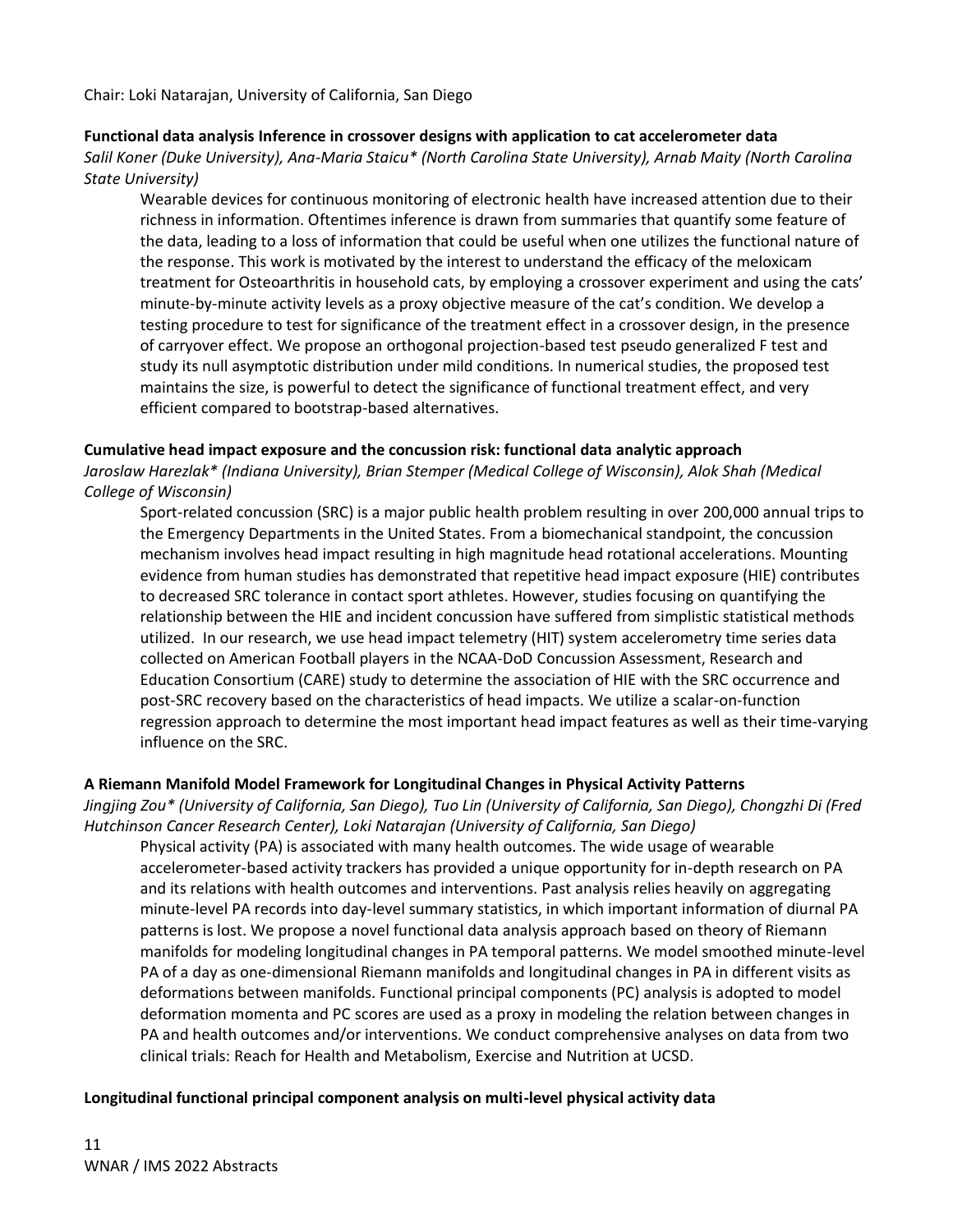Chair: Loki Natarajan, University of California, San Diego

**Functional data analysis Inference in crossover designs with application to cat accelerometer data**

*Salil Koner (Duke University), Ana-Maria Staicu* (North Carolina State University), Arnab Maity (North Carolina State University)*

Wearable devices for continuous monitoring of electronic health have increased attention due to their richness in information. Oftentimes inference is drawn from summaries that quantify some feature of the data, leading to a loss of information that could be useful when one utilizes the functional nature of the response. This work is motivated by the interest to understand the efficacy of the meloxicam treatment for Osteoarthritis in household cats, by employing a crossover experiment and using the cats' minute-by-minute activity levels as a proxy objective measure of the cat's condition. We develop a testing procedure to test for significance of the treatment effect in a crossover design, in the presence of carryover effect. We propose an orthogonal projection-based test pseudo generalized F test and study its null asymptotic distribution under mild conditions. In numerical studies, the proposed test maintains the size, is powerful to detect the significance of functional treatment effect, and very efficient compared to bootstrap-based alternatives.

**Cumulative head impact exposure and the concussion risk: functional data analytic approach**

*Jaroslaw Harezlak* (Indiana University), Brian Stemper (Medical College of Wisconsin), Alok Shah (Medical College of Wisconsin)*

Sport-related concussion (SRC) is a major public health problem resulting in over 200,000 annual trips to the Emergency Departments in the United States. From a biomechanical standpoint, the concussion mechanism involves head impact resulting in high magnitude head rotational accelerations. Mounting evidence from human studies has demonstrated that repetitive head impact exposure (HIE) contributes to decreased SRC tolerance in contact sport athletes. However, studies focusing on quantifying the relationship between the HIE and incident concussion have suffered from simplistic statistical methods utilized. In our research, we use head impact telemetry (HIT) system accelerometry time series data collected on American Football players in the NCAA-DoD Concussion Assessment, Research and Education Consortium (CARE) study to determine the association of HIE with the SRC occurrence and post-SRC recovery based on the characteristics of head impacts. We utilize a scalar-on-function regression approach to determine the most important head impact features as well as their time-varying influence on the SRC.

**A Riemann Manifold Model Framework for Longitudinal Changes in Physical Activity Patterns**

*Jingjing Zou* (University of California, San Diego), Tuo Lin (University of California, San Diego), Chongzhi Di (Fred Hutchinson Cancer Research Center), Loki Natarajan (University of California, San Diego)*

Physical activity (PA) is associated with many health outcomes. The wide usage of wearable accelerometer-based activity trackers has provided a unique opportunity for in-depth research on PA and its relations with health outcomes and interventions. Past analysis relies heavily on aggregating minute-level PA records into day-level summary statistics, in which important information of diurnal PA patterns is lost. We propose a novel functional data analysis approach based on theory of Riemann manifolds for modeling longitudinal changes in PA temporal patterns. We model smoothed minute-level PA of a day as one-dimensional Riemann manifolds and longitudinal changes in PA in different visits as deformations between manifolds. Functional principal components (PC) analysis is adopted to model deformation momenta and PC scores are used as a proxy in modeling the relation between changes in PA and health outcomes and/or interventions. We conduct comprehensive analyses on data from two clinical trials: Reach for Health and Metabolism, Exercise and Nutrition at UCSD.

**Longitudinal functional principal component analysis on multi-level physical activity data**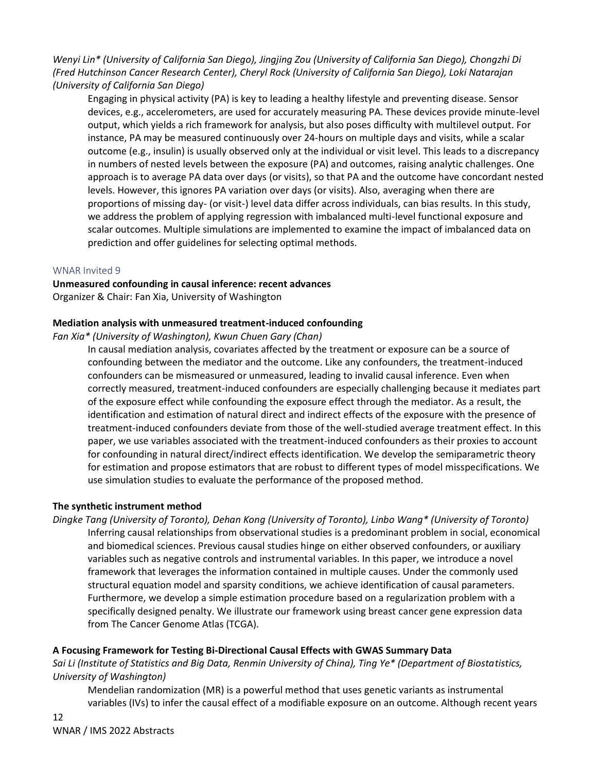*Wenyi Lin\* (University of California San Diego), Jingjing Zou (University of California San Diego), Chongzhi Di (Fred Hutchinson Cancer Research Center), Cheryl Rock (University of California San Diego), Loki Natarajan (University of California San Diego)*

Engaging in physical activity (PA) is key to leading a healthy lifestyle and preventing disease. Sensor devices, e.g., accelerometers, are used for accurately measuring PA. These devices provide minute-level output, which yields a rich framework for analysis, but also poses difficulty with multilevel output. For instance, PA may be measured continuously over 24-hours on multiple days and visits, while a scalar outcome (e.g., insulin) is usually observed only at the individual or visit level. This leads to a discrepancy in numbers of nested levels between the exposure (PA) and outcomes, raising analytic challenges. One approach is to average PA data over days (or visits), so that PA and the outcome have concordant nested levels. However, this ignores PA variation over days (or visits). Also, averaging when there are proportions of missing day- (or visit-) level data differ across individuals, can bias results. In this study, we address the problem of applying regression with imbalanced multi-level functional exposure and scalar outcomes. Multiple simulations are implemented to examine the impact of imbalanced data on prediction and offer guidelines for selecting optimal methods.

## WNAR Invited 9

**Unmeasured confounding in causal inference: recent advances**
Organizer & Chair: Fan Xia, University of Washington

### Mediation analysis with unmeasured treatment-induced confounding

*Fan Xia\* (University of Washington), Kwun Chuen Gary (Chan)*

In causal mediation analysis, covariates affected by the treatment or exposure can be a source of confounding between the mediator and the outcome. Like any confounders, the treatment-induced confounders can be mismeasured or unmeasured, leading to invalid causal inference. Even when correctly measured, treatment-induced confounders are especially challenging because it mediates part of the exposure effect while confounding the exposure effect through the mediator. As a result, the identification and estimation of natural direct and indirect effects of the exposure with the presence of treatment-induced confounders deviate from those of the well-studied average treatment effect. In this paper, we use variables associated with the treatment-induced confounders as their proxies to account for confounding in natural direct/indirect effects identification. We develop the semiparametric theory for estimation and propose estimators that are robust to different types of model misspecifications. We use simulation studies to evaluate the performance of the proposed method.

### The synthetic instrument method

*Dingke Tang (University of Toronto), Dehan Kong (University of Toronto), Linbo Wang\* (University of Toronto)*

Inferring causal relationships from observational studies is a predominant problem in social, economical and biomedical sciences. Previous causal studies hinge on either observed confounders, or auxiliary variables such as negative controls and instrumental variables. In this paper, we introduce a novel framework that leverages the information contained in multiple causes. Under the commonly used structural equation model and sparsity conditions, we achieve identification of causal parameters. Furthermore, we develop a simple estimation procedure based on a regularization problem with a specifically designed penalty. We illustrate our framework using breast cancer gene expression data from The Cancer Genome Atlas (TCGA).

### A Focusing Framework for Testing Bi-Directional Causal Effects with GWAS Summary Data

*Sai Li (Institute of Statistics and Big Data, Renmin University of China), Ting Ye\* (Department of Biostatistics, University of Washington)*

Mendelian randomization (MR) is a powerful method that uses genetic variants as instrumental variables (IVs) to infer the causal effect of a modifiable exposure on an outcome. Although recent years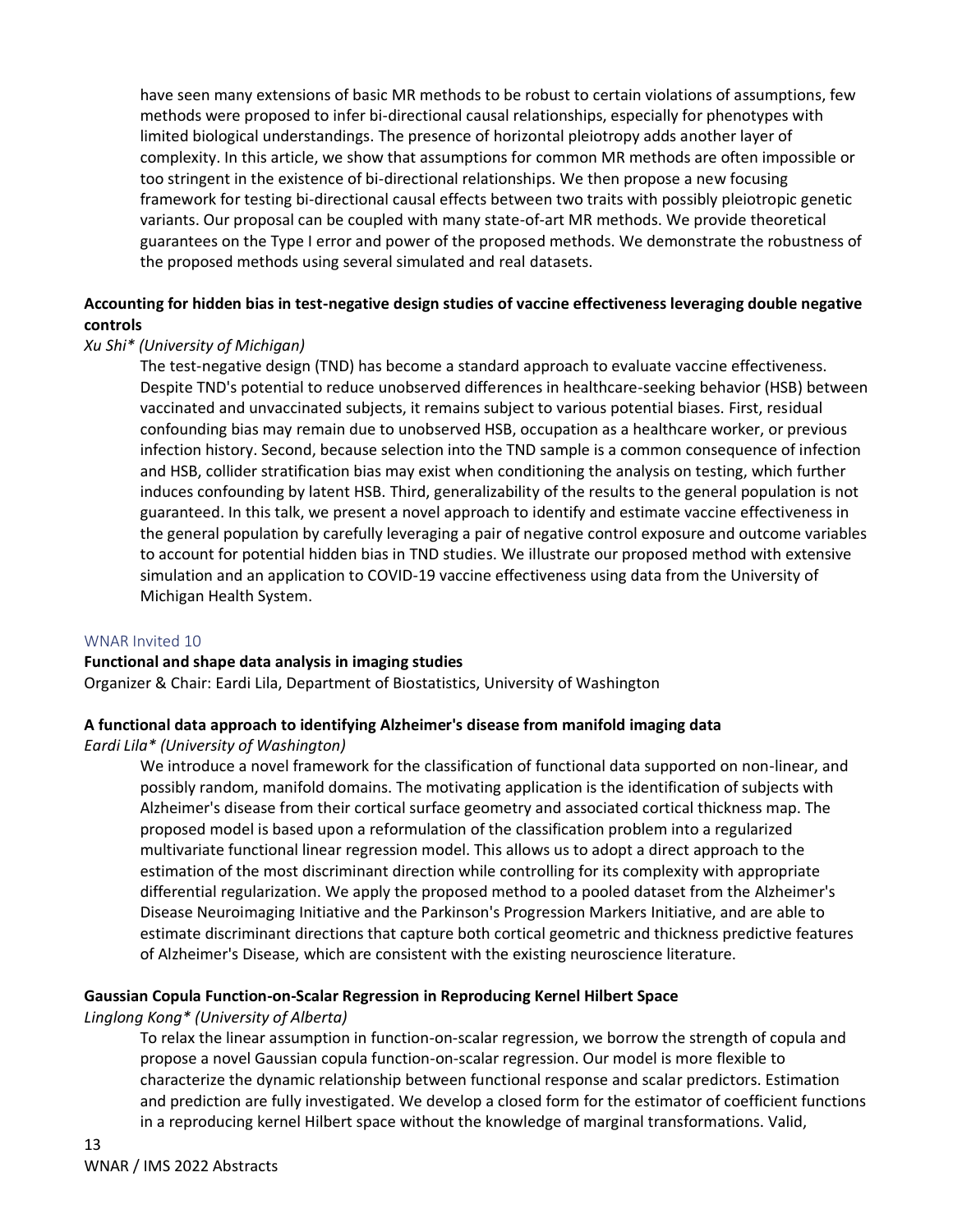have seen many extensions of basic MR methods to be robust to certain violations of assumptions, few methods were proposed to infer bi-directional causal relationships, especially for phenotypes with limited biological understandings. The presence of horizontal pleiotropy adds another layer of complexity. In this article, we show that assumptions for common MR methods are often impossible or too stringent in the existence of bi-directional relationships. We then propose a new focusing framework for testing bi-directional causal effects between two traits with possibly pleiotropic genetic variants. Our proposal can be coupled with many state-of-art MR methods. We provide theoretical guarantees on the Type I error and power of the proposed methods. We demonstrate the robustness of the proposed methods using several simulated and real datasets.

**Accounting for hidden bias in test-negative design studies of vaccine effectiveness leveraging double negative controls**

*Xu Shi\* (University of Michigan)*

The test-negative design (TND) has become a standard approach to evaluate vaccine effectiveness. Despite TND's potential to reduce unobserved differences in healthcare-seeking behavior (HSB) between vaccinated and unvaccinated subjects, it remains subject to various potential biases. First, residual confounding bias may remain due to unobserved HSB, occupation as a healthcare worker, or previous infection history. Second, because selection into the TND sample is a common consequence of infection and HSB, collider stratification bias may exist when conditioning the analysis on testing, which further induces confounding by latent HSB. Third, generalizability of the results to the general population is not guaranteed. In this talk, we present a novel approach to identify and estimate vaccine effectiveness in the general population by carefully leveraging a pair of negative control exposure and outcome variables to account for potential hidden bias in TND studies. We illustrate our proposed method with extensive simulation and an application to COVID-19 vaccine effectiveness using data from the University of Michigan Health System.

## WNAR Invited 10

**Functional and shape data analysis in imaging studies**

Organizer & Chair: Eardi Lila, Department of Biostatistics, University of Washington

**A functional data approach to identifying Alzheimer's disease from manifold imaging data**

*Eardi Lila\* (University of Washington)*

We introduce a novel framework for the classification of functional data supported on non-linear, and possibly random, manifold domains. The motivating application is the identification of subjects with Alzheimer's disease from their cortical surface geometry and associated cortical thickness map. The proposed model is based upon a reformulation of the classification problem into a regularized multivariate functional linear regression model. This allows us to adopt a direct approach to the estimation of the most discriminant direction while controlling for its complexity with appropriate differential regularization. We apply the proposed method to a pooled dataset from the Alzheimer's Disease Neuroimaging Initiative and the Parkinson's Progression Markers Initiative, and are able to estimate discriminant directions that capture both cortical geometric and thickness predictive features of Alzheimer's Disease, which are consistent with the existing neuroscience literature.

**Gaussian Copula Function-on-Scalar Regression in Reproducing Kernel Hilbert Space**

*Linglong Kong\* (University of Alberta)*

To relax the linear assumption in function-on-scalar regression, we borrow the strength of copula and propose a novel Gaussian copula function-on-scalar regression. Our model is more flexible to characterize the dynamic relationship between functional response and scalar predictors. Estimation and prediction are fully investigated. We develop a closed form for the estimator of coefficient functions in a reproducing kernel Hilbert space without the knowledge of marginal transformations. Valid,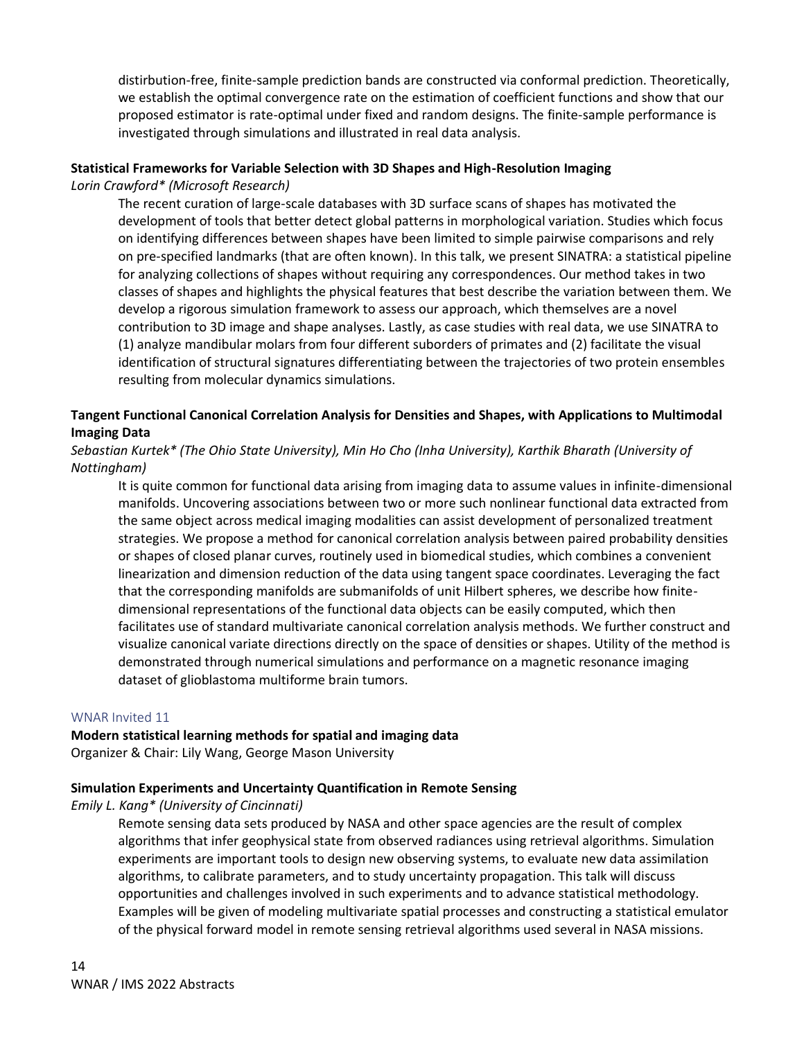distirbution-free, finite-sample prediction bands are constructed via conformal prediction. Theoretically, we establish the optimal convergence rate on the estimation of coefficient functions and show that our proposed estimator is rate-optimal under fixed and random designs. The finite-sample performance is investigated through simulations and illustrated in real data analysis.

**Statistical Frameworks for Variable Selection with 3D Shapes and High-Resolution Imaging**

*Lorin Crawford\* (Microsoft Research)*

The recent curation of large-scale databases with 3D surface scans of shapes has motivated the development of tools that better detect global patterns in morphological variation. Studies which focus on identifying differences between shapes have been limited to simple pairwise comparisons and rely on pre-specified landmarks (that are often known). In this talk, we present SINATRA: a statistical pipeline for analyzing collections of shapes without requiring any correspondences. Our method takes in two classes of shapes and highlights the physical features that best describe the variation between them. We develop a rigorous simulation framework to assess our approach, which themselves are a novel contribution to 3D image and shape analyses. Lastly, as case studies with real data, we use SINATRA to (1) analyze mandibular molars from four different suborders of primates and (2) facilitate the visual identification of structural signatures differentiating between the trajectories of two protein ensembles resulting from molecular dynamics simulations.

**Tangent Functional Canonical Correlation Analysis for Densities and Shapes, with Applications to Multimodal Imaging Data**

*Sebastian Kurtek\* (The Ohio State University), Min Ho Cho (Inha University), Karthik Bharath (University of Nottingham)*

It is quite common for functional data arising from imaging data to assume values in infinite-dimensional manifolds. Uncovering associations between two or more such nonlinear functional data extracted from the same object across medical imaging modalities can assist development of personalized treatment strategies. We propose a method for canonical correlation analysis between paired probability densities or shapes of closed planar curves, routinely used in biomedical studies, which combines a convenient linearization and dimension reduction of the data using tangent space coordinates. Leveraging the fact that the corresponding manifolds are submanifolds of unit Hilbert spheres, we describe how finite-dimensional representations of the functional data objects can be easily computed, which then facilitates use of standard multivariate canonical correlation analysis methods. We further construct and visualize canonical variate directions directly on the space of densities or shapes. Utility of the method is demonstrated through numerical simulations and performance on a magnetic resonance imaging dataset of glioblastoma multiforme brain tumors.

WNAR Invited 11

**Modern statistical learning methods for spatial and imaging data**

Organizer & Chair: Lily Wang, George Mason University

**Simulation Experiments and Uncertainty Quantification in Remote Sensing**

*Emily L. Kang\* (University of Cincinnati)*

Remote sensing data sets produced by NASA and other space agencies are the result of complex algorithms that infer geophysical state from observed radiances using retrieval algorithms. Simulation experiments are important tools to design new observing systems, to evaluate new data assimilation algorithms, to calibrate parameters, and to study uncertainty propagation. This talk will discuss opportunities and challenges involved in such experiments and to advance statistical methodology. Examples will be given of modeling multivariate spatial processes and constructing a statistical emulator of the physical forward model in remote sensing retrieval algorithms used several in NASA missions.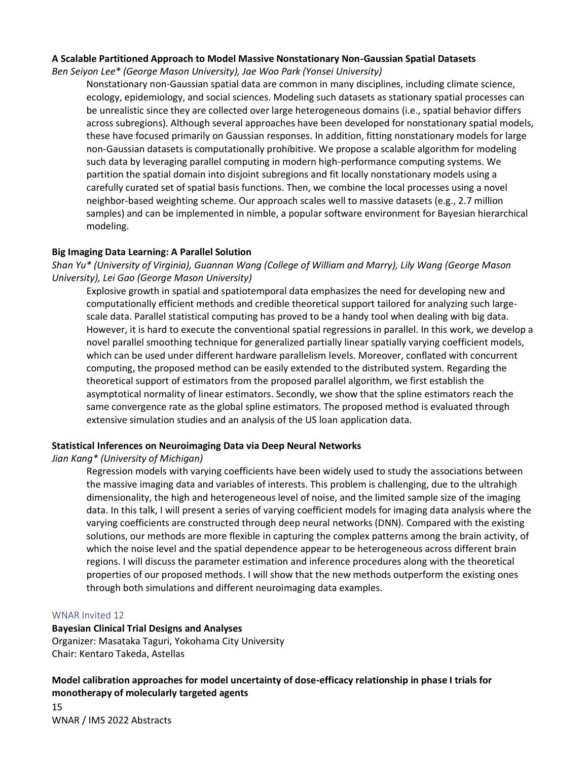**A Scalable Partitioned Approach to Model Massive Nonstationary Non-Gaussian Spatial Datasets**

*Ben Seiyon Lee* (George Mason University), Jae Woo Park (Yonsei University)*

Nonstationary non-Gaussian spatial data are common in many disciplines, including climate science, ecology, epidemiology, and social sciences. Modeling such datasets as stationary spatial processes can be unrealistic since they are collected over large heterogeneous domains (i.e., spatial behavior differs across subregions). Although several approaches have been developed for nonstationary spatial models, these have focused primarily on Gaussian responses. In addition, fitting nonstationary models for large non-Gaussian datasets is computationally prohibitive. We propose a scalable algorithm for modeling such data by leveraging parallel computing in modern high-performance computing systems. We partition the spatial domain into disjoint subregions and fit locally nonstationary models using a carefully curated set of spatial basis functions. Then, we combine the local processes using a novel neighbor-based weighting scheme. Our approach scales well to massive datasets (e.g., 2.7 million samples) and can be implemented in nimble, a popular software environment for Bayesian hierarchical modeling.

**Big Imaging Data Learning: A Parallel Solution**

*Shan Yu* (University of Virginia), Guannan Wang (College of William and Marry), Lily Wang (George Mason University), Lei Gao (George Mason University)*

Explosive growth in spatial and spatiotemporal data emphasizes the need for developing new and computationally efficient methods and credible theoretical support tailored for analyzing such large-scale data. Parallel statistical computing has proved to be a handy tool when dealing with big data. However, it is hard to execute the conventional spatial regressions in parallel. In this work, we develop a novel parallel smoothing technique for generalized partially linear spatially varying coefficient models, which can be used under different hardware parallelism levels. Moreover, conflated with concurrent computing, the proposed method can be easily extended to the distributed system. Regarding the theoretical support of estimators from the proposed parallel algorithm, we first establish the asymptotical normality of linear estimators. Secondly, we show that the spline estimators reach the same convergence rate as the global spline estimators. The proposed method is evaluated through extensive simulation studies and an analysis of the US loan application data.

**Statistical Inferences on Neuroimaging Data via Deep Neural Networks**

*Jian Kang* (University of Michigan)*

Regression models with varying coefficients have been widely used to study the associations between the massive imaging data and variables of interests. This problem is challenging, due to the ultrahigh dimensionality, the high and heterogeneous level of noise, and the limited sample size of the imaging data. In this talk, I will present a series of varying coefficient models for imaging data analysis where the varying coefficients are constructed through deep neural networks (DNN). Compared with the existing solutions, our methods are more flexible in capturing the complex patterns among the brain activity, of which the noise level and the spatial dependence appear to be heterogeneous across different brain regions. I will discuss the parameter estimation and inference procedures along with the theoretical properties of our proposed methods. I will show that the new methods outperform the existing ones through both simulations and different neuroimaging data examples.

## WNAR Invited 12

**Bayesian Clinical Trial Designs and Analyses**

Organizer: Masataka Taguri, Yokohama City University

Chair: Kentaro Takeda, Astellas

**Model calibration approaches for model uncertainty of dose-efficacy relationship in phase I trials for monotherapy of molecularly targeted agents**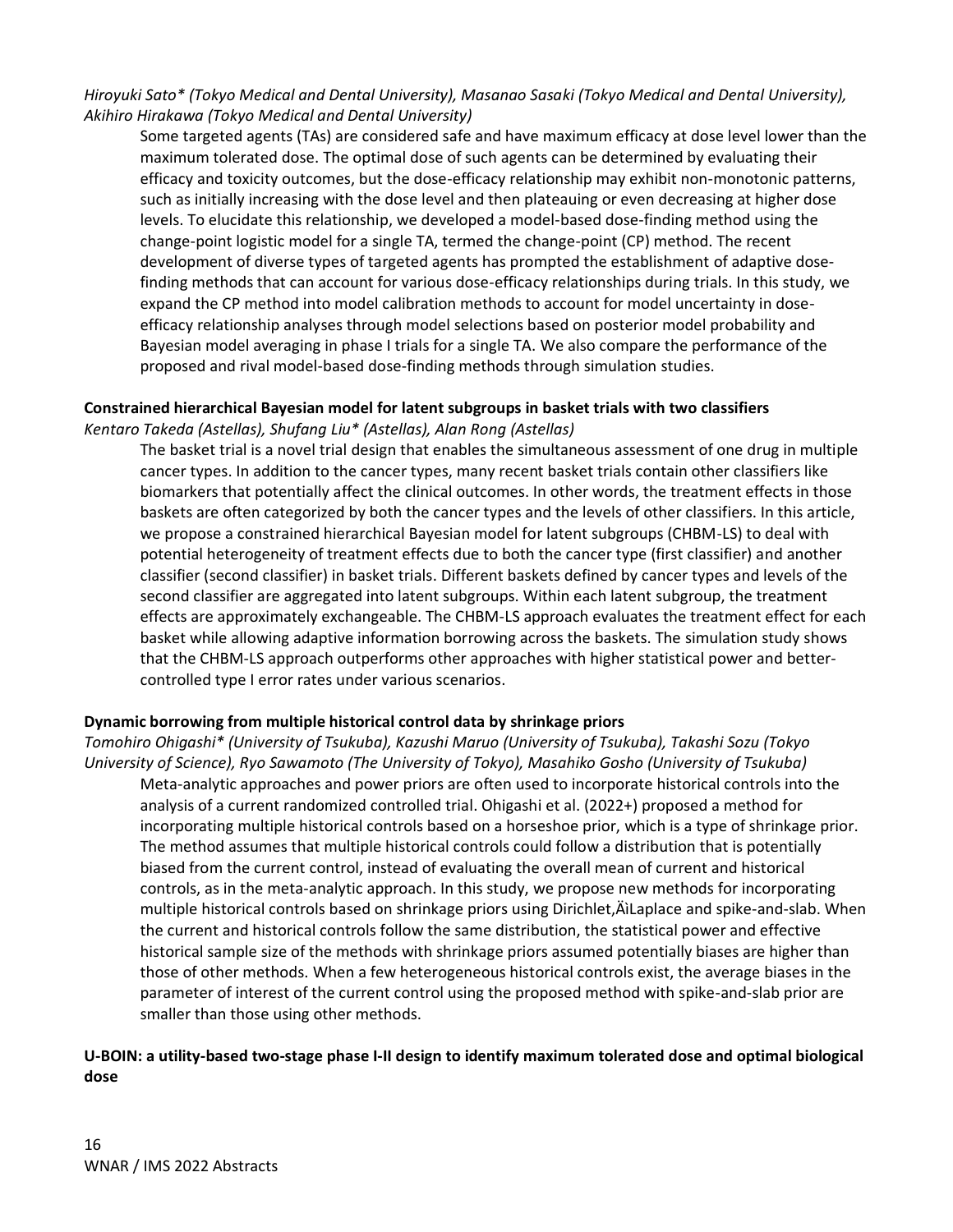*Hiroyuki Sato* (Tokyo Medical and Dental University), Masanao Sasaki (Tokyo Medical and Dental University), Akihiro Hirakawa (Tokyo Medical and Dental University)*

Some targeted agents (TAs) are considered safe and have maximum efficacy at dose level lower than the maximum tolerated dose. The optimal dose of such agents can be determined by evaluating their efficacy and toxicity outcomes, but the dose-efficacy relationship may exhibit non-monotonic patterns, such as initially increasing with the dose level and then plateauing or even decreasing at higher dose levels. To elucidate this relationship, we developed a model-based dose-finding method using the change-point logistic model for a single TA, termed the change-point (CP) method. The recent development of diverse types of targeted agents has prompted the establishment of adaptive dose-finding methods that can account for various dose-efficacy relationships during trials. In this study, we expand the CP method into model calibration methods to account for model uncertainty in dose-efficacy relationship analyses through model selections based on posterior model probability and Bayesian model averaging in phase I trials for a single TA. We also compare the performance of the proposed and rival model-based dose-finding methods through simulation studies.

**Constrained hierarchical Bayesian model for latent subgroups in basket trials with two classifiers**

*Kentaro Takeda (Astellas), Shufang Liu* (Astellas), Alan Rong (Astellas)*

The basket trial is a novel trial design that enables the simultaneous assessment of one drug in multiple cancer types. In addition to the cancer types, many recent basket trials contain other classifiers like biomarkers that potentially affect the clinical outcomes. In other words, the treatment effects in those baskets are often categorized by both the cancer types and the levels of other classifiers. In this article, we propose a constrained hierarchical Bayesian model for latent subgroups (CHBM-LS) to deal with potential heterogeneity of treatment effects due to both the cancer type (first classifier) and another classifier (second classifier) in basket trials. Different baskets defined by cancer types and levels of the second classifier are aggregated into latent subgroups. Within each latent subgroup, the treatment effects are approximately exchangeable. The CHBM-LS approach evaluates the treatment effect for each basket while allowing adaptive information borrowing across the baskets. The simulation study shows that the CHBM-LS approach outperforms other approaches with higher statistical power and better-controlled type I error rates under various scenarios.

**Dynamic borrowing from multiple historical control data by shrinkage priors**

*Tomohiro Ohigashi* (University of Tsukuba), Kazushi Maruo (University of Tsukuba), Takashi Sozu (Tokyo University of Science), Ryo Sawamoto (The University of Tokyo), Masahiko Gosho (University of Tsukuba)*

Meta-analytic approaches and power priors are often used to incorporate historical controls into the analysis of a current randomized controlled trial. Ohigashi et al. (2022+) proposed a method for incorporating multiple historical controls based on a horseshoe prior, which is a type of shrinkage prior. The method assumes that multiple historical controls could follow a distribution that is potentially biased from the current control, instead of evaluating the overall mean of current and historical controls, as in the meta-analytic approach. In this study, we propose new methods for incorporating multiple historical controls based on shrinkage priors using Dirichlet‚ÄìLaplace and spike-and-slab. When the current and historical controls follow the same distribution, the statistical power and effective historical sample size of the methods with shrinkage priors assumed potentially biases are higher than those of other methods. When a few heterogeneous historical controls exist, the average biases in the parameter of interest of the current control using the proposed method with spike-and-slab prior are smaller than those using other methods.

**U-BOIN: a utility-based two-stage phase I-II design to identify maximum tolerated dose and optimal biological dose**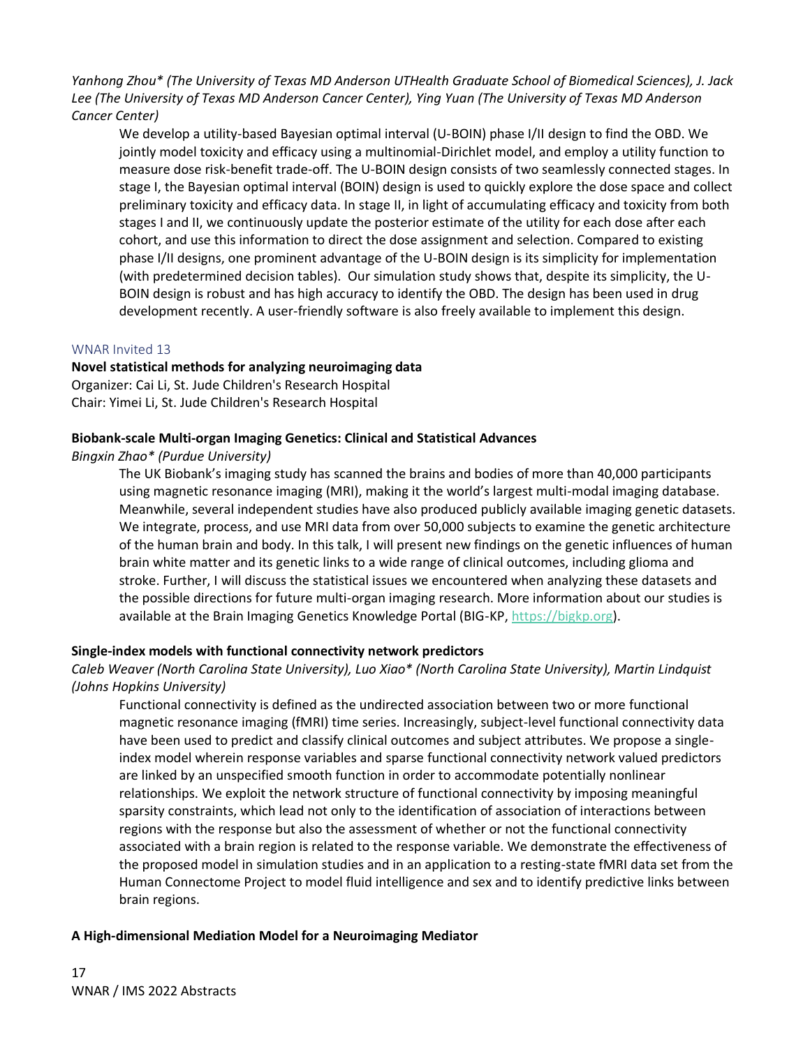*Yanhong Zhou\* (The University of Texas MD Anderson UTHealth Graduate School of Biomedical Sciences), J. Jack Lee (The University of Texas MD Anderson Cancer Center), Ying Yuan (The University of Texas MD Anderson Cancer Center)*

We develop a utility-based Bayesian optimal interval (U-BOIN) phase I/II design to find the OBD. We jointly model toxicity and efficacy using a multinomial-Dirichlet model, and employ a utility function to measure dose risk-benefit trade-off. The U-BOIN design consists of two seamlessly connected stages. In stage I, the Bayesian optimal interval (BOIN) design is used to quickly explore the dose space and collect preliminary toxicity and efficacy data. In stage II, in light of accumulating efficacy and toxicity from both stages I and II, we continuously update the posterior estimate of the utility for each dose after each cohort, and use this information to direct the dose assignment and selection. Compared to existing phase I/II designs, one prominent advantage of the U-BOIN design is its simplicity for implementation (with predetermined decision tables). Our simulation study shows that, despite its simplicity, the U-BOIN design is robust and has high accuracy to identify the OBD. The design has been used in drug development recently. A user-friendly software is also freely available to implement this design.

## WNAR Invited 13

**Novel statistical methods for analyzing neuroimaging data**
Organizer: Cai Li, St. Jude Children's Research Hospital
Chair: Yimei Li, St. Jude Children's Research Hospital

### Biobank-scale Multi-organ Imaging Genetics: Clinical and Statistical Advances

*Bingxin Zhao\* (Purdue University)*

The UK Biobank's imaging study has scanned the brains and bodies of more than 40,000 participants using magnetic resonance imaging (MRI), making it the world's largest multi-modal imaging database. Meanwhile, several independent studies have also produced publicly available imaging genetic datasets. We integrate, process, and use MRI data from over 50,000 subjects to examine the genetic architecture of the human brain and body. In this talk, I will present new findings on the genetic influences of human brain white matter and its genetic links to a wide range of clinical outcomes, including glioma and stroke. Further, I will discuss the statistical issues we encountered when analyzing these datasets and the possible directions for future multi-organ imaging research. More information about our studies is available at the Brain Imaging Genetics Knowledge Portal (BIG-KP, https://bigkp.org).

### Single-index models with functional connectivity network predictors

*Caleb Weaver (North Carolina State University), Luo Xiao\* (North Carolina State University), Martin Lindquist (Johns Hopkins University)*

Functional connectivity is defined as the undirected association between two or more functional magnetic resonance imaging (fMRI) time series. Increasingly, subject-level functional connectivity data have been used to predict and classify clinical outcomes and subject attributes. We propose a single-index model wherein response variables and sparse functional connectivity network valued predictors are linked by an unspecified smooth function in order to accommodate potentially nonlinear relationships. We exploit the network structure of functional connectivity by imposing meaningful sparsity constraints, which lead not only to the identification of association of interactions between regions with the response but also the assessment of whether or not the functional connectivity associated with a brain region is related to the response variable. We demonstrate the effectiveness of the proposed model in simulation studies and in an application to a resting-state fMRI data set from the Human Connectome Project to model fluid intelligence and sex and to identify predictive links between brain regions.

### A High-dimensional Mediation Model for a Neuroimaging Mediator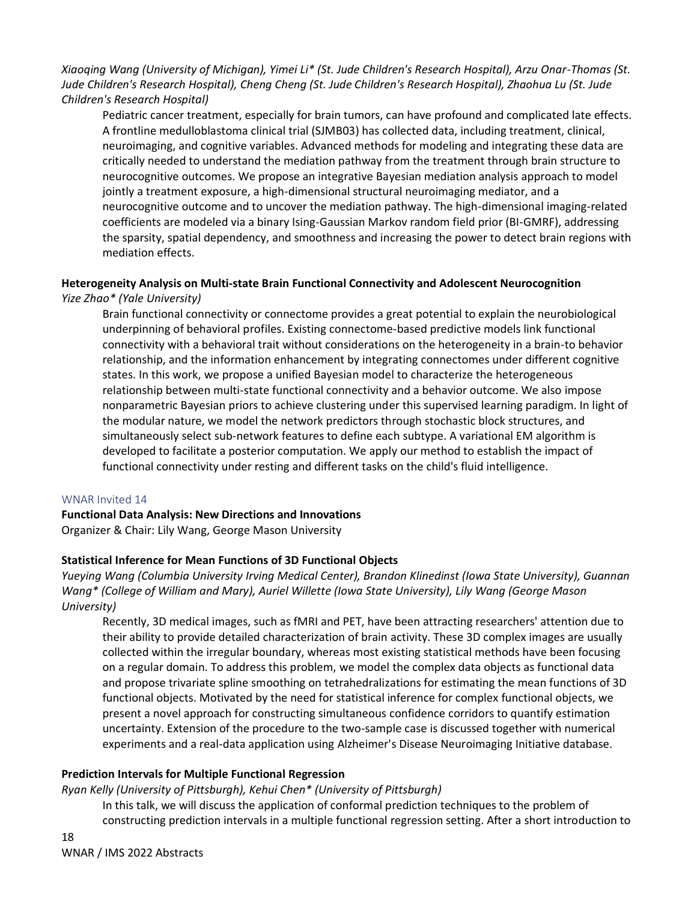*Xiaoqing Wang (University of Michigan), Yimei Li* (St. Jude Children's Research Hospital), Arzu Onar-Thomas (St. Jude Children's Research Hospital), Cheng Cheng (St. Jude Children's Research Hospital), Zhaohua Lu (St. Jude Children's Research Hospital)*

Pediatric cancer treatment, especially for brain tumors, can have profound and complicated late effects. A frontline medulloblastoma clinical trial (SJMB03) has collected data, including treatment, clinical, neuroimaging, and cognitive variables. Advanced methods for modeling and integrating these data are critically needed to understand the mediation pathway from the treatment through brain structure to neurocognitive outcomes. We propose an integrative Bayesian mediation analysis approach to model jointly a treatment exposure, a high-dimensional structural neuroimaging mediator, and a neurocognitive outcome and to uncover the mediation pathway. The high-dimensional imaging-related coefficients are modeled via a binary Ising-Gaussian Markov random field prior (BI-GMRF), addressing the sparsity, spatial dependency, and smoothness and increasing the power to detect brain regions with mediation effects.

**Heterogeneity Analysis on Multi-state Brain Functional Connectivity and Adolescent Neurocognition**

*Yize Zhao* (Yale University)*

Brain functional connectivity or connectome provides a great potential to explain the neurobiological underpinning of behavioral profiles. Existing connectome-based predictive models link functional connectivity with a behavioral trait without considerations on the heterogeneity in a brain-to behavior relationship, and the information enhancement by integrating connectomes under different cognitive states. In this work, we propose a unified Bayesian model to characterize the heterogeneous relationship between multi-state functional connectivity and a behavior outcome. We also impose nonparametric Bayesian priors to achieve clustering under this supervised learning paradigm. In light of the modular nature, we model the network predictors through stochastic block structures, and simultaneously select sub-network features to define each subtype. A variational EM algorithm is developed to facilitate a posterior computation. We apply our method to establish the impact of functional connectivity under resting and different tasks on the child's fluid intelligence.

## WNAR Invited 14

**Functional Data Analysis: New Directions and Innovations**

Organizer & Chair: Lily Wang, George Mason University

**Statistical Inference for Mean Functions of 3D Functional Objects**

*Yueying Wang (Columbia University Irving Medical Center), Brandon Klinedinst (Iowa State University), Guannan Wang* (College of William and Mary), Auriel Willette (Iowa State University), Lily Wang (George Mason University)*

Recently, 3D medical images, such as fMRI and PET, have been attracting researchers' attention due to their ability to provide detailed characterization of brain activity. These 3D complex images are usually collected within the irregular boundary, whereas most existing statistical methods have been focusing on a regular domain. To address this problem, we model the complex data objects as functional data and propose trivariate spline smoothing on tetrahedralizations for estimating the mean functions of 3D functional objects. Motivated by the need for statistical inference for complex functional objects, we present a novel approach for constructing simultaneous confidence corridors to quantify estimation uncertainty. Extension of the procedure to the two-sample case is discussed together with numerical experiments and a real-data application using Alzheimer's Disease Neuroimaging Initiative database.

**Prediction Intervals for Multiple Functional Regression**

*Ryan Kelly (University of Pittsburgh), Kehui Chen* (University of Pittsburgh)*

In this talk, we will discuss the application of conformal prediction techniques to the problem of constructing prediction intervals in a multiple functional regression setting. After a short introduction to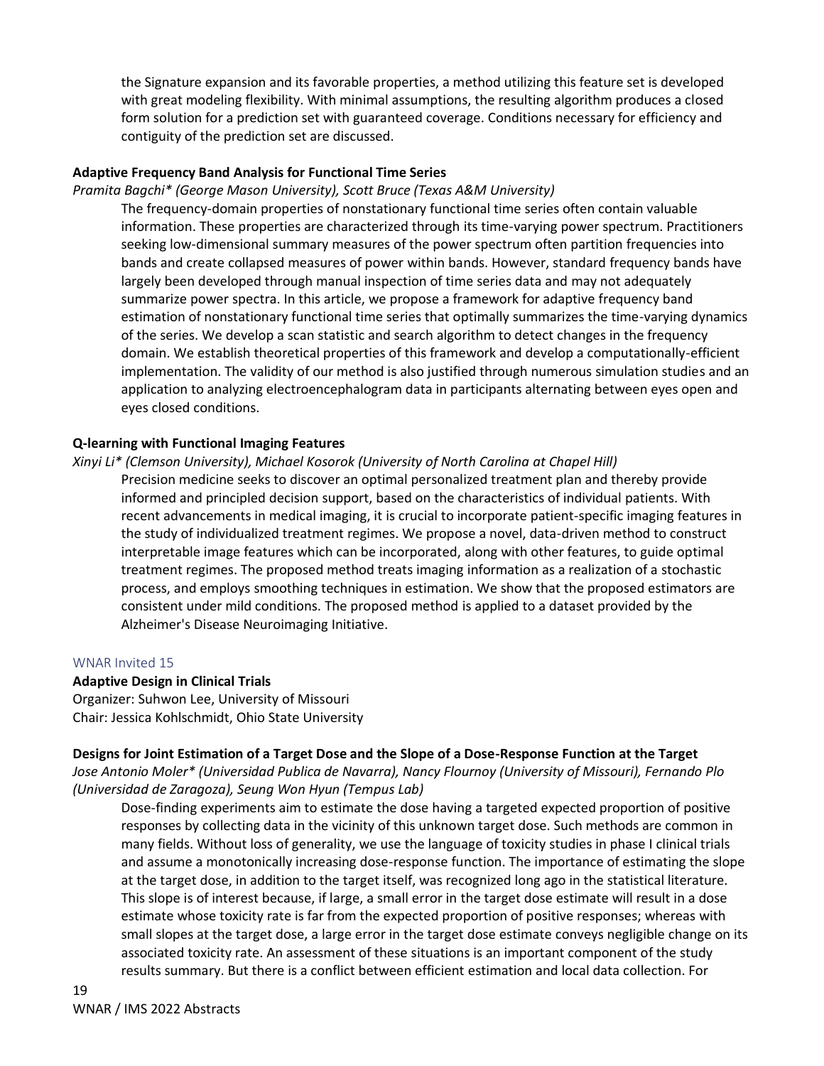the Signature expansion and its favorable properties, a method utilizing this feature set is developed with great modeling flexibility. With minimal assumptions, the resulting algorithm produces a closed form solution for a prediction set with guaranteed coverage. Conditions necessary for efficiency and contiguity of the prediction set are discussed.

**Adaptive Frequency Band Analysis for Functional Time Series**

*Pramita Bagchi* (George Mason University), Scott Bruce (Texas A&M University)*

The frequency-domain properties of nonstationary functional time series often contain valuable information. These properties are characterized through its time-varying power spectrum. Practitioners seeking low-dimensional summary measures of the power spectrum often partition frequencies into bands and create collapsed measures of power within bands. However, standard frequency bands have largely been developed through manual inspection of time series data and may not adequately summarize power spectra. In this article, we propose a framework for adaptive frequency band estimation of nonstationary functional time series that optimally summarizes the time-varying dynamics of the series. We develop a scan statistic and search algorithm to detect changes in the frequency domain. We establish theoretical properties of this framework and develop a computationally-efficient implementation. The validity of our method is also justified through numerous simulation studies and an application to analyzing electroencephalogram data in participants alternating between eyes open and eyes closed conditions.

**Q-learning with Functional Imaging Features**

*Xinyi Li* (Clemson University), Michael Kosorok (University of North Carolina at Chapel Hill)*

Precision medicine seeks to discover an optimal personalized treatment plan and thereby provide informed and principled decision support, based on the characteristics of individual patients. With recent advancements in medical imaging, it is crucial to incorporate patient-specific imaging features in the study of individualized treatment regimes. We propose a novel, data-driven method to construct interpretable image features which can be incorporated, along with other features, to guide optimal treatment regimes. The proposed method treats imaging information as a realization of a stochastic process, and employs smoothing techniques in estimation. We show that the proposed estimators are consistent under mild conditions. The proposed method is applied to a dataset provided by the Alzheimer's Disease Neuroimaging Initiative.

WNAR Invited 15

**Adaptive Design in Clinical Trials**

Organizer: Suhwon Lee, University of Missouri
Chair: Jessica Kohlschmidt, Ohio State University

**Designs for Joint Estimation of a Target Dose and the Slope of a Dose-Response Function at the Target**

*Jose Antonio Moler* (Universidad Publica de Navarra), Nancy Flournoy (University of Missouri), Fernando Plo (Universidad de Zaragoza), Seung Won Hyun (Tempus Lab)*

Dose-finding experiments aim to estimate the dose having a targeted expected proportion of positive responses by collecting data in the vicinity of this unknown target dose. Such methods are common in many fields. Without loss of generality, we use the language of toxicity studies in phase I clinical trials and assume a monotonically increasing dose-response function. The importance of estimating the slope at the target dose, in addition to the target itself, was recognized long ago in the statistical literature. This slope is of interest because, if large, a small error in the target dose estimate will result in a dose estimate whose toxicity rate is far from the expected proportion of positive responses; whereas with small slopes at the target dose, a large error in the target dose estimate conveys negligible change on its associated toxicity rate. An assessment of these situations is an important component of the study results summary. But there is a conflict between efficient estimation and local data collection. For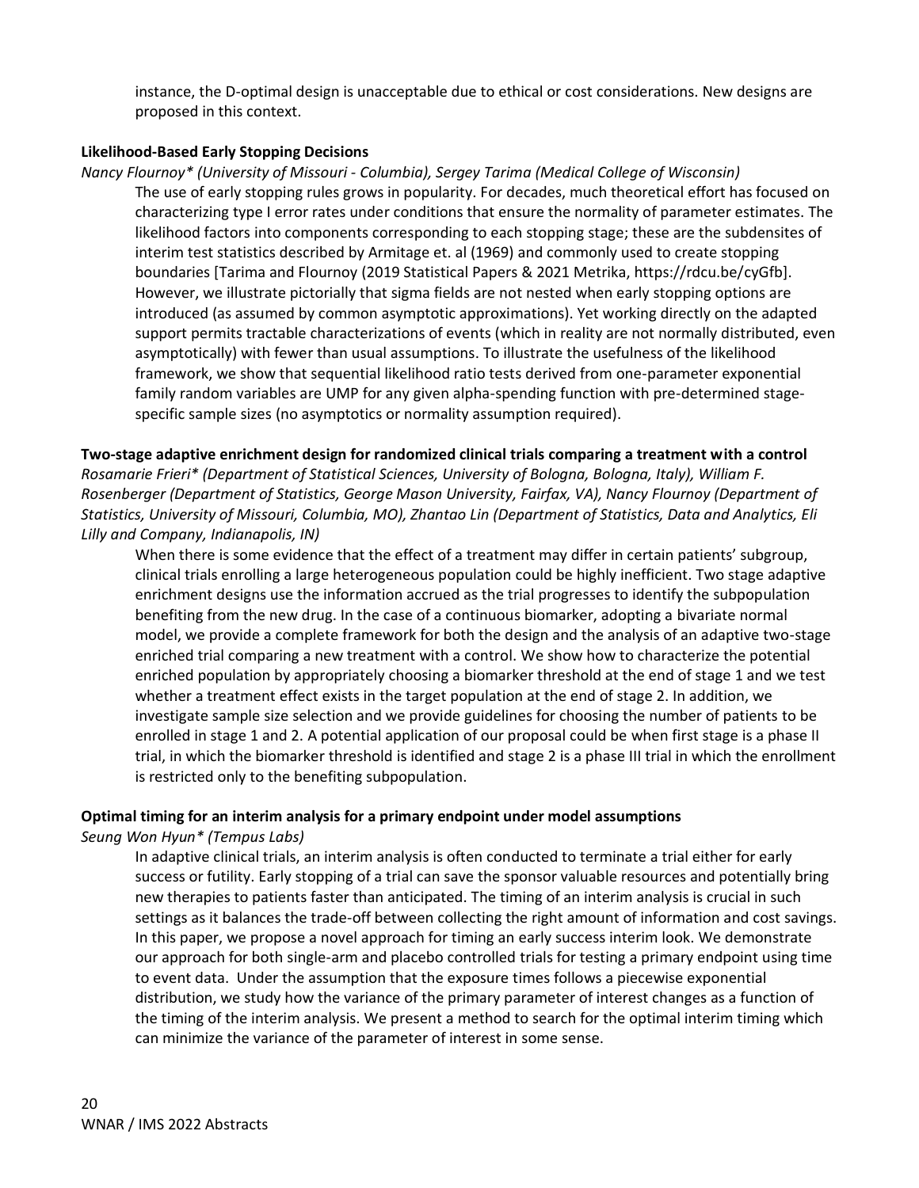instance, the D-optimal design is unacceptable due to ethical or cost considerations. New designs are proposed in this context.

**Likelihood-Based Early Stopping Decisions**

*Nancy Flournoy* (University of Missouri - Columbia), Sergey Tarima (Medical College of Wisconsin)*

The use of early stopping rules grows in popularity. For decades, much theoretical effort has focused on characterizing type I error rates under conditions that ensure the normality of parameter estimates. The likelihood factors into components corresponding to each stopping stage; these are the subdensites of interim test statistics described by Armitage et. al (1969) and commonly used to create stopping boundaries [Tarima and Flournoy (2019 Statistical Papers & 2021 Metrika, https://rdcu.be/cyGfb]. However, we illustrate pictorially that sigma fields are not nested when early stopping options are introduced (as assumed by common asymptotic approximations). Yet working directly on the adapted support permits tractable characterizations of events (which in reality are not normally distributed, even asymptotically) with fewer than usual assumptions. To illustrate the usefulness of the likelihood framework, we show that sequential likelihood ratio tests derived from one-parameter exponential family random variables are UMP for any given alpha-spending function with pre-determined stage-specific sample sizes (no asymptotics or normality assumption required).

**Two-stage adaptive enrichment design for randomized clinical trials comparing a treatment with a control**

*Rosamarie Frieri* (Department of Statistical Sciences, University of Bologna, Bologna, Italy), William F. Rosenberger (Department of Statistics, George Mason University, Fairfax, VA), Nancy Flournoy (Department of Statistics, University of Missouri, Columbia, MO), Zhantao Lin (Department of Statistics, Data and Analytics, Eli Lilly and Company, Indianapolis, IN)*

When there is some evidence that the effect of a treatment may differ in certain patients' subgroup, clinical trials enrolling a large heterogeneous population could be highly inefficient. Two stage adaptive enrichment designs use the information accrued as the trial progresses to identify the subpopulation benefiting from the new drug. In the case of a continuous biomarker, adopting a bivariate normal model, we provide a complete framework for both the design and the analysis of an adaptive two-stage enriched trial comparing a new treatment with a control. We show how to characterize the potential enriched population by appropriately choosing a biomarker threshold at the end of stage 1 and we test whether a treatment effect exists in the target population at the end of stage 2. In addition, we investigate sample size selection and we provide guidelines for choosing the number of patients to be enrolled in stage 1 and 2. A potential application of our proposal could be when first stage is a phase II trial, in which the biomarker threshold is identified and stage 2 is a phase III trial in which the enrollment is restricted only to the benefiting subpopulation.

**Optimal timing for an interim analysis for a primary endpoint under model assumptions**

*Seung Won Hyun* (Tempus Labs)*

In adaptive clinical trials, an interim analysis is often conducted to terminate a trial either for early success or futility. Early stopping of a trial can save the sponsor valuable resources and potentially bring new therapies to patients faster than anticipated. The timing of an interim analysis is crucial in such settings as it balances the trade-off between collecting the right amount of information and cost savings. In this paper, we propose a novel approach for timing an early success interim look. We demonstrate our approach for both single-arm and placebo controlled trials for testing a primary endpoint using time to event data. Under the assumption that the exposure times follows a piecewise exponential distribution, we study how the variance of the primary parameter of interest changes as a function of the timing of the interim analysis. We present a method to search for the optimal interim timing which can minimize the variance of the parameter of interest in some sense.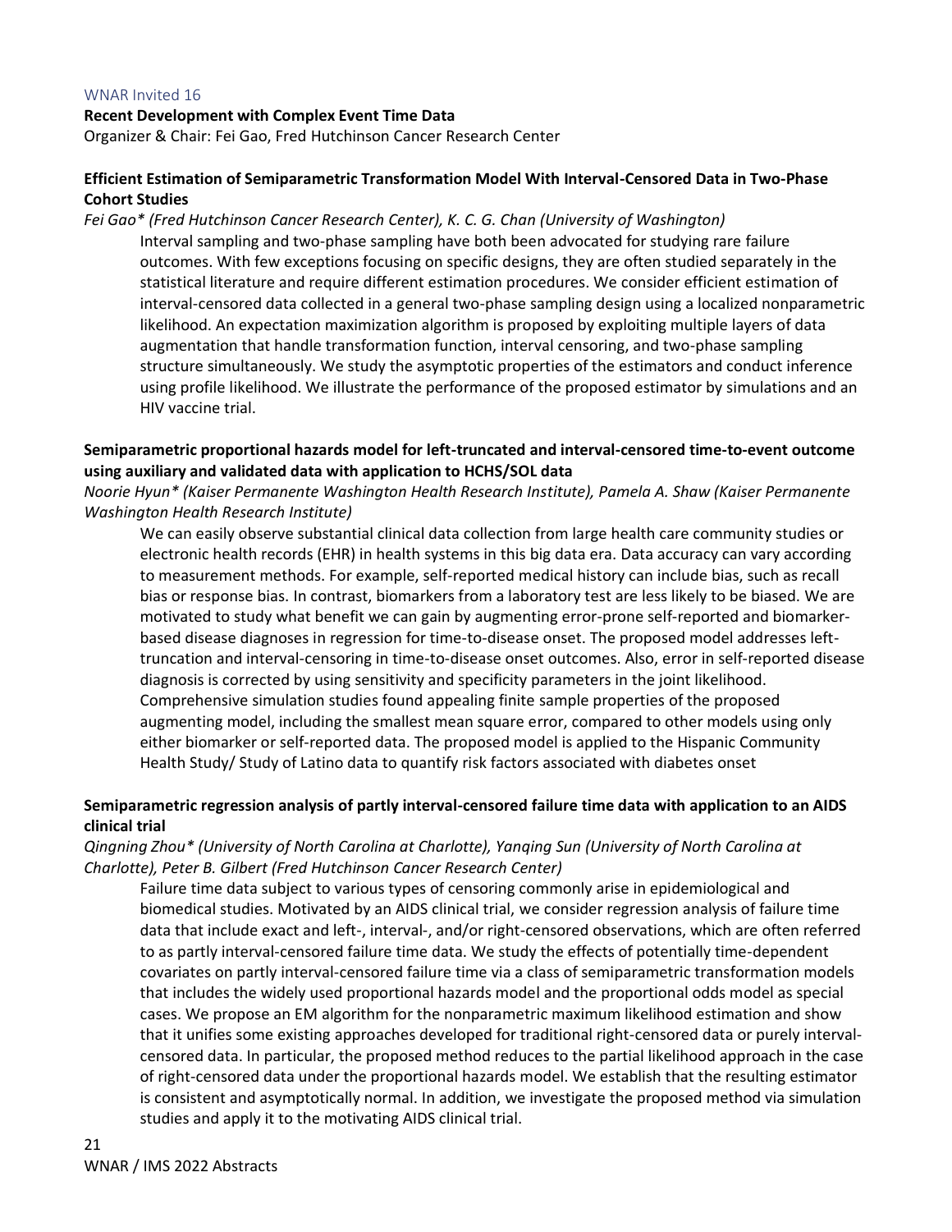WNAR Invited 16

## Recent Development with Complex Event Time Data

Organizer & Chair: Fei Gao, Fred Hutchinson Cancer Research Center

### Efficient Estimation of Semiparametric Transformation Model With Interval-Censored Data in Two-Phase Cohort Studies

*Fei Gao* (Fred Hutchinson Cancer Research Center), K. C. G. Chan (University of Washington)*

Interval sampling and two-phase sampling have both been advocated for studying rare failure outcomes. With few exceptions focusing on specific designs, they are often studied separately in the statistical literature and require different estimation procedures. We consider efficient estimation of interval-censored data collected in a general two-phase sampling design using a localized nonparametric likelihood. An expectation maximization algorithm is proposed by exploiting multiple layers of data augmentation that handle transformation function, interval censoring, and two-phase sampling structure simultaneously. We study the asymptotic properties of the estimators and conduct inference using profile likelihood. We illustrate the performance of the proposed estimator by simulations and an HIV vaccine trial.

### Semiparametric proportional hazards model for left-truncated and interval-censored time-to-event outcome using auxiliary and validated data with application to HCHS/SOL data

*Noorie Hyun* (Kaiser Permanente Washington Health Research Institute), Pamela A. Shaw (Kaiser Permanente Washington Health Research Institute)*

We can easily observe substantial clinical data collection from large health care community studies or electronic health records (EHR) in health systems in this big data era. Data accuracy can vary according to measurement methods. For example, self-reported medical history can include bias, such as recall bias or response bias. In contrast, biomarkers from a laboratory test are less likely to be biased. We are motivated to study what benefit we can gain by augmenting error-prone self-reported and biomarker-based disease diagnoses in regression for time-to-disease onset. The proposed model addresses left-truncation and interval-censoring in time-to-disease onset outcomes. Also, error in self-reported disease diagnosis is corrected by using sensitivity and specificity parameters in the joint likelihood. Comprehensive simulation studies found appealing finite sample properties of the proposed augmenting model, including the smallest mean square error, compared to other models using only either biomarker or self-reported data. The proposed model is applied to the Hispanic Community Health Study/ Study of Latino data to quantify risk factors associated with diabetes onset

### Semiparametric regression analysis of partly interval-censored failure time data with application to an AIDS clinical trial

*Qingning Zhou* (University of North Carolina at Charlotte), Yanqing Sun (University of North Carolina at Charlotte), Peter B. Gilbert (Fred Hutchinson Cancer Research Center)*

Failure time data subject to various types of censoring commonly arise in epidemiological and biomedical studies. Motivated by an AIDS clinical trial, we consider regression analysis of failure time data that include exact and left-, interval-, and/or right-censored observations, which are often referred to as partly interval-censored failure time data. We study the effects of potentially time-dependent covariates on partly interval-censored failure time via a class of semiparametric transformation models that includes the widely used proportional hazards model and the proportional odds model as special cases. We propose an EM algorithm for the nonparametric maximum likelihood estimation and show that it unifies some existing approaches developed for traditional right-censored data or purely interval-censored data. In particular, the proposed method reduces to the partial likelihood approach in the case of right-censored data under the proportional hazards model. We establish that the resulting estimator is consistent and asymptotically normal. In addition, we investigate the proposed method via simulation studies and apply it to the motivating AIDS clinical trial.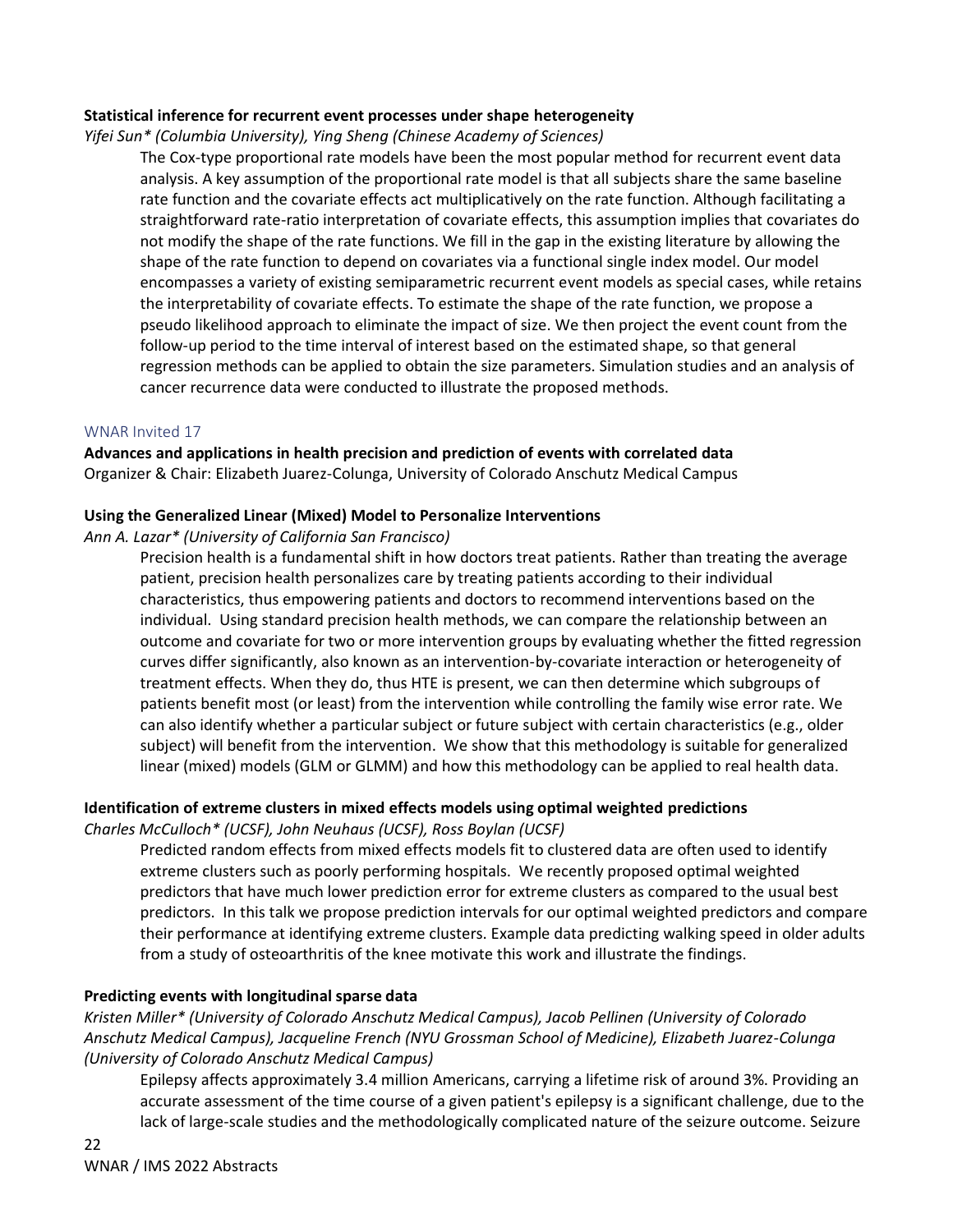**Statistical inference for recurrent event processes under shape heterogeneity**

*Yifei Sun* (Columbia University), Ying Sheng (Chinese Academy of Sciences)*

The Cox-type proportional rate models have been the most popular method for recurrent event data analysis. A key assumption of the proportional rate model is that all subjects share the same baseline rate function and the covariate effects act multiplicatively on the rate function. Although facilitating a straightforward rate-ratio interpretation of covariate effects, this assumption implies that covariates do not modify the shape of the rate functions. We fill in the gap in the existing literature by allowing the shape of the rate function to depend on covariates via a functional single index model. Our model encompasses a variety of existing semiparametric recurrent event models as special cases, while retains the interpretability of covariate effects. To estimate the shape of the rate function, we propose a pseudo likelihood approach to eliminate the impact of size. We then project the event count from the follow-up period to the time interval of interest based on the estimated shape, so that general regression methods can be applied to obtain the size parameters. Simulation studies and an analysis of cancer recurrence data were conducted to illustrate the proposed methods.

## WNAR Invited 17

**Advances and applications in health precision and prediction of events with correlated data**

Organizer & Chair: Elizabeth Juarez-Colunga, University of Colorado Anschutz Medical Campus

**Using the Generalized Linear (Mixed) Model to Personalize Interventions**

*Ann A. Lazar* (University of California San Francisco)*

Precision health is a fundamental shift in how doctors treat patients. Rather than treating the average patient, precision health personalizes care by treating patients according to their individual characteristics, thus empowering patients and doctors to recommend interventions based on the individual. Using standard precision health methods, we can compare the relationship between an outcome and covariate for two or more intervention groups by evaluating whether the fitted regression curves differ significantly, also known as an intervention-by-covariate interaction or heterogeneity of treatment effects. When they do, thus HTE is present, we can then determine which subgroups of patients benefit most (or least) from the intervention while controlling the family wise error rate. We can also identify whether a particular subject or future subject with certain characteristics (e.g., older subject) will benefit from the intervention. We show that this methodology is suitable for generalized linear (mixed) models (GLM or GLMM) and how this methodology can be applied to real health data.

**Identification of extreme clusters in mixed effects models using optimal weighted predictions**

*Charles McCulloch* (UCSF), John Neuhaus (UCSF), Ross Boylan (UCSF)*

Predicted random effects from mixed effects models fit to clustered data are often used to identify extreme clusters such as poorly performing hospitals. We recently proposed optimal weighted predictors that have much lower prediction error for extreme clusters as compared to the usual best predictors. In this talk we propose prediction intervals for our optimal weighted predictors and compare their performance at identifying extreme clusters. Example data predicting walking speed in older adults from a study of osteoarthritis of the knee motivate this work and illustrate the findings.

**Predicting events with longitudinal sparse data**

*Kristen Miller* (University of Colorado Anschutz Medical Campus), Jacob Pellinen (University of Colorado Anschutz Medical Campus), Jacqueline French (NYU Grossman School of Medicine), Elizabeth Juarez-Colunga (University of Colorado Anschutz Medical Campus)*

Epilepsy affects approximately 3.4 million Americans, carrying a lifetime risk of around 3%. Providing an accurate assessment of the time course of a given patient's epilepsy is a significant challenge, due to the lack of large-scale studies and the methodologically complicated nature of the seizure outcome. Seizure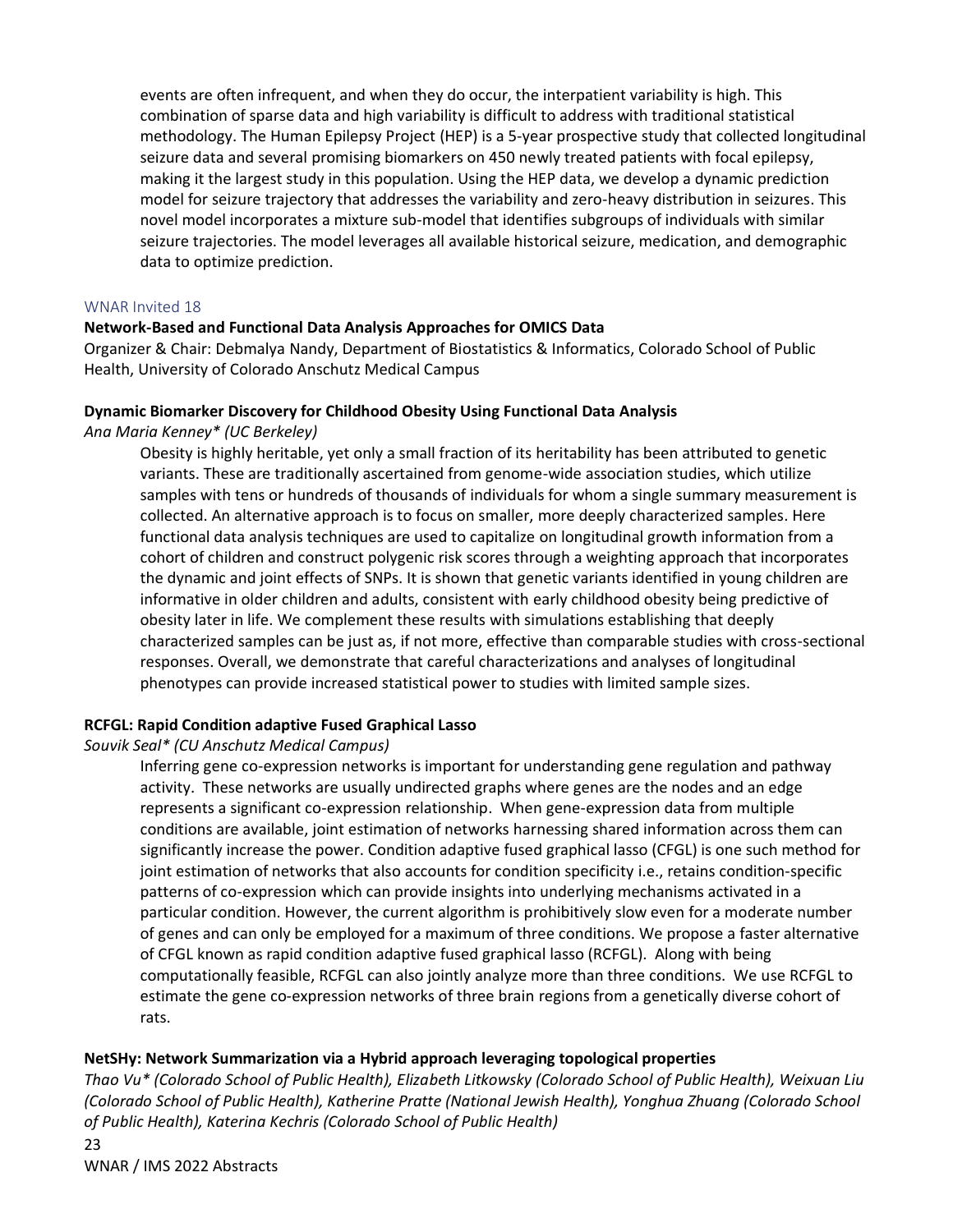events are often infrequent, and when they do occur, the interpatient variability is high. This combination of sparse data and high variability is difficult to address with traditional statistical methodology. The Human Epilepsy Project (HEP) is a 5-year prospective study that collected longitudinal seizure data and several promising biomarkers on 450 newly treated patients with focal epilepsy, making it the largest study in this population. Using the HEP data, we develop a dynamic prediction model for seizure trajectory that addresses the variability and zero-heavy distribution in seizures. This novel model incorporates a mixture sub-model that identifies subgroups of individuals with similar seizure trajectories. The model leverages all available historical seizure, medication, and demographic data to optimize prediction.

WNAR Invited 18

**Network-Based and Functional Data Analysis Approaches for OMICS Data**

Organizer & Chair: Debmalya Nandy, Department of Biostatistics & Informatics, Colorado School of Public Health, University of Colorado Anschutz Medical Campus

**Dynamic Biomarker Discovery for Childhood Obesity Using Functional Data Analysis**

*Ana Maria Kenney* (UC Berkeley)*

Obesity is highly heritable, yet only a small fraction of its heritability has been attributed to genetic variants. These are traditionally ascertained from genome-wide association studies, which utilize samples with tens or hundreds of thousands of individuals for whom a single summary measurement is collected. An alternative approach is to focus on smaller, more deeply characterized samples. Here functional data analysis techniques are used to capitalize on longitudinal growth information from a cohort of children and construct polygenic risk scores through a weighting approach that incorporates the dynamic and joint effects of SNPs. It is shown that genetic variants identified in young children are informative in older children and adults, consistent with early childhood obesity being predictive of obesity later in life. We complement these results with simulations establishing that deeply characterized samples can be just as, if not more, effective than comparable studies with cross-sectional responses. Overall, we demonstrate that careful characterizations and analyses of longitudinal phenotypes can provide increased statistical power to studies with limited sample sizes.

**RCFGL: Rapid Condition adaptive Fused Graphical Lasso**

*Souvik Seal* (CU Anschutz Medical Campus)*

Inferring gene co-expression networks is important for understanding gene regulation and pathway activity. These networks are usually undirected graphs where genes are the nodes and an edge represents a significant co-expression relationship. When gene-expression data from multiple conditions are available, joint estimation of networks harnessing shared information across them can significantly increase the power. Condition adaptive fused graphical lasso (CFGL) is one such method for joint estimation of networks that also accounts for condition specificity i.e., retains condition-specific patterns of co-expression which can provide insights into underlying mechanisms activated in a particular condition. However, the current algorithm is prohibitively slow even for a moderate number of genes and can only be employed for a maximum of three conditions. We propose a faster alternative of CFGL known as rapid condition adaptive fused graphical lasso (RCFGL). Along with being computationally feasible, RCFGL can also jointly analyze more than three conditions. We use RCFGL to estimate the gene co-expression networks of three brain regions from a genetically diverse cohort of rats.

**NetSHy: Network Summarization via a Hybrid approach leveraging topological properties**

*Thao Vu* (Colorado School of Public Health), Elizabeth Litkowsky (Colorado School of Public Health), Weixuan Liu (Colorado School of Public Health), Katherine Pratte (National Jewish Health), Yonghua Zhuang (Colorado School of Public Health), Katerina Kechris (Colorado School of Public Health)*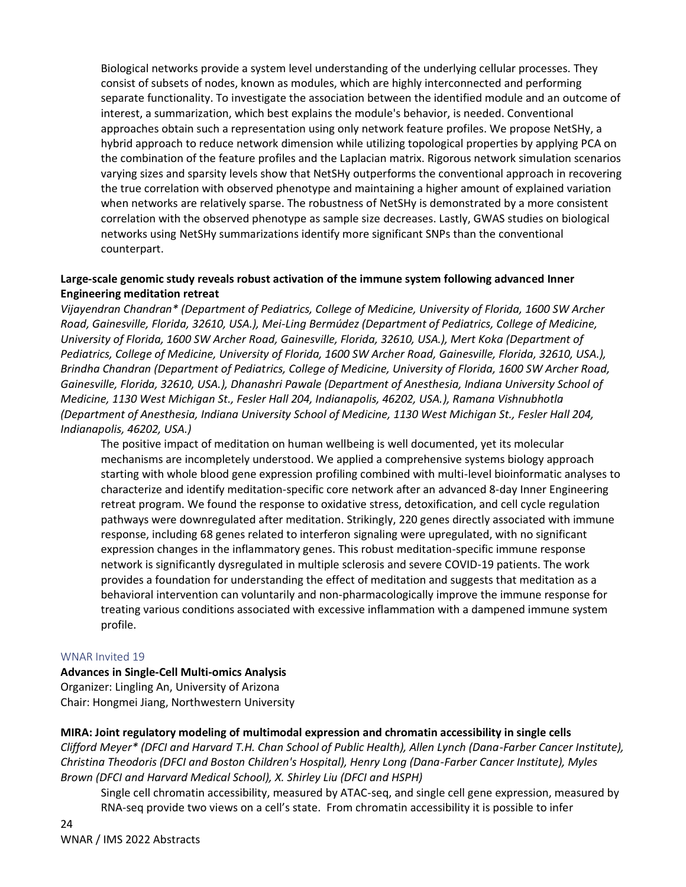Biological networks provide a system level understanding of the underlying cellular processes. They consist of subsets of nodes, known as modules, which are highly interconnected and performing separate functionality. To investigate the association between the identified module and an outcome of interest, a summarization, which best explains the module's behavior, is needed. Conventional approaches obtain such a representation using only network feature profiles. We propose NetSHy, a hybrid approach to reduce network dimension while utilizing topological properties by applying PCA on the combination of the feature profiles and the Laplacian matrix. Rigorous network simulation scenarios varying sizes and sparsity levels show that NetSHy outperforms the conventional approach in recovering the true correlation with observed phenotype and maintaining a higher amount of explained variation when networks are relatively sparse. The robustness of NetSHy is demonstrated by a more consistent correlation with the observed phenotype as sample size decreases. Lastly, GWAS studies on biological networks using NetSHy summarizations identify more significant SNPs than the conventional counterpart.

**Large-scale genomic study reveals robust activation of the immune system following advanced Inner Engineering meditation retreat**

*Vijayendran Chandran* (Department of Pediatrics, College of Medicine, University of Florida, 1600 SW Archer Road, Gainesville, Florida, 32610, USA.), Mei-Ling Bermúdez (Department of Pediatrics, College of Medicine, University of Florida, 1600 SW Archer Road, Gainesville, Florida, 32610, USA.), Mert Koka (Department of Pediatrics, College of Medicine, University of Florida, 1600 SW Archer Road, Gainesville, Florida, 32610, USA.), Brindha Chandran (Department of Pediatrics, College of Medicine, University of Florida, 1600 SW Archer Road, Gainesville, Florida, 32610, USA.), Dhanashri Pawale (Department of Anesthesia, Indiana University School of Medicine, 1130 West Michigan St., Fesler Hall 204, Indianapolis, 46202, USA.), Ramana Vishnubhotla (Department of Anesthesia, Indiana University School of Medicine, 1130 West Michigan St., Fesler Hall 204, Indianapolis, 46202, USA.)*

The positive impact of meditation on human wellbeing is well documented, yet its molecular mechanisms are incompletely understood. We applied a comprehensive systems biology approach starting with whole blood gene expression profiling combined with multi-level bioinformatic analyses to characterize and identify meditation-specific core network after an advanced 8-day Inner Engineering retreat program. We found the response to oxidative stress, detoxification, and cell cycle regulation pathways were downregulated after meditation. Strikingly, 220 genes directly associated with immune response, including 68 genes related to interferon signaling were upregulated, with no significant expression changes in the inflammatory genes. This robust meditation-specific immune response network is significantly dysregulated in multiple sclerosis and severe COVID-19 patients. The work provides a foundation for understanding the effect of meditation and suggests that meditation as a behavioral intervention can voluntarily and non-pharmacologically improve the immune response for treating various conditions associated with excessive inflammation with a dampened immune system profile.

## WNAR Invited 19

**Advances in Single-Cell Multi-omics Analysis**

Organizer: Lingling An, University of Arizona

Chair: Hongmei Jiang, Northwestern University

**MIRA: Joint regulatory modeling of multimodal expression and chromatin accessibility in single cells**

*Clifford Meyer* (DFCI and Harvard T.H. Chan School of Public Health), Allen Lynch (Dana-Farber Cancer Institute), Christina Theodoris (DFCI and Boston Children's Hospital), Henry Long (Dana-Farber Cancer Institute), Myles Brown (DFCI and Harvard Medical School), X. Shirley Liu (DFCI and HSPH)*

Single cell chromatin accessibility, measured by ATAC-seq, and single cell gene expression, measured by RNA-seq provide two views on a cell's state. From chromatin accessibility it is possible to infer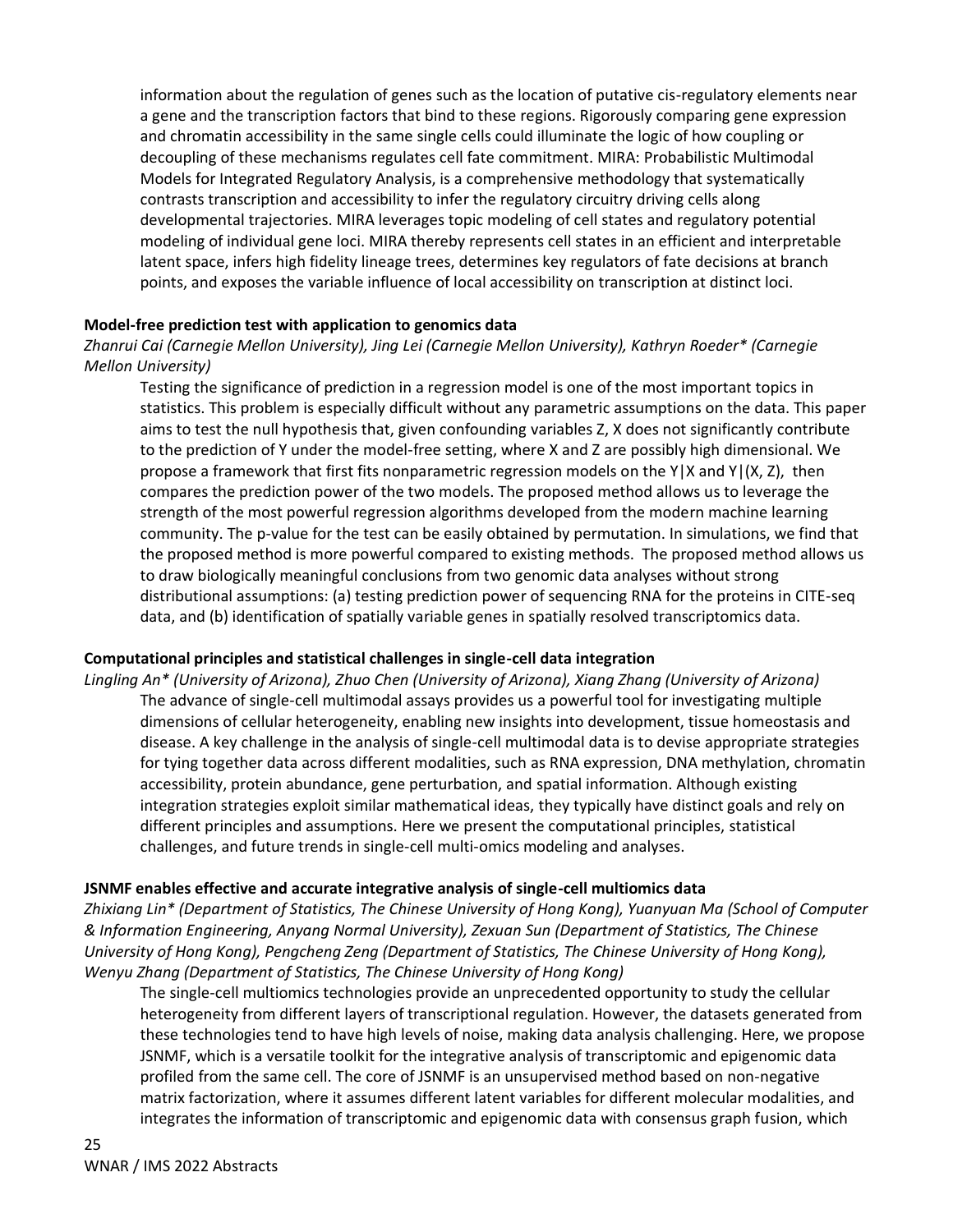information about the regulation of genes such as the location of putative cis-regulatory elements near a gene and the transcription factors that bind to these regions. Rigorously comparing gene expression and chromatin accessibility in the same single cells could illuminate the logic of how coupling or decoupling of these mechanisms regulates cell fate commitment. MIRA: Probabilistic Multimodal Models for Integrated Regulatory Analysis, is a comprehensive methodology that systematically contrasts transcription and accessibility to infer the regulatory circuitry driving cells along developmental trajectories. MIRA leverages topic modeling of cell states and regulatory potential modeling of individual gene loci. MIRA thereby represents cell states in an efficient and interpretable latent space, infers high fidelity lineage trees, determines key regulators of fate decisions at branch points, and exposes the variable influence of local accessibility on transcription at distinct loci.

**Model-free prediction test with application to genomics data**

*Zhanrui Cai (Carnegie Mellon University), Jing Lei (Carnegie Mellon University), Kathryn Roeder* (Carnegie Mellon University)*

Testing the significance of prediction in a regression model is one of the most important topics in statistics. This problem is especially difficult without any parametric assumptions on the data. This paper aims to test the null hypothesis that, given confounding variables Z, X does not significantly contribute to the prediction of Y under the model-free setting, where X and Z are possibly high dimensional. We propose a framework that first fits nonparametric regression models on the $Y|X$ and $Y|(X, Z)$, then compares the prediction power of the two models. The proposed method allows us to leverage the strength of the most powerful regression algorithms developed from the modern machine learning community. The p-value for the test can be easily obtained by permutation. In simulations, we find that the proposed method is more powerful compared to existing methods. The proposed method allows us to draw biologically meaningful conclusions from two genomic data analyses without strong distributional assumptions: (a) testing prediction power of sequencing RNA for the proteins in CITE-seq data, and (b) identification of spatially variable genes in spatially resolved transcriptomics data.

**Computational principles and statistical challenges in single-cell data integration**

*Lingling An* (University of Arizona), Zhuo Chen (University of Arizona), Xiang Zhang (University of Arizona)*

The advance of single-cell multimodal assays provides us a powerful tool for investigating multiple dimensions of cellular heterogeneity, enabling new insights into development, tissue homeostasis and disease. A key challenge in the analysis of single-cell multimodal data is to devise appropriate strategies for tying together data across different modalities, such as RNA expression, DNA methylation, chromatin accessibility, protein abundance, gene perturbation, and spatial information. Although existing integration strategies exploit similar mathematical ideas, they typically have distinct goals and rely on different principles and assumptions. Here we present the computational principles, statistical challenges, and future trends in single-cell multi-omics modeling and analyses.

**JSNMF enables effective and accurate integrative analysis of single-cell multiomics data**

*Zhixiang Lin* (Department of Statistics, The Chinese University of Hong Kong), Yuanyuan Ma (School of Computer & Information Engineering, Anyang Normal University), Zexuan Sun (Department of Statistics, The Chinese University of Hong Kong), Pengcheng Zeng (Department of Statistics, The Chinese University of Hong Kong), Wenyu Zhang (Department of Statistics, The Chinese University of Hong Kong)*

The single-cell multiomics technologies provide an unprecedented opportunity to study the cellular heterogeneity from different layers of transcriptional regulation. However, the datasets generated from these technologies tend to have high levels of noise, making data analysis challenging. Here, we propose JSNMF, which is a versatile toolkit for the integrative analysis of transcriptomic and epigenomic data profiled from the same cell. The core of JSNMF is an unsupervised method based on non-negative matrix factorization, where it assumes different latent variables for different molecular modalities, and integrates the information of transcriptomic and epigenomic data with consensus graph fusion, which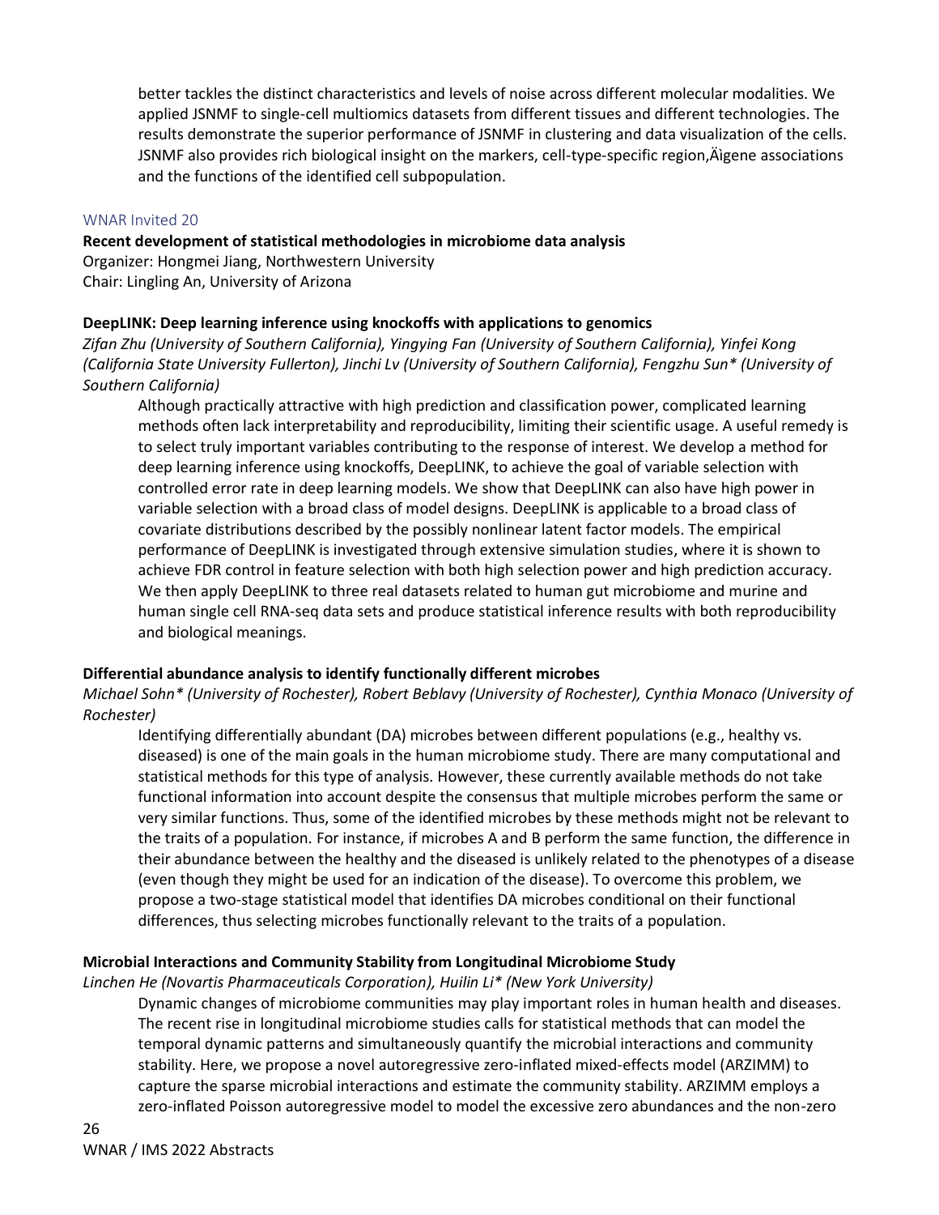better tackles the distinct characteristics and levels of noise across different molecular modalities. We applied JSNMF to single-cell multiomics datasets from different tissues and different technologies. The results demonstrate the superior performance of JSNMF in clustering and data visualization of the cells. JSNMF also provides rich biological insight on the markers, cell-type-specific region,Äìgene associations and the functions of the identified cell subpopulation.

## WNAR Invited 20

**Recent development of statistical methodologies in microbiome data analysis**
Organizer: Hongmei Jiang, Northwestern University
Chair: Lingling An, University of Arizona

### DeepLINK: Deep learning inference using knockoffs with applications to genomics

*Zifan Zhu (University of Southern California), Yingying Fan (University of Southern California), Yinfei Kong (California State University Fullerton), Jinchi Lv (University of Southern California), Fengzhu Sun* (University of Southern California)*

Although practically attractive with high prediction and classification power, complicated learning methods often lack interpretability and reproducibility, limiting their scientific usage. A useful remedy is to select truly important variables contributing to the response of interest. We develop a method for deep learning inference using knockoffs, DeepLINK, to achieve the goal of variable selection with controlled error rate in deep learning models. We show that DeepLINK can also have high power in variable selection with a broad class of model designs. DeepLINK is applicable to a broad class of covariate distributions described by the possibly nonlinear latent factor models. The empirical performance of DeepLINK is investigated through extensive simulation studies, where it is shown to achieve FDR control in feature selection with both high selection power and high prediction accuracy. We then apply DeepLINK to three real datasets related to human gut microbiome and murine and human single cell RNA-seq data sets and produce statistical inference results with both reproducibility and biological meanings.

### Differential abundance analysis to identify functionally different microbes

*Michael Sohn* (University of Rochester), Robert Beblavy (University of Rochester), Cynthia Monaco (University of Rochester)*

Identifying differentially abundant (DA) microbes between different populations (e.g., healthy vs. diseased) is one of the main goals in the human microbiome study. There are many computational and statistical methods for this type of analysis. However, these currently available methods do not take functional information into account despite the consensus that multiple microbes perform the same or very similar functions. Thus, some of the identified microbes by these methods might not be relevant to the traits of a population. For instance, if microbes A and B perform the same function, the difference in their abundance between the healthy and the diseased is unlikely related to the phenotypes of a disease (even though they might be used for an indication of the disease). To overcome this problem, we propose a two-stage statistical model that identifies DA microbes conditional on their functional differences, thus selecting microbes functionally relevant to the traits of a population.

### Microbial Interactions and Community Stability from Longitudinal Microbiome Study

*Linchen He (Novartis Pharmaceuticals Corporation), Huilin Li* (New York University)*

Dynamic changes of microbiome communities may play important roles in human health and diseases. The recent rise in longitudinal microbiome studies calls for statistical methods that can model the temporal dynamic patterns and simultaneously quantify the microbial interactions and community stability. Here, we propose a novel autoregressive zero-inflated mixed-effects model (ARZIMM) to capture the sparse microbial interactions and estimate the community stability. ARZIMM employs a zero-inflated Poisson autoregressive model to model the excessive zero abundances and the non-zero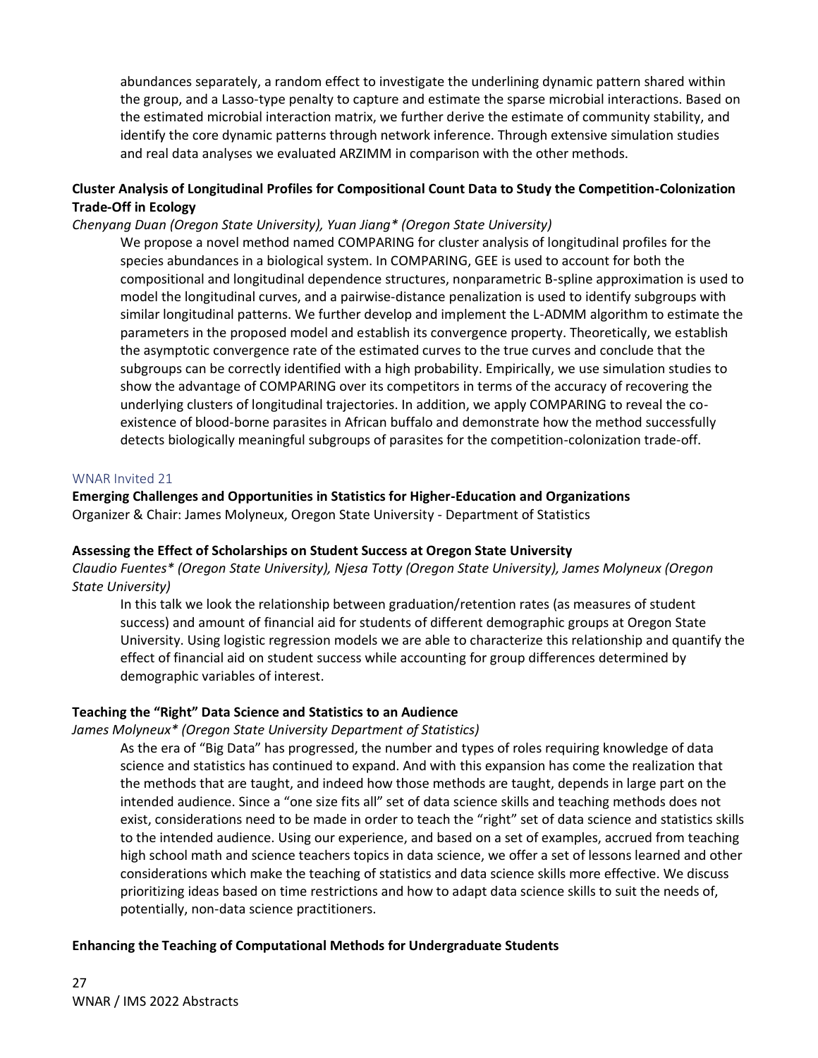abundances separately, a random effect to investigate the underlining dynamic pattern shared within the group, and a Lasso-type penalty to capture and estimate the sparse microbial interactions. Based on the estimated microbial interaction matrix, we further derive the estimate of community stability, and identify the core dynamic patterns through network inference. Through extensive simulation studies and real data analyses we evaluated ARZIMM in comparison with the other methods.

**Cluster Analysis of Longitudinal Profiles for Compositional Count Data to Study the Competition-Colonization Trade-Off in Ecology**

*Chenyang Duan (Oregon State University), Yuan Jiang* (Oregon State University)*

We propose a novel method named COMPARING for cluster analysis of longitudinal profiles for the species abundances in a biological system. In COMPARING, GEE is used to account for both the compositional and longitudinal dependence structures, nonparametric B-spline approximation is used to model the longitudinal curves, and a pairwise-distance penalization is used to identify subgroups with similar longitudinal patterns. We further develop and implement the L-ADMM algorithm to estimate the parameters in the proposed model and establish its convergence property. Theoretically, we establish the asymptotic convergence rate of the estimated curves to the true curves and conclude that the subgroups can be correctly identified with a high probability. Empirically, we use simulation studies to show the advantage of COMPARING over its competitors in terms of the accuracy of recovering the underlying clusters of longitudinal trajectories. In addition, we apply COMPARING to reveal the co-existence of blood-borne parasites in African buffalo and demonstrate how the method successfully detects biologically meaningful subgroups of parasites for the competition-colonization trade-off.

## WNAR Invited 21

**Emerging Challenges and Opportunities in Statistics for Higher-Education and Organizations**

Organizer & Chair: James Molyneux, Oregon State University - Department of Statistics

**Assessing the Effect of Scholarships on Student Success at Oregon State University**

*Claudio Fuentes* (Oregon State University), Njesa Totty (Oregon State University), James Molyneux (Oregon State University)*

In this talk we look the relationship between graduation/retention rates (as measures of student success) and amount of financial aid for students of different demographic groups at Oregon State University. Using logistic regression models we are able to characterize this relationship and quantify the effect of financial aid on student success while accounting for group differences determined by demographic variables of interest.

**Teaching the "Right" Data Science and Statistics to an Audience**

*James Molyneux* (Oregon State University Department of Statistics)*

As the era of "Big Data" has progressed, the number and types of roles requiring knowledge of data science and statistics has continued to expand. And with this expansion has come the realization that the methods that are taught, and indeed how those methods are taught, depends in large part on the intended audience. Since a "one size fits all" set of data science skills and teaching methods does not exist, considerations need to be made in order to teach the "right" set of data science and statistics skills to the intended audience. Using our experience, and based on a set of examples, accrued from teaching high school math and science teachers topics in data science, we offer a set of lessons learned and other considerations which make the teaching of statistics and data science skills more effective. We discuss prioritizing ideas based on time restrictions and how to adapt data science skills to suit the needs of, potentially, non-data science practitioners.

**Enhancing the Teaching of Computational Methods for Undergraduate Students**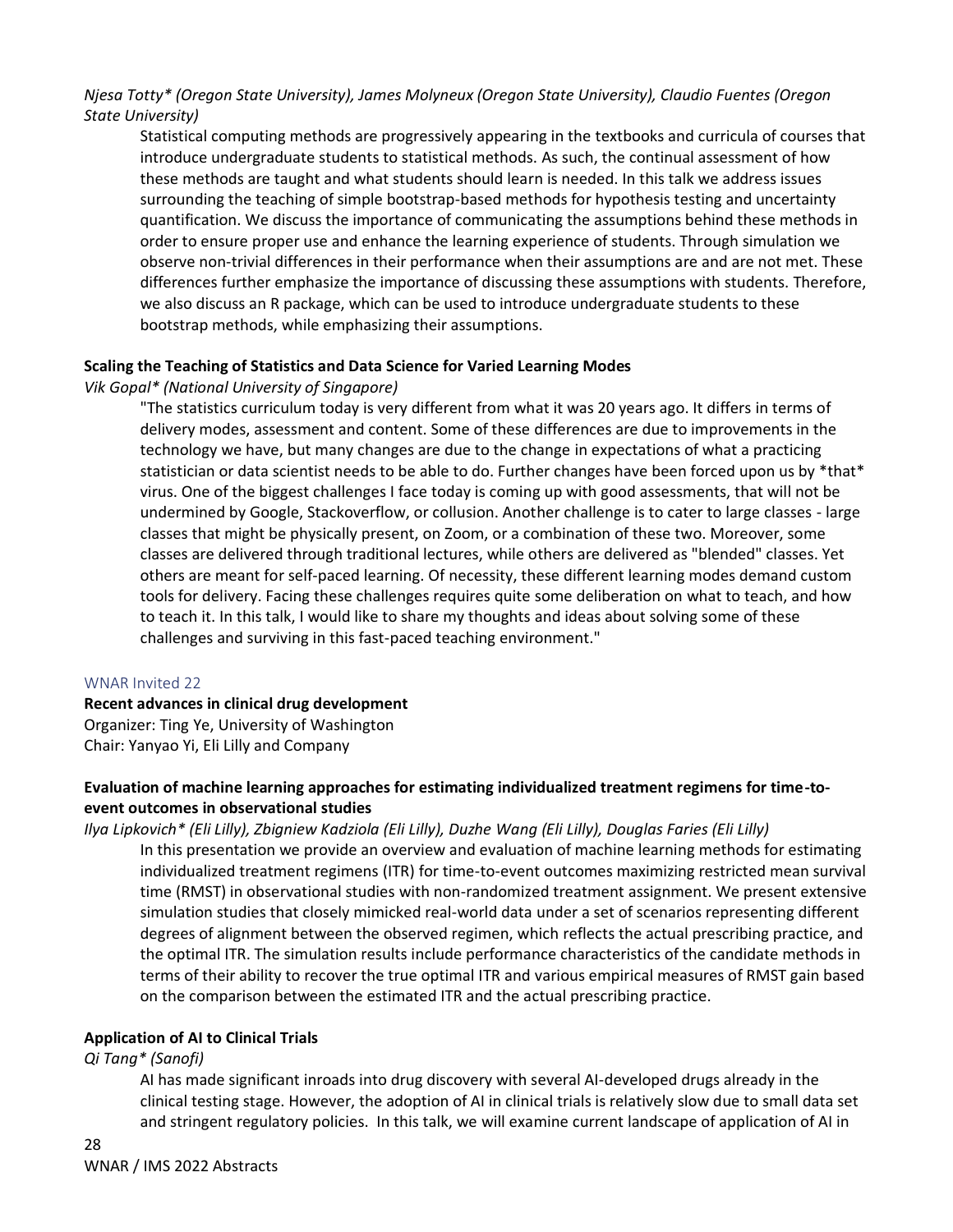*Njesa Totty\* (Oregon State University), James Molyneux (Oregon State University), Claudio Fuentes (Oregon State University)*

Statistical computing methods are progressively appearing in the textbooks and curricula of courses that introduce undergraduate students to statistical methods. As such, the continual assessment of how these methods are taught and what students should learn is needed. In this talk we address issues surrounding the teaching of simple bootstrap-based methods for hypothesis testing and uncertainty quantification. We discuss the importance of communicating the assumptions behind these methods in order to ensure proper use and enhance the learning experience of students. Through simulation we observe non-trivial differences in their performance when their assumptions are and are not met. These differences further emphasize the importance of discussing these assumptions with students. Therefore, we also discuss an R package, which can be used to introduce undergraduate students to these bootstrap methods, while emphasizing their assumptions.

**Scaling the Teaching of Statistics and Data Science for Varied Learning Modes**

*Vik Gopal\* (National University of Singapore)*

"The statistics curriculum today is very different from what it was 20 years ago. It differs in terms of delivery modes, assessment and content. Some of these differences are due to improvements in the technology we have, but many changes are due to the change in expectations of what a practicing statistician or data scientist needs to be able to do. Further changes have been forced upon us by *that* virus. One of the biggest challenges I face today is coming up with good assessments, that will not be undermined by Google, Stackoverflow, or collusion. Another challenge is to cater to large classes - large classes that might be physically present, on Zoom, or a combination of these two. Moreover, some classes are delivered through traditional lectures, while others are delivered as "blended" classes. Yet others are meant for self-paced learning. Of necessity, these different learning modes demand custom tools for delivery. Facing these challenges requires quite some deliberation on what to teach, and how to teach it. In this talk, I would like to share my thoughts and ideas about solving some of these challenges and surviving in this fast-paced teaching environment."

## WNAR Invited 22

**Recent advances in clinical drug development**

Organizer: Ting Ye, University of Washington

Chair: Yanyao Yi, Eli Lilly and Company

**Evaluation of machine learning approaches for estimating individualized treatment regimens for time-to-event outcomes in observational studies**

*Ilya Lipkovich\* (Eli Lilly), Zbigniew Kadziola (Eli Lilly), Duzhe Wang (Eli Lilly), Douglas Faries (Eli Lilly)*

In this presentation we provide an overview and evaluation of machine learning methods for estimating individualized treatment regimens (ITR) for time-to-event outcomes maximizing restricted mean survival time (RMST) in observational studies with non-randomized treatment assignment. We present extensive simulation studies that closely mimicked real-world data under a set of scenarios representing different degrees of alignment between the observed regimen, which reflects the actual prescribing practice, and the optimal ITR. The simulation results include performance characteristics of the candidate methods in terms of their ability to recover the true optimal ITR and various empirical measures of RMST gain based on the comparison between the estimated ITR and the actual prescribing practice.

**Application of AI to Clinical Trials**

*Qi Tang\* (Sanofi)*

AI has made significant inroads into drug discovery with several AI-developed drugs already in the clinical testing stage. However, the adoption of AI in clinical trials is relatively slow due to small data set and stringent regulatory policies. In this talk, we will examine current landscape of application of AI in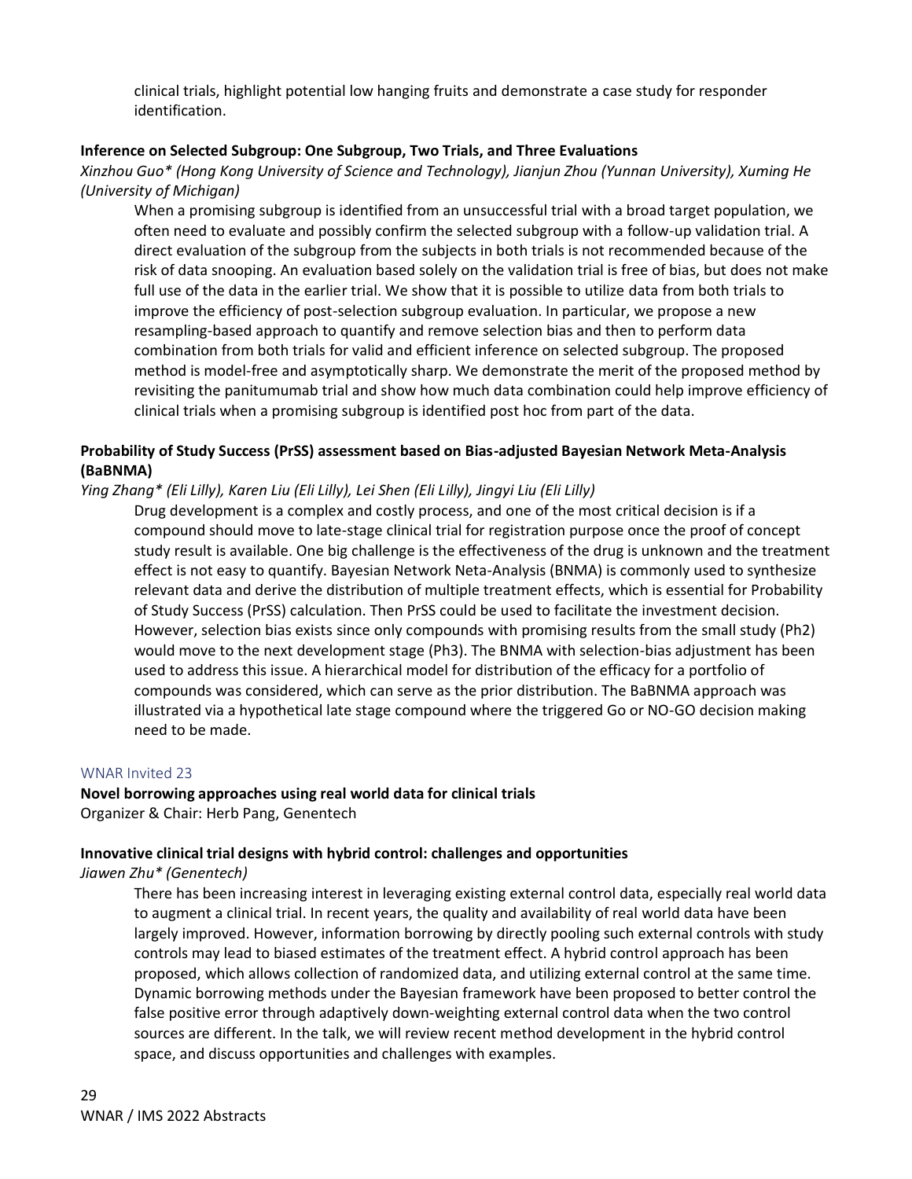clinical trials, highlight potential low hanging fruits and demonstrate a case study for responder identification.

**Inference on Selected Subgroup: One Subgroup, Two Trials, and Three Evaluations**

*Xinzhou Guo* (Hong Kong University of Science and Technology), Jianjun Zhou (Yunnan University), Xuming He (University of Michigan)*

When a promising subgroup is identified from an unsuccessful trial with a broad target population, we often need to evaluate and possibly confirm the selected subgroup with a follow-up validation trial. A direct evaluation of the subgroup from the subjects in both trials is not recommended because of the risk of data snooping. An evaluation based solely on the validation trial is free of bias, but does not make full use of the data in the earlier trial. We show that it is possible to utilize data from both trials to improve the efficiency of post-selection subgroup evaluation. In particular, we propose a new resampling-based approach to quantify and remove selection bias and then to perform data combination from both trials for valid and efficient inference on selected subgroup. The proposed method is model-free and asymptotically sharp. We demonstrate the merit of the proposed method by revisiting the panitumumab trial and show how much data combination could help improve efficiency of clinical trials when a promising subgroup is identified post hoc from part of the data.

**Probability of Study Success (PrSS) assessment based on Bias-adjusted Bayesian Network Meta-Analysis (BaBNMA)**

*Ying Zhang* (Eli Lilly), Karen Liu (Eli Lilly), Lei Shen (Eli Lilly), Jingyi Liu (Eli Lilly)*

Drug development is a complex and costly process, and one of the most critical decision is if a compound should move to late-stage clinical trial for registration purpose once the proof of concept study result is available. One big challenge is the effectiveness of the drug is unknown and the treatment effect is not easy to quantify. Bayesian Network Neta-Analysis (BNMA) is commonly used to synthesize relevant data and derive the distribution of multiple treatment effects, which is essential for Probability of Study Success (PrSS) calculation. Then PrSS could be used to facilitate the investment decision. However, selection bias exists since only compounds with promising results from the small study (Ph2) would move to the next development stage (Ph3). The BNMA with selection-bias adjustment has been used to address this issue. A hierarchical model for distribution of the efficacy for a portfolio of compounds was considered, which can serve as the prior distribution. The BaBNMA approach was illustrated via a hypothetical late stage compound where the triggered Go or NO-GO decision making need to be made.

## WNAR Invited 23

**Novel borrowing approaches using real world data for clinical trials**

Organizer & Chair: Herb Pang, Genentech

**Innovative clinical trial designs with hybrid control: challenges and opportunities**

*Jiawen Zhu* (Genentech)*

There has been increasing interest in leveraging existing external control data, especially real world data to augment a clinical trial. In recent years, the quality and availability of real world data have been largely improved. However, information borrowing by directly pooling such external controls with study controls may lead to biased estimates of the treatment effect. A hybrid control approach has been proposed, which allows collection of randomized data, and utilizing external control at the same time. Dynamic borrowing methods under the Bayesian framework have been proposed to better control the false positive error through adaptively down-weighting external control data when the two control sources are different. In the talk, we will review recent method development in the hybrid control space, and discuss opportunities and challenges with examples.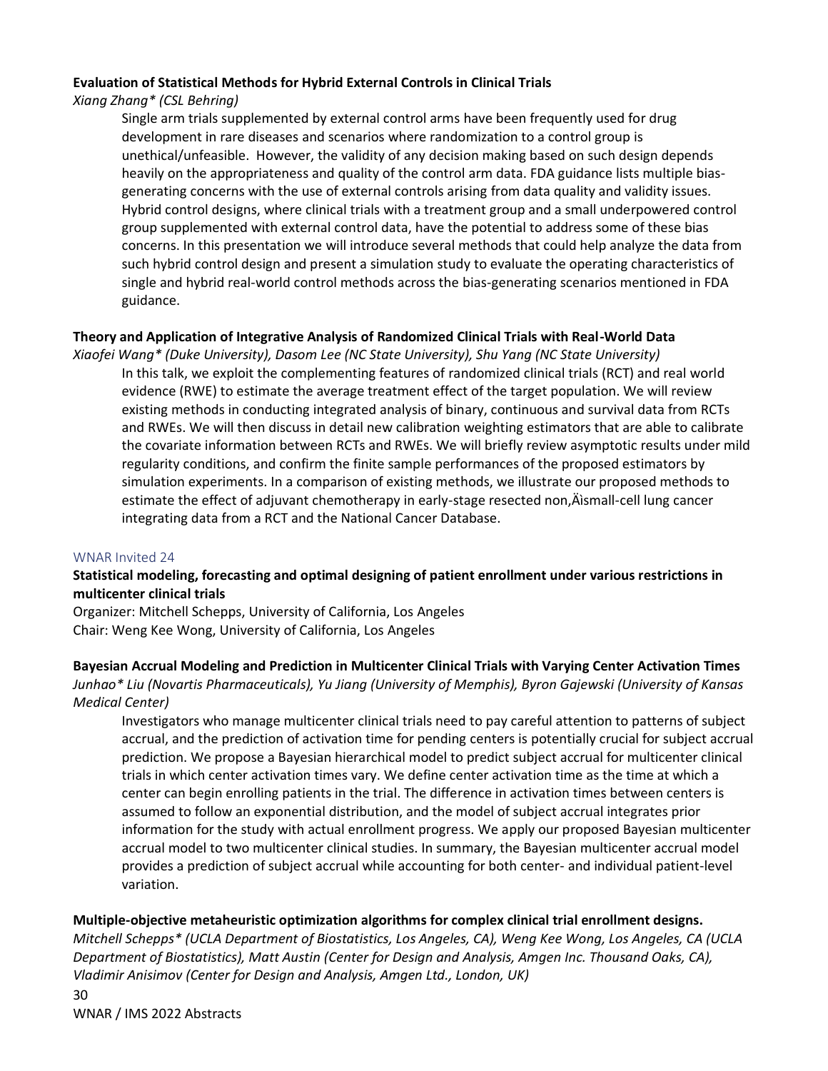**Evaluation of Statistical Methods for Hybrid External Controls in Clinical Trials**

*Xiang Zhang* (CSL Behring)*

Single arm trials supplemented by external control arms have been frequently used for drug development in rare diseases and scenarios where randomization to a control group is unethical/unfeasible. However, the validity of any decision making based on such design depends heavily on the appropriateness and quality of the control arm data. FDA guidance lists multiple bias-generating concerns with the use of external controls arising from data quality and validity issues. Hybrid control designs, where clinical trials with a treatment group and a small underpowered control group supplemented with external control data, have the potential to address some of these bias concerns. In this presentation we will introduce several methods that could help analyze the data from such hybrid control design and present a simulation study to evaluate the operating characteristics of single and hybrid real-world control methods across the bias-generating scenarios mentioned in FDA guidance.

**Theory and Application of Integrative Analysis of Randomized Clinical Trials with Real-World Data**

*Xiaofei Wang* (Duke University), Dasom Lee (NC State University), Shu Yang (NC State University)*

In this talk, we exploit the complementing features of randomized clinical trials (RCT) and real world evidence (RWE) to estimate the average treatment effect of the target population. We will review existing methods in conducting integrated analysis of binary, continuous and survival data from RCTs and RWEs. We will then discuss in detail new calibration weighting estimators that are able to calibrate the covariate information between RCTs and RWEs. We will briefly review asymptotic results under mild regularity conditions, and confirm the finite sample performances of the proposed estimators by simulation experiments. In a comparison of existing methods, we illustrate our proposed methods to estimate the effect of adjuvant chemotherapy in early-stage resected non‚Äìsmall-cell lung cancer integrating data from a RCT and the National Cancer Database.

WNAR Invited 24

**Statistical modeling, forecasting and optimal designing of patient enrollment under various restrictions in multicenter clinical trials**

Organizer: Mitchell Schepps, University of California, Los Angeles
Chair: Weng Kee Wong, University of California, Los Angeles

**Bayesian Accrual Modeling and Prediction in Multicenter Clinical Trials with Varying Center Activation Times**

*Junhao* Liu (Novartis Pharmaceuticals), Yu Jiang (University of Memphis), Byron Gajewski (University of Kansas Medical Center)*

Investigators who manage multicenter clinical trials need to pay careful attention to patterns of subject accrual, and the prediction of activation time for pending centers is potentially crucial for subject accrual prediction. We propose a Bayesian hierarchical model to predict subject accrual for multicenter clinical trials in which center activation times vary. We define center activation time as the time at which a center can begin enrolling patients in the trial. The difference in activation times between centers is assumed to follow an exponential distribution, and the model of subject accrual integrates prior information for the study with actual enrollment progress. We apply our proposed Bayesian multicenter accrual model to two multicenter clinical studies. In summary, the Bayesian multicenter accrual model provides a prediction of subject accrual while accounting for both center- and individual patient-level variation.

**Multiple-objective metaheuristic optimization algorithms for complex clinical trial enrollment designs.**

*Mitchell Schepps* (UCLA Department of Biostatistics, Los Angeles, CA), Weng Kee Wong, Los Angeles, CA (UCLA Department of Biostatistics), Matt Austin (Center for Design and Analysis, Amgen Inc. Thousand Oaks, CA), Vladimir Anisimov (Center for Design and Analysis, Amgen Ltd., London, UK)*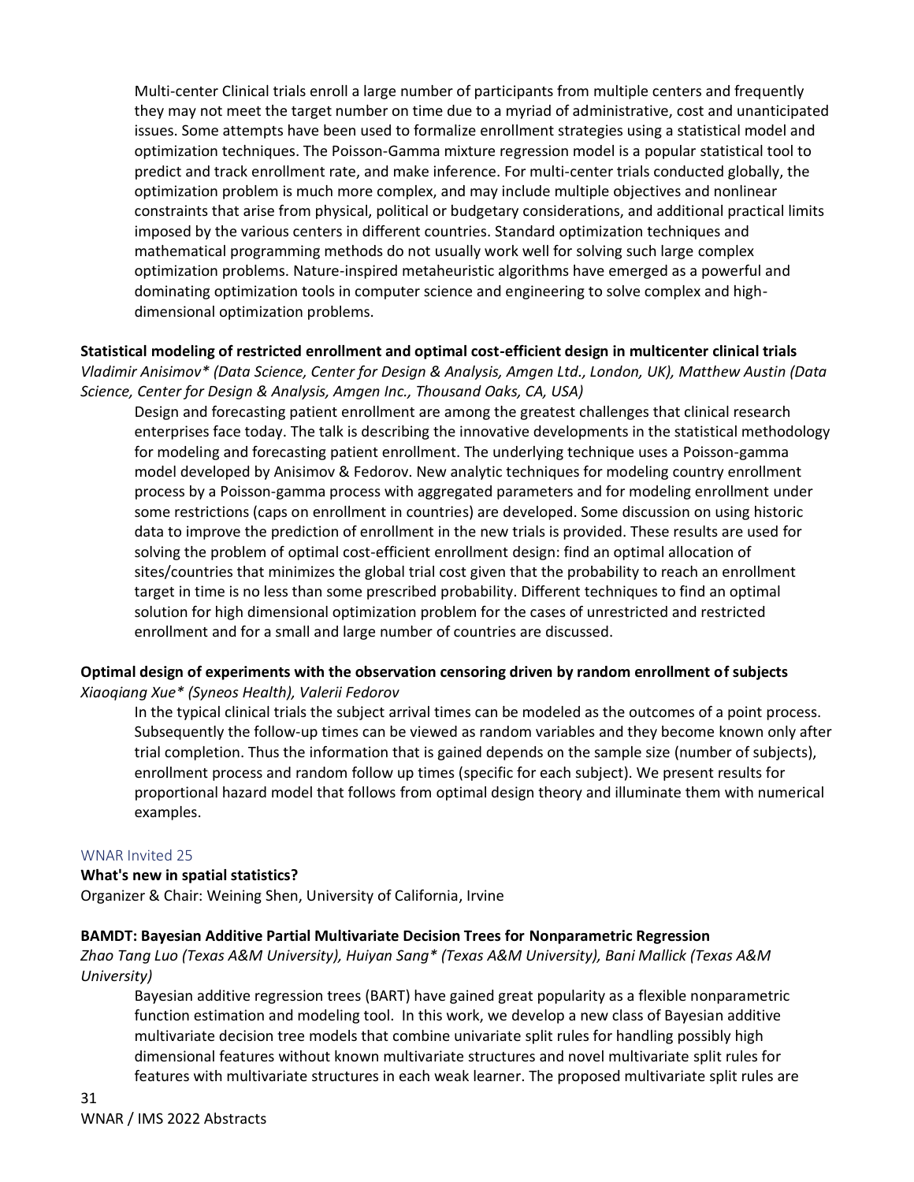Multi-center Clinical trials enroll a large number of participants from multiple centers and frequently they may not meet the target number on time due to a myriad of administrative, cost and unanticipated issues. Some attempts have been used to formalize enrollment strategies using a statistical model and optimization techniques. The Poisson-Gamma mixture regression model is a popular statistical tool to predict and track enrollment rate, and make inference. For multi-center trials conducted globally, the optimization problem is much more complex, and may include multiple objectives and nonlinear constraints that arise from physical, political or budgetary considerations, and additional practical limits imposed by the various centers in different countries. Standard optimization techniques and mathematical programming methods do not usually work well for solving such large complex optimization problems. Nature-inspired metaheuristic algorithms have emerged as a powerful and dominating optimization tools in computer science and engineering to solve complex and high-dimensional optimization problems.

**Statistical modeling of restricted enrollment and optimal cost-efficient design in multicenter clinical trials**
*Vladimir Anisimov* (Data Science, Center for Design & Analysis, Amgen Ltd., London, UK), Matthew Austin (Data Science, Center for Design & Analysis, Amgen Inc., Thousand Oaks, CA, USA)*

Design and forecasting patient enrollment are among the greatest challenges that clinical research enterprises face today. The talk is describing the innovative developments in the statistical methodology for modeling and forecasting patient enrollment. The underlying technique uses a Poisson-gamma model developed by Anisimov & Fedorov. New analytic techniques for modeling country enrollment process by a Poisson-gamma process with aggregated parameters and for modeling enrollment under some restrictions (caps on enrollment in countries) are developed. Some discussion on using historic data to improve the prediction of enrollment in the new trials is provided. These results are used for solving the problem of optimal cost-efficient enrollment design: find an optimal allocation of sites/countries that minimizes the global trial cost given that the probability to reach an enrollment target in time is no less than some prescribed probability. Different techniques to find an optimal solution for high dimensional optimization problem for the cases of unrestricted and restricted enrollment and for a small and large number of countries are discussed.

**Optimal design of experiments with the observation censoring driven by random enrollment of subjects**
*Xiaoqiang Xue* (Syneos Health), Valerii Fedorov*

In the typical clinical trials the subject arrival times can be modeled as the outcomes of a point process. Subsequently the follow-up times can be viewed as random variables and they become known only after trial completion. Thus the information that is gained depends on the sample size (number of subjects), enrollment process and random follow up times (specific for each subject). We present results for proportional hazard model that follows from optimal design theory and illuminate them with numerical examples.

WNAR Invited 25

**What's new in spatial statistics?**
Organizer & Chair: Weining Shen, University of California, Irvine

**BAMDT: Bayesian Additive Partial Multivariate Decision Trees for Nonparametric Regression**
*Zhao Tang Luo (Texas A&M University), Huiyan Sang* (Texas A&M University), Bani Mallick (Texas A&M University)*

Bayesian additive regression trees (BART) have gained great popularity as a flexible nonparametric function estimation and modeling tool. In this work, we develop a new class of Bayesian additive multivariate decision tree models that combine univariate split rules for handling possibly high dimensional features without known multivariate structures and novel multivariate split rules for features with multivariate structures in each weak learner. The proposed multivariate split rules are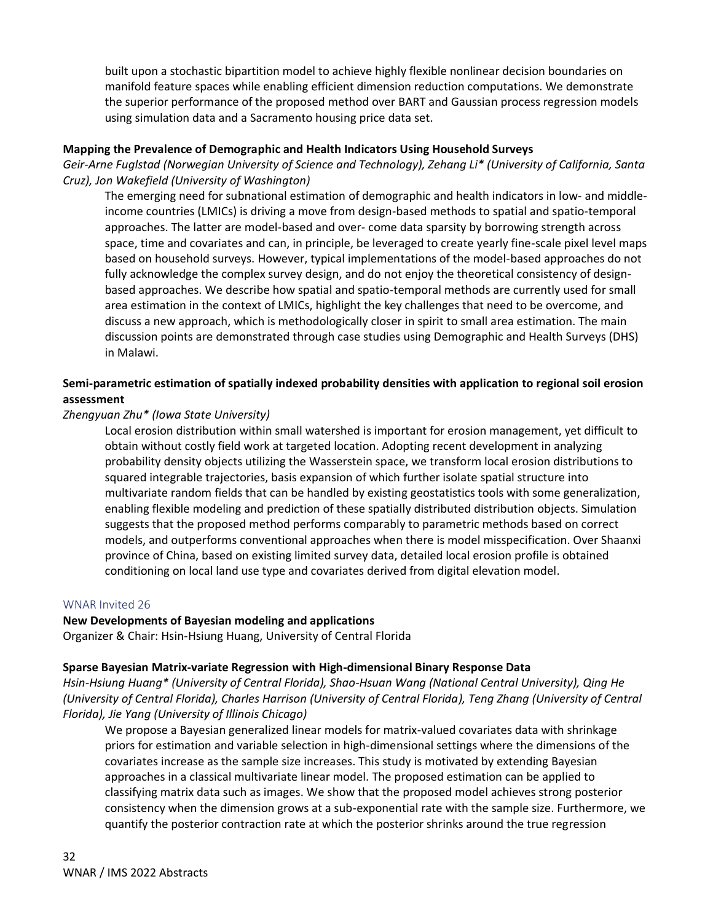built upon a stochastic bipartition model to achieve highly flexible nonlinear decision boundaries on manifold feature spaces while enabling efficient dimension reduction computations. We demonstrate the superior performance of the proposed method over BART and Gaussian process regression models using simulation data and a Sacramento housing price data set.

**Mapping the Prevalence of Demographic and Health Indicators Using Household Surveys**

*Geir-Arne Fuglstad (Norwegian University of Science and Technology), Zehang Li* (University of California, Santa Cruz), Jon Wakefield (University of Washington)*

The emerging need for subnational estimation of demographic and health indicators in low- and middle-income countries (LMICs) is driving a move from design-based methods to spatial and spatio-temporal approaches. The latter are model-based and over- come data sparsity by borrowing strength across space, time and covariates and can, in principle, be leveraged to create yearly fine-scale pixel level maps based on household surveys. However, typical implementations of the model-based approaches do not fully acknowledge the complex survey design, and do not enjoy the theoretical consistency of design-based approaches. We describe how spatial and spatio-temporal methods are currently used for small area estimation in the context of LMICs, highlight the key challenges that need to be overcome, and discuss a new approach, which is methodologically closer in spirit to small area estimation. The main discussion points are demonstrated through case studies using Demographic and Health Surveys (DHS) in Malawi.

**Semi-parametric estimation of spatially indexed probability densities with application to regional soil erosion assessment**

*Zhengyuan Zhu* (Iowa State University)*

Local erosion distribution within small watershed is important for erosion management, yet difficult to obtain without costly field work at targeted location. Adopting recent development in analyzing probability density objects utilizing the Wasserstein space, we transform local erosion distributions to squared integrable trajectories, basis expansion of which further isolate spatial structure into multivariate random fields that can be handled by existing geostatistics tools with some generalization, enabling flexible modeling and prediction of these spatially distributed distribution objects. Simulation suggests that the proposed method performs comparably to parametric methods based on correct models, and outperforms conventional approaches when there is model misspecification. Over Shaanxi province of China, based on existing limited survey data, detailed local erosion profile is obtained conditioning on local land use type and covariates derived from digital elevation model.

WNAR Invited 26

**New Developments of Bayesian modeling and applications**

Organizer & Chair: Hsin-Hsiung Huang, University of Central Florida

**Sparse Bayesian Matrix-variate Regression with High-dimensional Binary Response Data**

*Hsin-Hsiung Huang* (University of Central Florida), Shao-Hsuan Wang (National Central University), Qing He (University of Central Florida), Charles Harrison (University of Central Florida), Teng Zhang (University of Central Florida), Jie Yang (University of Illinois Chicago)*

We propose a Bayesian generalized linear models for matrix-valued covariates data with shrinkage priors for estimation and variable selection in high-dimensional settings where the dimensions of the covariates increase as the sample size increases. This study is motivated by extending Bayesian approaches in a classical multivariate linear model. The proposed estimation can be applied to classifying matrix data such as images. We show that the proposed model achieves strong posterior consistency when the dimension grows at a sub-exponential rate with the sample size. Furthermore, we quantify the posterior contraction rate at which the posterior shrinks around the true regression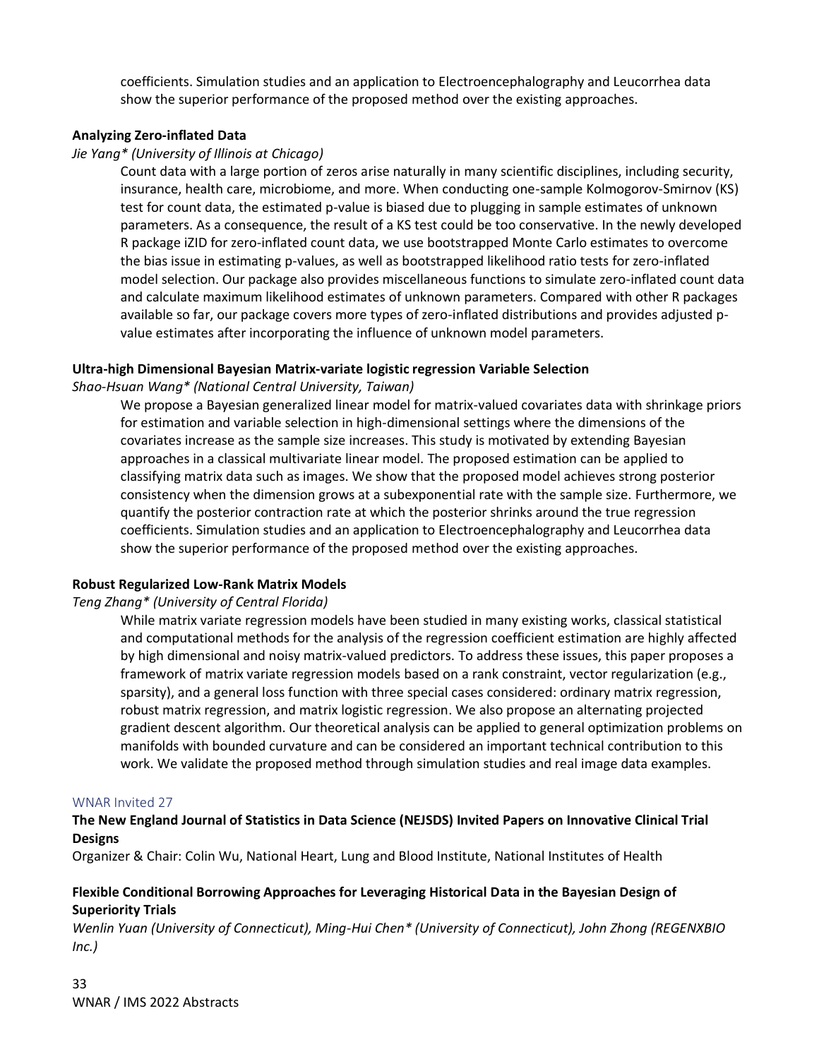coefficients. Simulation studies and an application to Electroencephalography and Leucorrhea data show the superior performance of the proposed method over the existing approaches.

**Analyzing Zero-inflated Data**

*Jie Yang\* (University of Illinois at Chicago)*

Count data with a large portion of zeros arise naturally in many scientific disciplines, including security, insurance, health care, microbiome, and more. When conducting one-sample Kolmogorov-Smirnov (KS) test for count data, the estimated p-value is biased due to plugging in sample estimates of unknown parameters. As a consequence, the result of a KS test could be too conservative. In the newly developed R package iZID for zero-inflated count data, we use bootstrapped Monte Carlo estimates to overcome the bias issue in estimating p-values, as well as bootstrapped likelihood ratio tests for zero-inflated model selection. Our package also provides miscellaneous functions to simulate zero-inflated count data and calculate maximum likelihood estimates of unknown parameters. Compared with other R packages available so far, our package covers more types of zero-inflated distributions and provides adjusted p-value estimates after incorporating the influence of unknown model parameters.

**Ultra-high Dimensional Bayesian Matrix-variate logistic regression Variable Selection**

*Shao-Hsuan Wang\* (National Central University, Taiwan)*

We propose a Bayesian generalized linear model for matrix-valued covariates data with shrinkage priors for estimation and variable selection in high-dimensional settings where the dimensions of the covariates increase as the sample size increases. This study is motivated by extending Bayesian approaches in a classical multivariate linear model. The proposed estimation can be applied to classifying matrix data such as images. We show that the proposed model achieves strong posterior consistency when the dimension grows at a subexponential rate with the sample size. Furthermore, we quantify the posterior contraction rate at which the posterior shrinks around the true regression coefficients. Simulation studies and an application to Electroencephalography and Leucorrhea data show the superior performance of the proposed method over the existing approaches.

**Robust Regularized Low-Rank Matrix Models**

*Teng Zhang\* (University of Central Florida)*

While matrix variate regression models have been studied in many existing works, classical statistical and computational methods for the analysis of the regression coefficient estimation are highly affected by high dimensional and noisy matrix-valued predictors. To address these issues, this paper proposes a framework of matrix variate regression models based on a rank constraint, vector regularization (e.g., sparsity), and a general loss function with three special cases considered: ordinary matrix regression, robust matrix regression, and matrix logistic regression. We also propose an alternating projected gradient descent algorithm. Our theoretical analysis can be applied to general optimization problems on manifolds with bounded curvature and can be considered an important technical contribution to this work. We validate the proposed method through simulation studies and real image data examples.

WNAR Invited 27

**The New England Journal of Statistics in Data Science (NEJSDS) Invited Papers on Innovative Clinical Trial Designs**

Organizer & Chair: Colin Wu, National Heart, Lung and Blood Institute, National Institutes of Health

**Flexible Conditional Borrowing Approaches for Leveraging Historical Data in the Bayesian Design of Superiority Trials**

*Wenlin Yuan (University of Connecticut), Ming-Hui Chen\* (University of Connecticut), John Zhong (REGENXBIO Inc.)*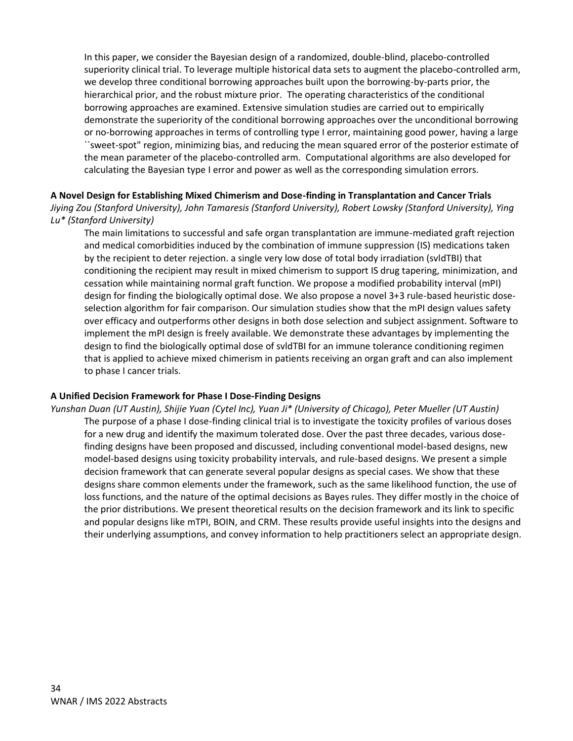In this paper, we consider the Bayesian design of a randomized, double-blind, placebo-controlled superiority clinical trial. To leverage multiple historical data sets to augment the placebo-controlled arm, we develop three conditional borrowing approaches built upon the borrowing-by-parts prior, the hierarchical prior, and the robust mixture prior. The operating characteristics of the conditional borrowing approaches are examined. Extensive simulation studies are carried out to empirically demonstrate the superiority of the conditional borrowing approaches over the unconditional borrowing or no-borrowing approaches in terms of controlling type I error, maintaining good power, having a large ``sweet-spot" region, minimizing bias, and reducing the mean squared error of the posterior estimate of the mean parameter of the placebo-controlled arm. Computational algorithms are also developed for calculating the Bayesian type I error and power as well as the corresponding simulation errors.

**A Novel Design for Establishing Mixed Chimerism and Dose-finding in Transplantation and Cancer Trials**

*Jiying Zou (Stanford University), John Tamaresis (Stanford University), Robert Lowsky (Stanford University), Ying Lu* (Stanford University)*

The main limitations to successful and safe organ transplantation are immune-mediated graft rejection and medical comorbidities induced by the combination of immune suppression (IS) medications taken by the recipient to deter rejection. a single very low dose of total body irradiation (svldTBI) that conditioning the recipient may result in mixed chimerism to support IS drug tapering, minimization, and cessation while maintaining normal graft function. We propose a modified probability interval (mPI) design for finding the biologically optimal dose. We also propose a novel 3+3 rule-based heuristic dose-selection algorithm for fair comparison. Our simulation studies show that the mPI design values safety over efficacy and outperforms other designs in both dose selection and subject assignment. Software to implement the mPI design is freely available. We demonstrate these advantages by implementing the design to find the biologically optimal dose of svldTBI for an immune tolerance conditioning regimen that is applied to achieve mixed chimerism in patients receiving an organ graft and can also implement to phase I cancer trials.

**A Unified Decision Framework for Phase I Dose-Finding Designs**

*Yunshan Duan (UT Austin), Shijie Yuan (Cytel Inc), Yuan Ji* (University of Chicago), Peter Mueller (UT Austin)*

The purpose of a phase I dose-finding clinical trial is to investigate the toxicity profiles of various doses for a new drug and identify the maximum tolerated dose. Over the past three decades, various dose-finding designs have been proposed and discussed, including conventional model-based designs, new model-based designs using toxicity probability intervals, and rule-based designs. We present a simple decision framework that can generate several popular designs as special cases. We show that these designs share common elements under the framework, such as the same likelihood function, the use of loss functions, and the nature of the optimal decisions as Bayes rules. They differ mostly in the choice of the prior distributions. We present theoretical results on the decision framework and its link to specific and popular designs like mTPI, BOIN, and CRM. These results provide useful insights into the designs and their underlying assumptions, and convey information to help practitioners select an appropriate design.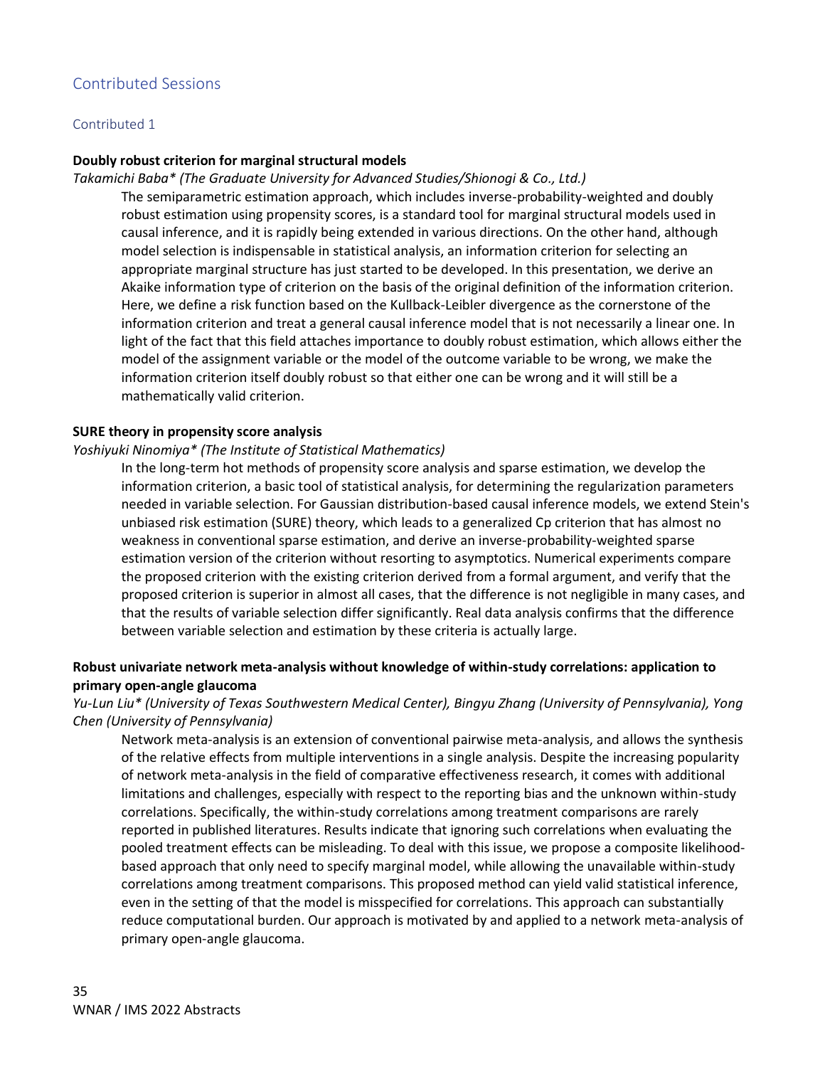## Contributed Sessions

### Contributed 1

**Doubly robust criterion for marginal structural models**

*Takamichi Baba\* (The Graduate University for Advanced Studies/Shionogi & Co., Ltd.)*

The semiparametric estimation approach, which includes inverse-probability-weighted and doubly robust estimation using propensity scores, is a standard tool for marginal structural models used in causal inference, and it is rapidly being extended in various directions. On the other hand, although model selection is indispensable in statistical analysis, an information criterion for selecting an appropriate marginal structure has just started to be developed. In this presentation, we derive an Akaike information type of criterion on the basis of the original definition of the information criterion. Here, we define a risk function based on the Kullback-Leibler divergence as the cornerstone of the information criterion and treat a general causal inference model that is not necessarily a linear one. In light of the fact that this field attaches importance to doubly robust estimation, which allows either the model of the assignment variable or the model of the outcome variable to be wrong, we make the information criterion itself doubly robust so that either one can be wrong and it will still be a mathematically valid criterion.

**SURE theory in propensity score analysis**

*Yoshiyuki Ninomiya\* (The Institute of Statistical Mathematics)*

In the long-term hot methods of propensity score analysis and sparse estimation, we develop the information criterion, a basic tool of statistical analysis, for determining the regularization parameters needed in variable selection. For Gaussian distribution-based causal inference models, we extend Stein's unbiased risk estimation (SURE) theory, which leads to a generalized Cp criterion that has almost no weakness in conventional sparse estimation, and derive an inverse-probability-weighted sparse estimation version of the criterion without resorting to asymptotics. Numerical experiments compare the proposed criterion with the existing criterion derived from a formal argument, and verify that the proposed criterion is superior in almost all cases, that the difference is not negligible in many cases, and that the results of variable selection differ significantly. Real data analysis confirms that the difference between variable selection and estimation by these criteria is actually large.

**Robust univariate network meta-analysis without knowledge of within-study correlations: application to primary open-angle glaucoma**

*Yu-Lun Liu\* (University of Texas Southwestern Medical Center), Bingyu Zhang (University of Pennsylvania), Yong Chen (University of Pennsylvania)*

Network meta-analysis is an extension of conventional pairwise meta-analysis, and allows the synthesis of the relative effects from multiple interventions in a single analysis. Despite the increasing popularity of network meta-analysis in the field of comparative effectiveness research, it comes with additional limitations and challenges, especially with respect to the reporting bias and the unknown within-study correlations. Specifically, the within-study correlations among treatment comparisons are rarely reported in published literatures. Results indicate that ignoring such correlations when evaluating the pooled treatment effects can be misleading. To deal with this issue, we propose a composite likelihood-based approach that only need to specify marginal model, while allowing the unavailable within-study correlations among treatment comparisons. This proposed method can yield valid statistical inference, even in the setting of that the model is misspecified for correlations. This approach can substantially reduce computational burden. Our approach is motivated by and applied to a network meta-analysis of primary open-angle glaucoma.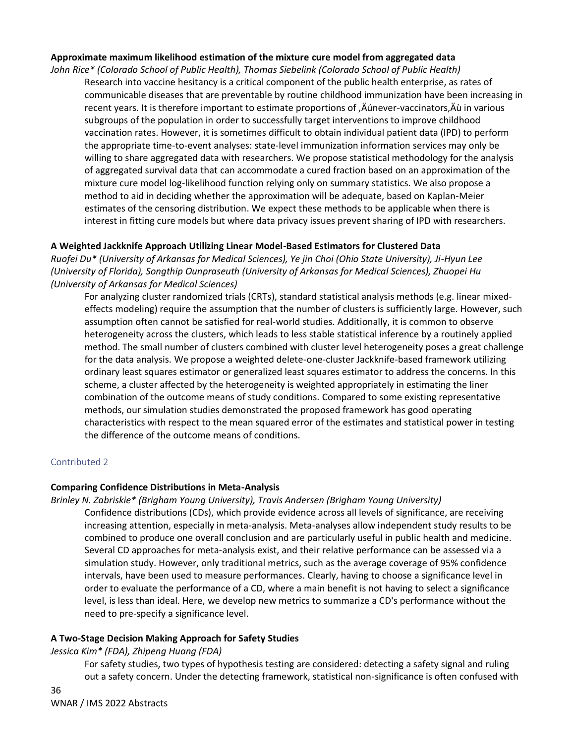**Approximate maximum likelihood estimation of the mixture cure model from aggregated data**

*John Rice\* (Colorado School of Public Health), Thomas Siebelink (Colorado School of Public Health)*

Research into vaccine hesitancy is a critical component of the public health enterprise, as rates of communicable diseases that are preventable by routine childhood immunization have been increasing in recent years. It is therefore important to estimate proportions of ‚Äúnever-vaccinators‚Äù in various subgroups of the population in order to successfully target interventions to improve childhood vaccination rates. However, it is sometimes difficult to obtain individual patient data (IPD) to perform the appropriate time-to-event analyses: state-level immunization information services may only be willing to share aggregated data with researchers. We propose statistical methodology for the analysis of aggregated survival data that can accommodate a cured fraction based on an approximation of the mixture cure model log-likelihood function relying only on summary statistics. We also propose a method to aid in deciding whether the approximation will be adequate, based on Kaplan-Meier estimates of the censoring distribution. We expect these methods to be applicable when there is interest in fitting cure models but where data privacy issues prevent sharing of IPD with researchers.

**A Weighted Jackknife Approach Utilizing Linear Model-Based Estimators for Clustered Data**

*Ruofei Du\* (University of Arkansas for Medical Sciences), Ye jin Choi (Ohio State University), Ji-Hyun Lee (University of Florida), Songthip Ounpraseuth (University of Arkansas for Medical Sciences), Zhuopei Hu (University of Arkansas for Medical Sciences)*

For analyzing cluster randomized trials (CRTs), standard statistical analysis methods (e.g. linear mixed-effects modeling) require the assumption that the number of clusters is sufficiently large. However, such assumption often cannot be satisfied for real-world studies. Additionally, it is common to observe heterogeneity across the clusters, which leads to less stable statistical inference by a routinely applied method. The small number of clusters combined with cluster level heterogeneity poses a great challenge for the data analysis. We propose a weighted delete-one-cluster Jackknife-based framework utilizing ordinary least squares estimator or generalized least squares estimator to address the concerns. In this scheme, a cluster affected by the heterogeneity is weighted appropriately in estimating the liner combination of the outcome means of study conditions. Compared to some existing representative methods, our simulation studies demonstrated the proposed framework has good operating characteristics with respect to the mean squared error of the estimates and statistical power in testing the difference of the outcome means of conditions.

## Contributed 2

**Comparing Confidence Distributions in Meta-Analysis**

*Brinley N. Zabriskie\* (Brigham Young University), Travis Andersen (Brigham Young University)*

Confidence distributions (CDs), which provide evidence across all levels of significance, are receiving increasing attention, especially in meta-analysis. Meta-analyses allow independent study results to be combined to produce one overall conclusion and are particularly useful in public health and medicine. Several CD approaches for meta-analysis exist, and their relative performance can be assessed via a simulation study. However, only traditional metrics, such as the average coverage of 95% confidence intervals, have been used to measure performances. Clearly, having to choose a significance level in order to evaluate the performance of a CD, where a main benefit is not having to select a significance level, is less than ideal. Here, we develop new metrics to summarize a CD's performance without the need to pre-specify a significance level.

**A Two-Stage Decision Making Approach for Safety Studies**

*Jessica Kim\* (FDA), Zhipeng Huang (FDA)*

For safety studies, two types of hypothesis testing are considered: detecting a safety signal and ruling out a safety concern. Under the detecting framework, statistical non-significance is often confused with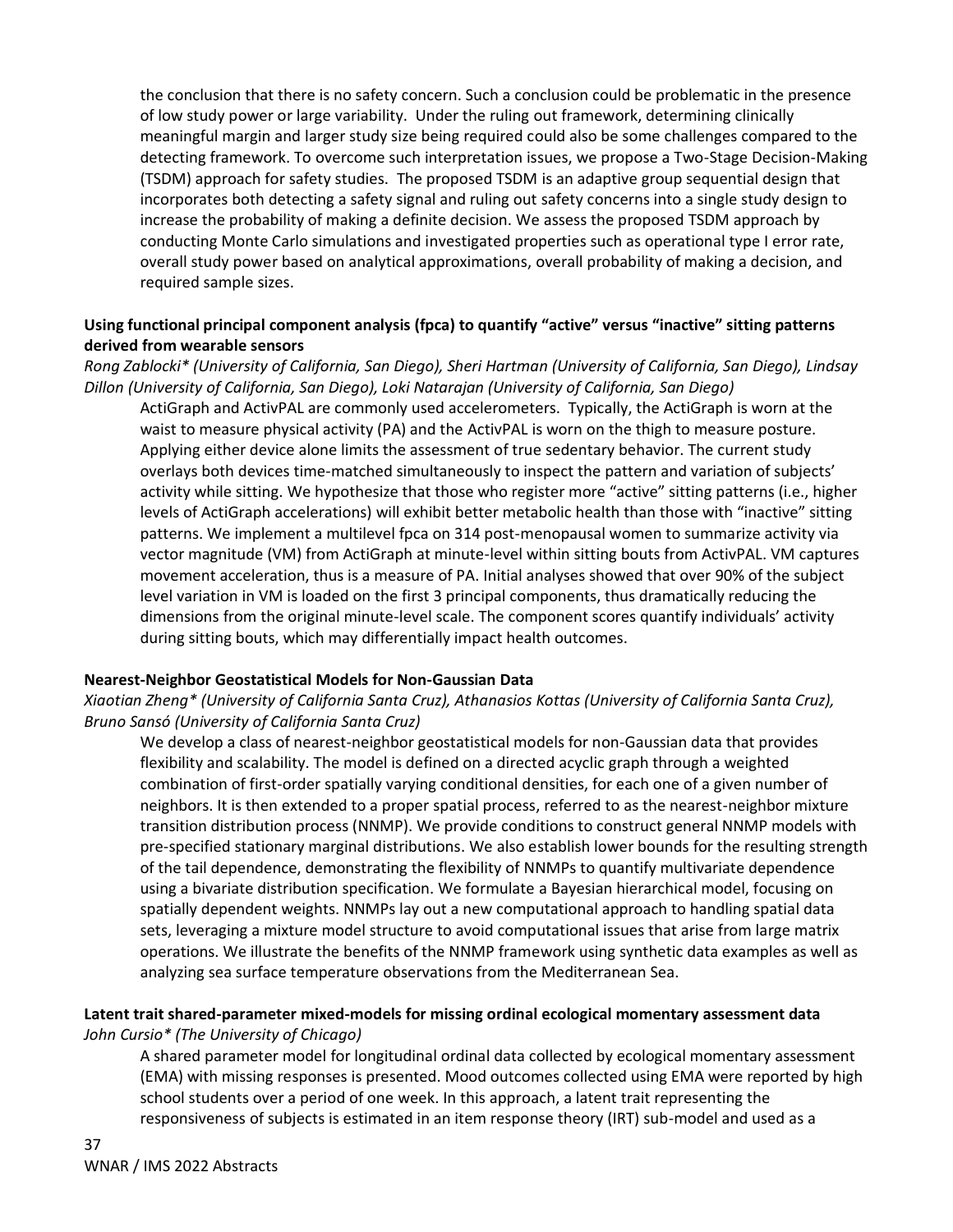the conclusion that there is no safety concern. Such a conclusion could be problematic in the presence of low study power or large variability. Under the ruling out framework, determining clinically meaningful margin and larger study size being required could also be some challenges compared to the detecting framework. To overcome such interpretation issues, we propose a Two-Stage Decision-Making (TSDM) approach for safety studies. The proposed TSDM is an adaptive group sequential design that incorporates both detecting a safety signal and ruling out safety concerns into a single study design to increase the probability of making a definite decision. We assess the proposed TSDM approach by conducting Monte Carlo simulations and investigated properties such as operational type I error rate, overall study power based on analytical approximations, overall probability of making a decision, and required sample sizes.

**Using functional principal component analysis (fpca) to quantify "active" versus "inactive" sitting patterns derived from wearable sensors**

*Rong Zablocki\* (University of California, San Diego), Sheri Hartman (University of California, San Diego), Lindsay Dillon (University of California, San Diego), Loki Natarajan (University of California, San Diego)*

ActiGraph and ActivPAL are commonly used accelerometers. Typically, the ActiGraph is worn at the waist to measure physical activity (PA) and the ActivPAL is worn on the thigh to measure posture. Applying either device alone limits the assessment of true sedentary behavior. The current study overlays both devices time-matched simultaneously to inspect the pattern and variation of subjects' activity while sitting. We hypothesize that those who register more "active" sitting patterns (i.e., higher levels of ActiGraph accelerations) will exhibit better metabolic health than those with "inactive" sitting patterns. We implement a multilevel fpca on 314 post-menopausal women to summarize activity via vector magnitude (VM) from ActiGraph at minute-level within sitting bouts from ActivPAL. VM captures movement acceleration, thus is a measure of PA. Initial analyses showed that over 90% of the subject level variation in VM is loaded on the first 3 principal components, thus dramatically reducing the dimensions from the original minute-level scale. The component scores quantify individuals' activity during sitting bouts, which may differentially impact health outcomes.

**Nearest-Neighbor Geostatistical Models for Non-Gaussian Data**

*Xiaotian Zheng\* (University of California Santa Cruz), Athanasios Kottas (University of California Santa Cruz), Bruno Sansó (University of California Santa Cruz)*

We develop a class of nearest-neighbor geostatistical models for non-Gaussian data that provides flexibility and scalability. The model is defined on a directed acyclic graph through a weighted combination of first-order spatially varying conditional densities, for each one of a given number of neighbors. It is then extended to a proper spatial process, referred to as the nearest-neighbor mixture transition distribution process (NNMP). We provide conditions to construct general NNMP models with pre-specified stationary marginal distributions. We also establish lower bounds for the resulting strength of the tail dependence, demonstrating the flexibility of NNMPs to quantify multivariate dependence using a bivariate distribution specification. We formulate a Bayesian hierarchical model, focusing on spatially dependent weights. NNMPs lay out a new computational approach to handling spatial data sets, leveraging a mixture model structure to avoid computational issues that arise from large matrix operations. We illustrate the benefits of the NNMP framework using synthetic data examples as well as analyzing sea surface temperature observations from the Mediterranean Sea.

**Latent trait shared-parameter mixed-models for missing ordinal ecological momentary assessment data**

*John Cursio\* (The University of Chicago)*

A shared parameter model for longitudinal ordinal data collected by ecological momentary assessment (EMA) with missing responses is presented. Mood outcomes collected using EMA were reported by high school students over a period of one week. In this approach, a latent trait representing the responsiveness of subjects is estimated in an item response theory (IRT) sub-model and used as a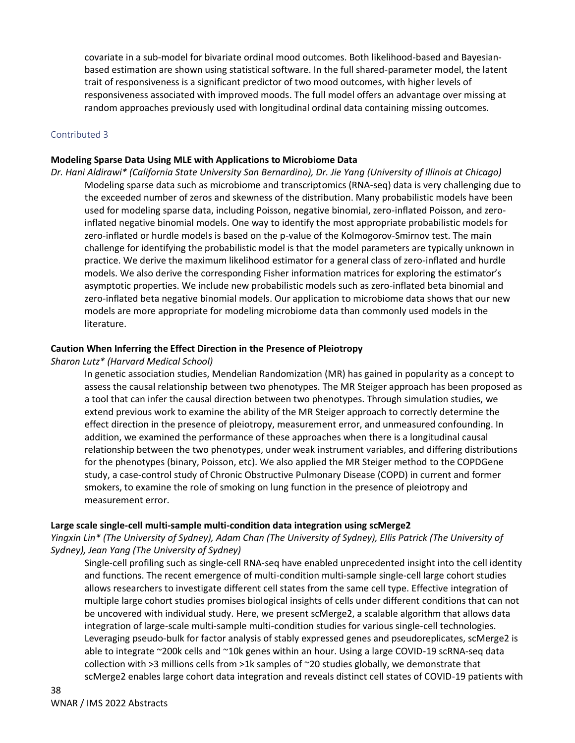covariate in a sub-model for bivariate ordinal mood outcomes. Both likelihood-based and Bayesian-based estimation are shown using statistical software. In the full shared-parameter model, the latent trait of responsiveness is a significant predictor of two mood outcomes, with higher levels of responsiveness associated with improved moods. The full model offers an advantage over missing at random approaches previously used with longitudinal ordinal data containing missing outcomes.

## Contributed 3

**Modeling Sparse Data Using MLE with Applications to Microbiome Data**

*Dr. Hani Aldirawi\* (California State University San Bernardino), Dr. Jie Yang (University of Illinois at Chicago)*

Modeling sparse data such as microbiome and transcriptomics (RNA-seq) data is very challenging due to the exceeded number of zeros and skewness of the distribution. Many probabilistic models have been used for modeling sparse data, including Poisson, negative binomial, zero-inflated Poisson, and zero-inflated negative binomial models. One way to identify the most appropriate probabilistic models for zero-inflated or hurdle models is based on the p-value of the Kolmogorov-Smirnov test. The main challenge for identifying the probabilistic model is that the model parameters are typically unknown in practice. We derive the maximum likelihood estimator for a general class of zero-inflated and hurdle models. We also derive the corresponding Fisher information matrices for exploring the estimator's asymptotic properties. We include new probabilistic models such as zero-inflated beta binomial and zero-inflated beta negative binomial models. Our application to microbiome data shows that our new models are more appropriate for modeling microbiome data than commonly used models in the literature.

**Caution When Inferring the Effect Direction in the Presence of Pleiotropy**

*Sharon Lutz\* (Harvard Medical School)*

In genetic association studies, Mendelian Randomization (MR) has gained in popularity as a concept to assess the causal relationship between two phenotypes. The MR Steiger approach has been proposed as a tool that can infer the causal direction between two phenotypes. Through simulation studies, we extend previous work to examine the ability of the MR Steiger approach to correctly determine the effect direction in the presence of pleiotropy, measurement error, and unmeasured confounding. In addition, we examined the performance of these approaches when there is a longitudinal causal relationship between the two phenotypes, under weak instrument variables, and differing distributions for the phenotypes (binary, Poisson, etc). We also applied the MR Steiger method to the COPDGene study, a case-control study of Chronic Obstructive Pulmonary Disease (COPD) in current and former smokers, to examine the role of smoking on lung function in the presence of pleiotropy and measurement error.

**Large scale single-cell multi-sample multi-condition data integration using scMerge2**

*Yingxin Lin\* (The University of Sydney), Adam Chan (The University of Sydney), Ellis Patrick (The University of Sydney), Jean Yang (The University of Sydney)*

Single-cell profiling such as single-cell RNA-seq have enabled unprecedented insight into the cell identity and functions. The recent emergence of multi-condition multi-sample single-cell large cohort studies allows researchers to investigate different cell states from the same cell type. Effective integration of multiple large cohort studies promises biological insights of cells under different conditions that can not be uncovered with individual study. Here, we present scMerge2, a scalable algorithm that allows data integration of large-scale multi-sample multi-condition studies for various single-cell technologies. Leveraging pseudo-bulk for factor analysis of stably expressed genes and pseudoreplicates, scMerge2 is able to integrate ~200k cells and ~10k genes within an hour. Using a large COVID-19 scRNA-seq data collection with >3 millions cells from >1k samples of ~20 studies globally, we demonstrate that scMerge2 enables large cohort data integration and reveals distinct cell states of COVID-19 patients with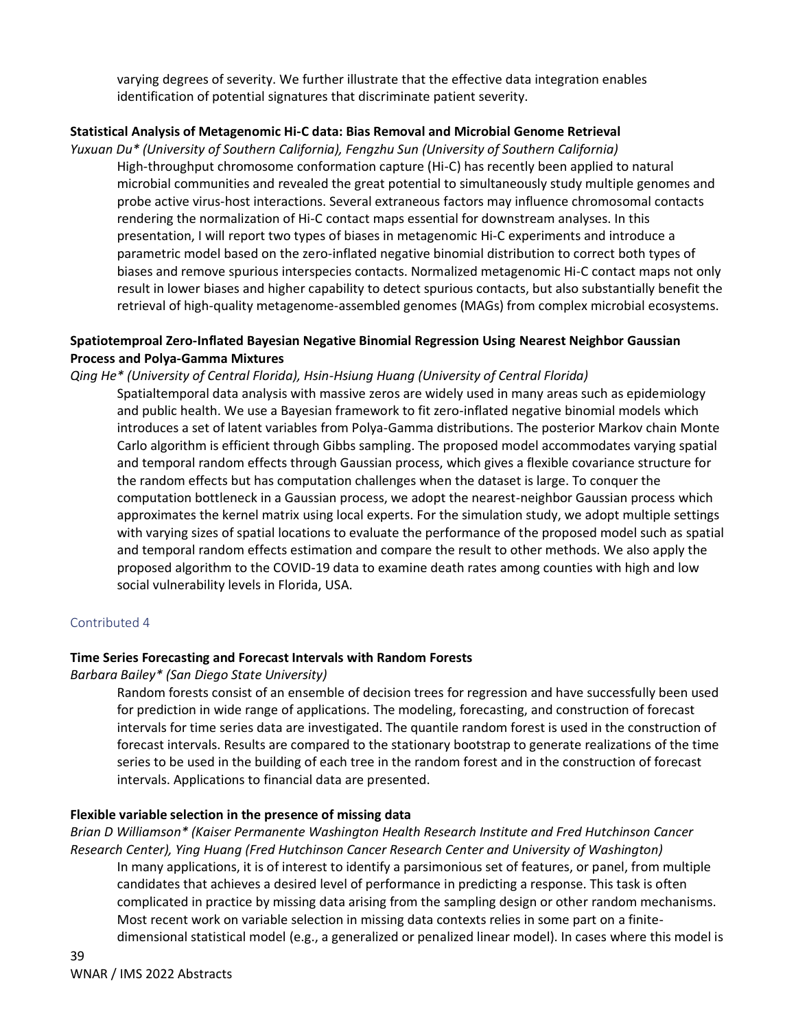varying degrees of severity. We further illustrate that the effective data integration enables identification of potential signatures that discriminate patient severity.

**Statistical Analysis of Metagenomic Hi-C data: Bias Removal and Microbial Genome Retrieval**

*Yuxuan Du* (University of Southern California), Fengzhu Sun (University of Southern California)*

High-throughput chromosome conformation capture (Hi-C) has recently been applied to natural microbial communities and revealed the great potential to simultaneously study multiple genomes and probe active virus-host interactions. Several extraneous factors may influence chromosomal contacts rendering the normalization of Hi-C contact maps essential for downstream analyses. In this presentation, I will report two types of biases in metagenomic Hi-C experiments and introduce a parametric model based on the zero-inflated negative binomial distribution to correct both types of biases and remove spurious interspecies contacts. Normalized metagenomic Hi-C contact maps not only result in lower biases and higher capability to detect spurious contacts, but also substantially benefit the retrieval of high-quality metagenome-assembled genomes (MAGs) from complex microbial ecosystems.

**Spatiotemproal Zero-Inflated Bayesian Negative Binomial Regression Using Nearest Neighbor Gaussian Process and Polya-Gamma Mixtures**

*Qing He* (University of Central Florida), Hsin-Hsiung Huang (University of Central Florida)*

Spatialtemporal data analysis with massive zeros are widely used in many areas such as epidemiology and public health. We use a Bayesian framework to fit zero-inflated negative binomial models which introduces a set of latent variables from Polya-Gamma distributions. The posterior Markov chain Monte Carlo algorithm is efficient through Gibbs sampling. The proposed model accommodates varying spatial and temporal random effects through Gaussian process, which gives a flexible covariance structure for the random effects but has computation challenges when the dataset is large. To conquer the computation bottleneck in a Gaussian process, we adopt the nearest-neighbor Gaussian process which approximates the kernel matrix using local experts. For the simulation study, we adopt multiple settings with varying sizes of spatial locations to evaluate the performance of the proposed model such as spatial and temporal random effects estimation and compare the result to other methods. We also apply the proposed algorithm to the COVID-19 data to examine death rates among counties with high and low social vulnerability levels in Florida, USA.

## Contributed 4

**Time Series Forecasting and Forecast Intervals with Random Forests**

*Barbara Bailey* (San Diego State University)*

Random forests consist of an ensemble of decision trees for regression and have successfully been used for prediction in wide range of applications. The modeling, forecasting, and construction of forecast intervals for time series data are investigated. The quantile random forest is used in the construction of forecast intervals. Results are compared to the stationary bootstrap to generate realizations of the time series to be used in the building of each tree in the random forest and in the construction of forecast intervals. Applications to financial data are presented.

**Flexible variable selection in the presence of missing data**

*Brian D Williamson* (Kaiser Permanente Washington Health Research Institute and Fred Hutchinson Cancer Research Center), Ying Huang (Fred Hutchinson Cancer Research Center and University of Washington)*

In many applications, it is of interest to identify a parsimonious set of features, or panel, from multiple candidates that achieves a desired level of performance in predicting a response. This task is often complicated in practice by missing data arising from the sampling design or other random mechanisms. Most recent work on variable selection in missing data contexts relies in some part on a finite-dimensional statistical model (e.g., a generalized or penalized linear model). In cases where this model is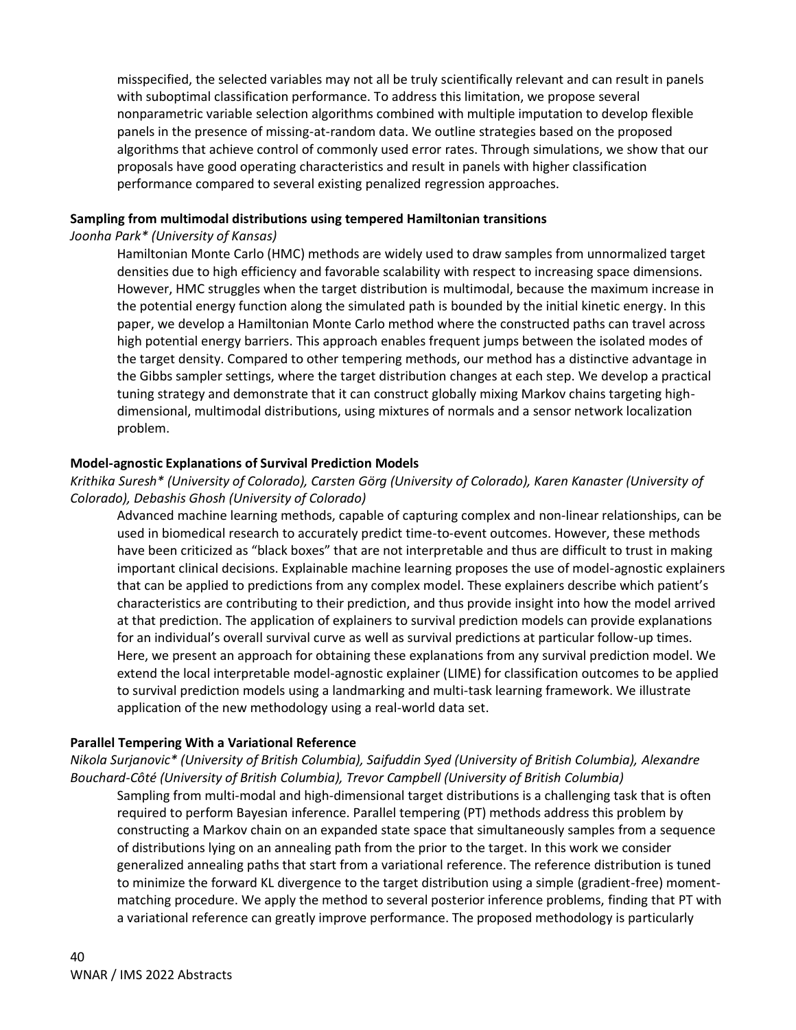misspecified, the selected variables may not all be truly scientifically relevant and can result in panels with suboptimal classification performance. To address this limitation, we propose several nonparametric variable selection algorithms combined with multiple imputation to develop flexible panels in the presence of missing-at-random data. We outline strategies based on the proposed algorithms that achieve control of commonly used error rates. Through simulations, we show that our proposals have good operating characteristics and result in panels with higher classification performance compared to several existing penalized regression approaches.

**Sampling from multimodal distributions using tempered Hamiltonian transitions**

*Joonha Park* (University of Kansas)*

Hamiltonian Monte Carlo (HMC) methods are widely used to draw samples from unnormalized target densities due to high efficiency and favorable scalability with respect to increasing space dimensions. However, HMC struggles when the target distribution is multimodal, because the maximum increase in the potential energy function along the simulated path is bounded by the initial kinetic energy. In this paper, we develop a Hamiltonian Monte Carlo method where the constructed paths can travel across high potential energy barriers. This approach enables frequent jumps between the isolated modes of the target density. Compared to other tempering methods, our method has a distinctive advantage in the Gibbs sampler settings, where the target distribution changes at each step. We develop a practical tuning strategy and demonstrate that it can construct globally mixing Markov chains targeting high-dimensional, multimodal distributions, using mixtures of normals and a sensor network localization problem.

**Model-agnostic Explanations of Survival Prediction Models**

*Krithika Suresh* (University of Colorado), Carsten Görg (University of Colorado), Karen Kanaster (University of Colorado), Debashis Ghosh (University of Colorado)*

Advanced machine learning methods, capable of capturing complex and non-linear relationships, can be used in biomedical research to accurately predict time-to-event outcomes. However, these methods have been criticized as "black boxes" that are not interpretable and thus are difficult to trust in making important clinical decisions. Explainable machine learning proposes the use of model-agnostic explainers that can be applied to predictions from any complex model. These explainers describe which patient's characteristics are contributing to their prediction, and thus provide insight into how the model arrived at that prediction. The application of explainers to survival prediction models can provide explanations for an individual's overall survival curve as well as survival predictions at particular follow-up times. Here, we present an approach for obtaining these explanations from any survival prediction model. We extend the local interpretable model-agnostic explainer (LIME) for classification outcomes to be applied to survival prediction models using a landmarking and multi-task learning framework. We illustrate application of the new methodology using a real-world data set.

**Parallel Tempering With a Variational Reference**

*Nikola Surjanovic* (University of British Columbia), Saifuddin Syed (University of British Columbia), Alexandre Bouchard-Côté (University of British Columbia), Trevor Campbell (University of British Columbia)*

Sampling from multi-modal and high-dimensional target distributions is a challenging task that is often required to perform Bayesian inference. Parallel tempering (PT) methods address this problem by constructing a Markov chain on an expanded state space that simultaneously samples from a sequence of distributions lying on an annealing path from the prior to the target. In this work we consider generalized annealing paths that start from a variational reference. The reference distribution is tuned to minimize the forward KL divergence to the target distribution using a simple (gradient-free) moment-matching procedure. We apply the method to several posterior inference problems, finding that PT with a variational reference can greatly improve performance. The proposed methodology is particularly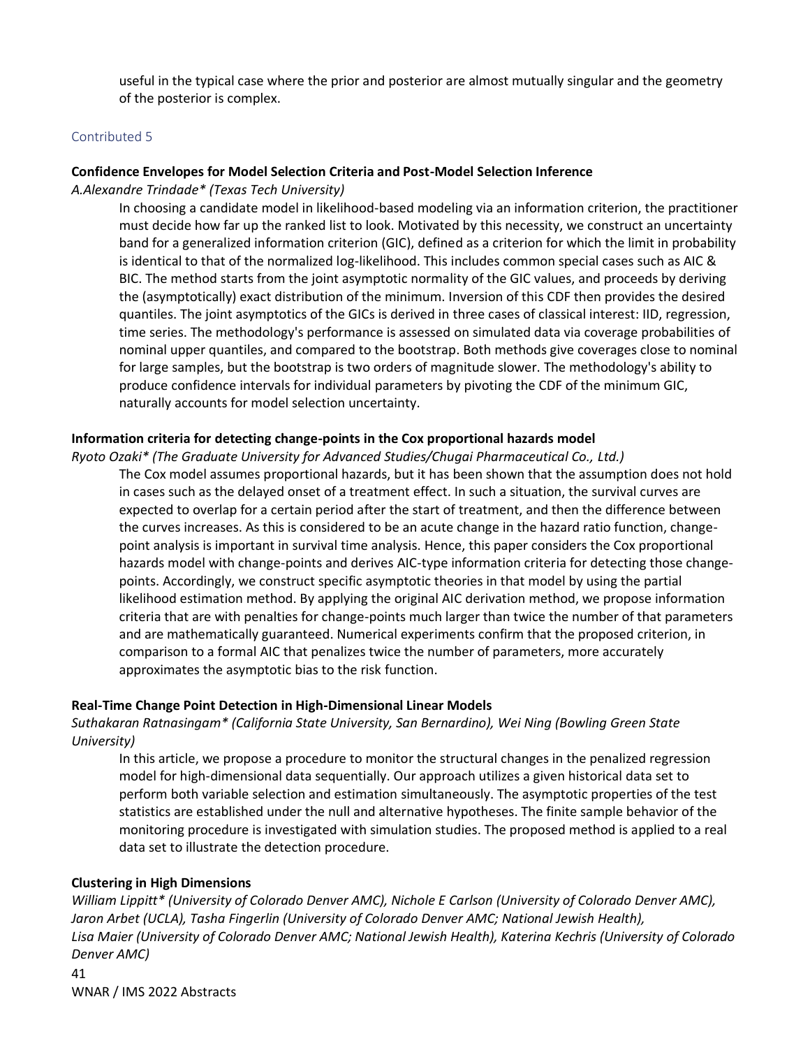useful in the typical case where the prior and posterior are almost mutually singular and the geometry of the posterior is complex.

## Contributed 5

**Confidence Envelopes for Model Selection Criteria and Post-Model Selection Inference**

*A.Alexandre Trindade\* (Texas Tech University)*

In choosing a candidate model in likelihood-based modeling via an information criterion, the practitioner must decide how far up the ranked list to look. Motivated by this necessity, we construct an uncertainty band for a generalized information criterion (GIC), defined as a criterion for which the limit in probability is identical to that of the normalized log-likelihood. This includes common special cases such as AIC & BIC. The method starts from the joint asymptotic normality of the GIC values, and proceeds by deriving the (asymptotically) exact distribution of the minimum. Inversion of this CDF then provides the desired quantiles. The joint asymptotics of the GICs is derived in three cases of classical interest: IID, regression, time series. The methodology's performance is assessed on simulated data via coverage probabilities of nominal upper quantiles, and compared to the bootstrap. Both methods give coverages close to nominal for large samples, but the bootstrap is two orders of magnitude slower. The methodology's ability to produce confidence intervals for individual parameters by pivoting the CDF of the minimum GIC, naturally accounts for model selection uncertainty.

**Information criteria for detecting change-points in the Cox proportional hazards model**

*Ryoto Ozaki\* (The Graduate University for Advanced Studies/Chugai Pharmaceutical Co., Ltd.)*

The Cox model assumes proportional hazards, but it has been shown that the assumption does not hold in cases such as the delayed onset of a treatment effect. In such a situation, the survival curves are expected to overlap for a certain period after the start of treatment, and then the difference between the curves increases. As this is considered to be an acute change in the hazard ratio function, change-point analysis is important in survival time analysis. Hence, this paper considers the Cox proportional hazards model with change-points and derives AIC-type information criteria for detecting those change-points. Accordingly, we construct specific asymptotic theories in that model by using the partial likelihood estimation method. By applying the original AIC derivation method, we propose information criteria that are with penalties for change-points much larger than twice the number of that parameters and are mathematically guaranteed. Numerical experiments confirm that the proposed criterion, in comparison to a formal AIC that penalizes twice the number of parameters, more accurately approximates the asymptotic bias to the risk function.

**Real-Time Change Point Detection in High-Dimensional Linear Models**

*Suthakaran Ratnasingam\* (California State University, San Bernardino), Wei Ning (Bowling Green State University)*

In this article, we propose a procedure to monitor the structural changes in the penalized regression model for high-dimensional data sequentially. Our approach utilizes a given historical data set to perform both variable selection and estimation simultaneously. The asymptotic properties of the test statistics are established under the null and alternative hypotheses. The finite sample behavior of the monitoring procedure is investigated with simulation studies. The proposed method is applied to a real data set to illustrate the detection procedure.

**Clustering in High Dimensions**

*William Lippitt\* (University of Colorado Denver AMC), Nichole E Carlson (University of Colorado Denver AMC), Jaron Arbet (UCLA), Tasha Fingerlin (University of Colorado Denver AMC; National Jewish Health), Lisa Maier (University of Colorado Denver AMC; National Jewish Health), Katerina Kechris (University of Colorado Denver AMC)*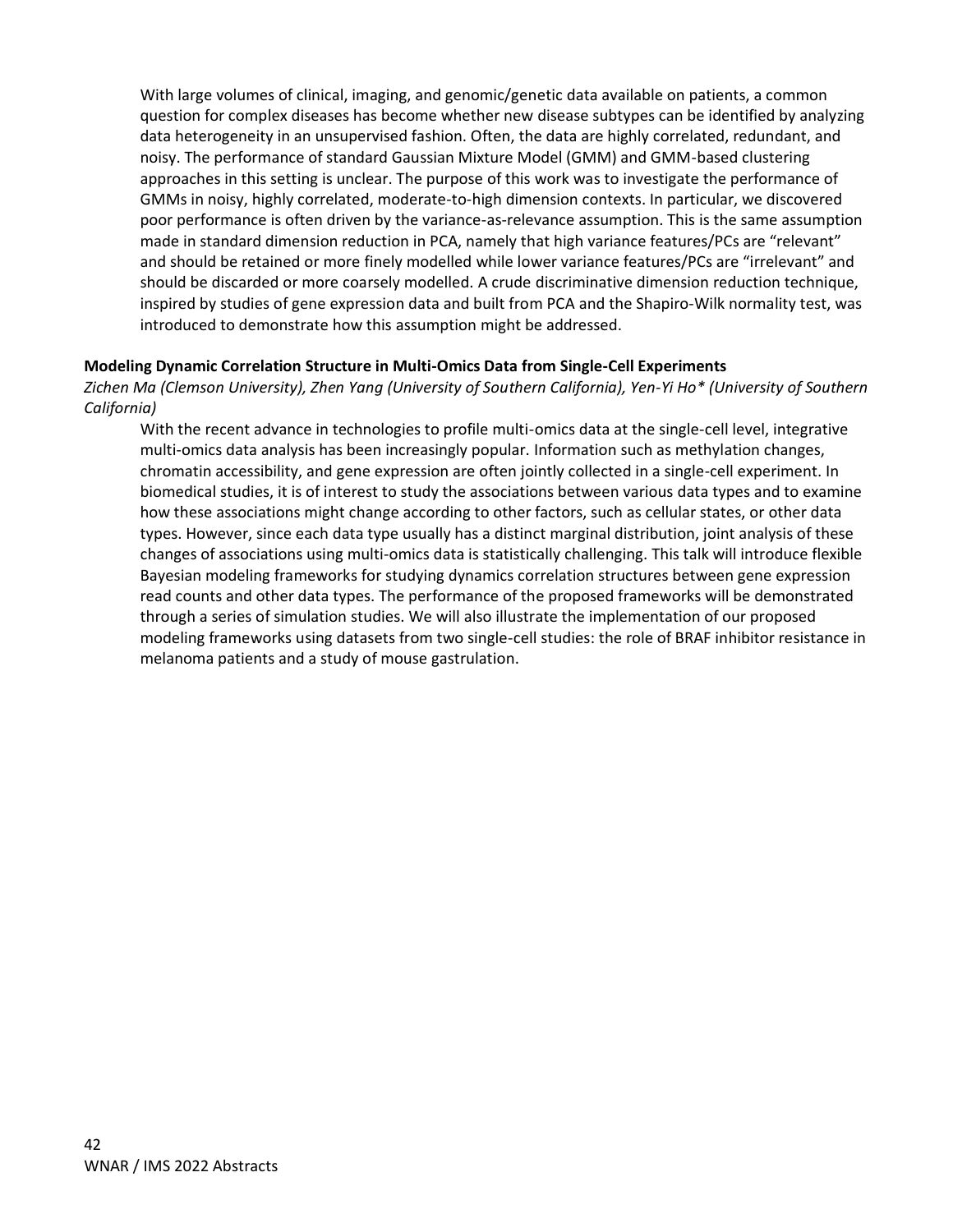With large volumes of clinical, imaging, and genomic/genetic data available on patients, a common question for complex diseases has become whether new disease subtypes can be identified by analyzing data heterogeneity in an unsupervised fashion. Often, the data are highly correlated, redundant, and noisy. The performance of standard Gaussian Mixture Model (GMM) and GMM-based clustering approaches in this setting is unclear. The purpose of this work was to investigate the performance of GMMs in noisy, highly correlated, moderate-to-high dimension contexts. In particular, we discovered poor performance is often driven by the variance-as-relevance assumption. This is the same assumption made in standard dimension reduction in PCA, namely that high variance features/PCs are "relevant" and should be retained or more finely modelled while lower variance features/PCs are "irrelevant" and should be discarded or more coarsely modelled. A crude discriminative dimension reduction technique, inspired by studies of gene expression data and built from PCA and the Shapiro-Wilk normality test, was introduced to demonstrate how this assumption might be addressed.

**Modeling Dynamic Correlation Structure in Multi-Omics Data from Single-Cell Experiments**

*Zichen Ma (Clemson University), Zhen Yang (University of Southern California), Yen-Yi Ho* (University of Southern California)*

With the recent advance in technologies to profile multi-omics data at the single-cell level, integrative multi-omics data analysis has been increasingly popular. Information such as methylation changes, chromatin accessibility, and gene expression are often jointly collected in a single-cell experiment. In biomedical studies, it is of interest to study the associations between various data types and to examine how these associations might change according to other factors, such as cellular states, or other data types. However, since each data type usually has a distinct marginal distribution, joint analysis of these changes of associations using multi-omics data is statistically challenging. This talk will introduce flexible Bayesian modeling frameworks for studying dynamics correlation structures between gene expression read counts and other data types. The performance of the proposed frameworks will be demonstrated through a series of simulation studies. We will also illustrate the implementation of our proposed modeling frameworks using datasets from two single-cell studies: the role of BRAF inhibitor resistance in melanoma patients and a study of mouse gastrulation.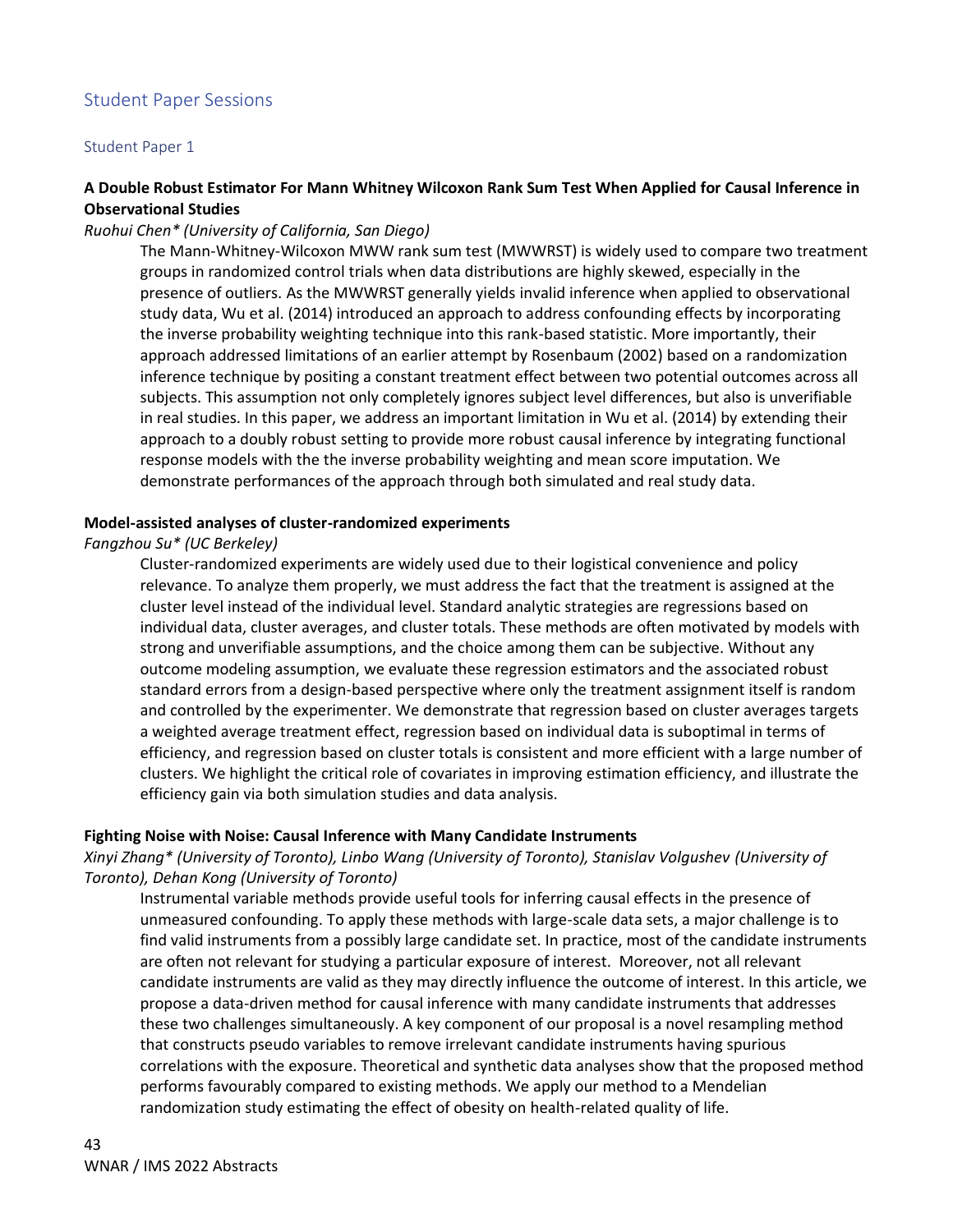## Student Paper Sessions

### Student Paper 1

**A Double Robust Estimator For Mann Whitney Wilcoxon Rank Sum Test When Applied for Causal Inference in Observational Studies**

*Ruohui Chen* (University of California, San Diego)*

The Mann-Whitney-Wilcoxon MWW rank sum test (MWWRST) is widely used to compare two treatment groups in randomized control trials when data distributions are highly skewed, especially in the presence of outliers. As the MWWRST generally yields invalid inference when applied to observational study data, Wu et al. (2014) introduced an approach to address confounding effects by incorporating the inverse probability weighting technique into this rank-based statistic. More importantly, their approach addressed limitations of an earlier attempt by Rosenbaum (2002) based on a randomization inference technique by positing a constant treatment effect between two potential outcomes across all subjects. This assumption not only completely ignores subject level differences, but also is unverifiable in real studies. In this paper, we address an important limitation in Wu et al. (2014) by extending their approach to a doubly robust setting to provide more robust causal inference by integrating functional response models with the the inverse probability weighting and mean score imputation. We demonstrate performances of the approach through both simulated and real study data.

**Model-assisted analyses of cluster-randomized experiments**

*Fangzhou Su* (UC Berkeley)*

Cluster-randomized experiments are widely used due to their logistical convenience and policy relevance. To analyze them properly, we must address the fact that the treatment is assigned at the cluster level instead of the individual level. Standard analytic strategies are regressions based on individual data, cluster averages, and cluster totals. These methods are often motivated by models with strong and unverifiable assumptions, and the choice among them can be subjective. Without any outcome modeling assumption, we evaluate these regression estimators and the associated robust standard errors from a design-based perspective where only the treatment assignment itself is random and controlled by the experimenter. We demonstrate that regression based on cluster averages targets a weighted average treatment effect, regression based on individual data is suboptimal in terms of efficiency, and regression based on cluster totals is consistent and more efficient with a large number of clusters. We highlight the critical role of covariates in improving estimation efficiency, and illustrate the efficiency gain via both simulation studies and data analysis.

**Fighting Noise with Noise: Causal Inference with Many Candidate Instruments**

*Xinyi Zhang* (University of Toronto), Linbo Wang (University of Toronto), Stanislav Volgushev (University of Toronto), Dehan Kong (University of Toronto)*

Instrumental variable methods provide useful tools for inferring causal effects in the presence of unmeasured confounding. To apply these methods with large-scale data sets, a major challenge is to find valid instruments from a possibly large candidate set. In practice, most of the candidate instruments are often not relevant for studying a particular exposure of interest. Moreover, not all relevant candidate instruments are valid as they may directly influence the outcome of interest. In this article, we propose a data-driven method for causal inference with many candidate instruments that addresses these two challenges simultaneously. A key component of our proposal is a novel resampling method that constructs pseudo variables to remove irrelevant candidate instruments having spurious correlations with the exposure. Theoretical and synthetic data analyses show that the proposed method performs favourably compared to existing methods. We apply our method to a Mendelian randomization study estimating the effect of obesity on health-related quality of life.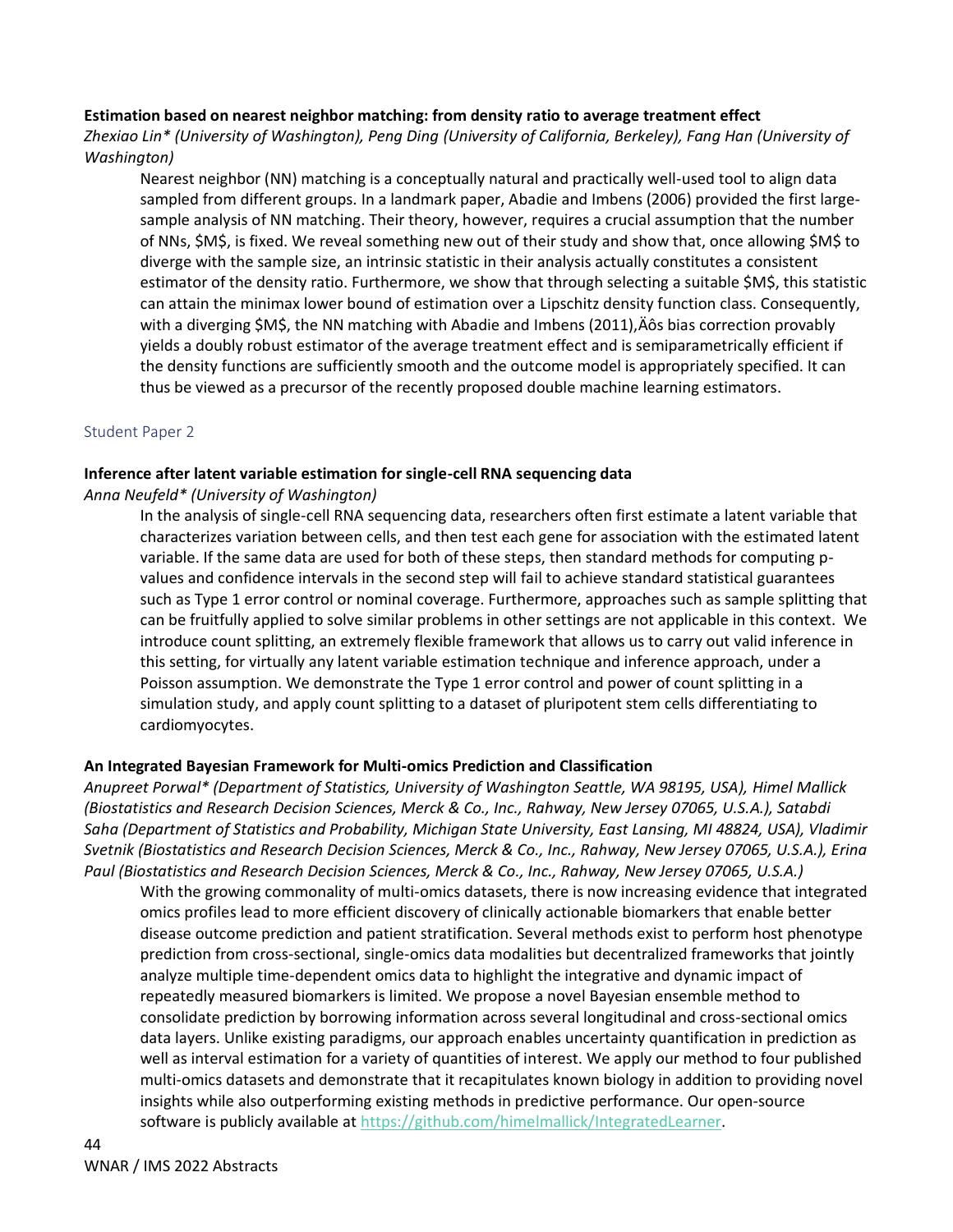**Estimation based on nearest neighbor matching: from density ratio to average treatment effect**

*Zhexiao Lin* (University of Washington), Peng Ding (University of California, Berkeley), Fang Han (University of Washington)*

Nearest neighbor (NN) matching is a conceptually natural and practically well-used tool to align data sampled from different groups. In a landmark paper, Abadie and Imbens (2006) provided the first large-sample analysis of NN matching. Their theory, however, requires a crucial assumption that the number of NNs, $M$, is fixed. We reveal something new out of their study and show that, once allowing $M$ to diverge with the sample size, an intrinsic statistic in their analysis actually constitutes a consistent estimator of the density ratio. Furthermore, we show that through selecting a suitable $M$, this statistic can attain the minimax lower bound of estimation over a Lipschitz density function class. Consequently, with a diverging $M$, the NN matching with Abadie and Imbens (2011),Äôs bias correction provably yields a doubly robust estimator of the average treatment effect and is semiparametrically efficient if the density functions are sufficiently smooth and the outcome model is appropriately specified. It can thus be viewed as a precursor of the recently proposed double machine learning estimators.

## Student Paper 2

**Inference after latent variable estimation for single-cell RNA sequencing data**

*Anna Neufeld* (University of Washington)*

In the analysis of single-cell RNA sequencing data, researchers often first estimate a latent variable that characterizes variation between cells, and then test each gene for association with the estimated latent variable. If the same data are used for both of these steps, then standard methods for computing p-values and confidence intervals in the second step will fail to achieve standard statistical guarantees such as Type 1 error control or nominal coverage. Furthermore, approaches such as sample splitting that can be fruitfully applied to solve similar problems in other settings are not applicable in this context. We introduce count splitting, an extremely flexible framework that allows us to carry out valid inference in this setting, for virtually any latent variable estimation technique and inference approach, under a Poisson assumption. We demonstrate the Type 1 error control and power of count splitting in a simulation study, and apply count splitting to a dataset of pluripotent stem cells differentiating to cardiomyocytes.

**An Integrated Bayesian Framework for Multi-omics Prediction and Classification**

*Anupreet Porwal* (Department of Statistics, University of Washington Seattle, WA 98195, USA), Himel Mallick (Biostatistics and Research Decision Sciences, Merck & Co., Inc., Rahway, New Jersey 07065, U.S.A.), Satabdi Saha (Department of Statistics and Probability, Michigan State University, East Lansing, MI 48824, USA), Vladimir Svetnik (Biostatistics and Research Decision Sciences, Merck & Co., Inc., Rahway, New Jersey 07065, U.S.A.), Erina Paul (Biostatistics and Research Decision Sciences, Merck & Co., Inc., Rahway, New Jersey 07065, U.S.A.)*

With the growing commonality of multi-omics datasets, there is now increasing evidence that integrated omics profiles lead to more efficient discovery of clinically actionable biomarkers that enable better disease outcome prediction and patient stratification. Several methods exist to perform host phenotype prediction from cross-sectional, single-omics data modalities but decentralized frameworks that jointly analyze multiple time-dependent omics data to highlight the integrative and dynamic impact of repeatedly measured biomarkers is limited. We propose a novel Bayesian ensemble method to consolidate prediction by borrowing information across several longitudinal and cross-sectional omics data layers. Unlike existing paradigms, our approach enables uncertainty quantification in prediction as well as interval estimation for a variety of quantities of interest. We apply our method to four published multi-omics datasets and demonstrate that it recapitulates known biology in addition to providing novel insights while also outperforming existing methods in predictive performance. Our open-source software is publicly available at https://github.com/himelmallick/IntegratedLearner.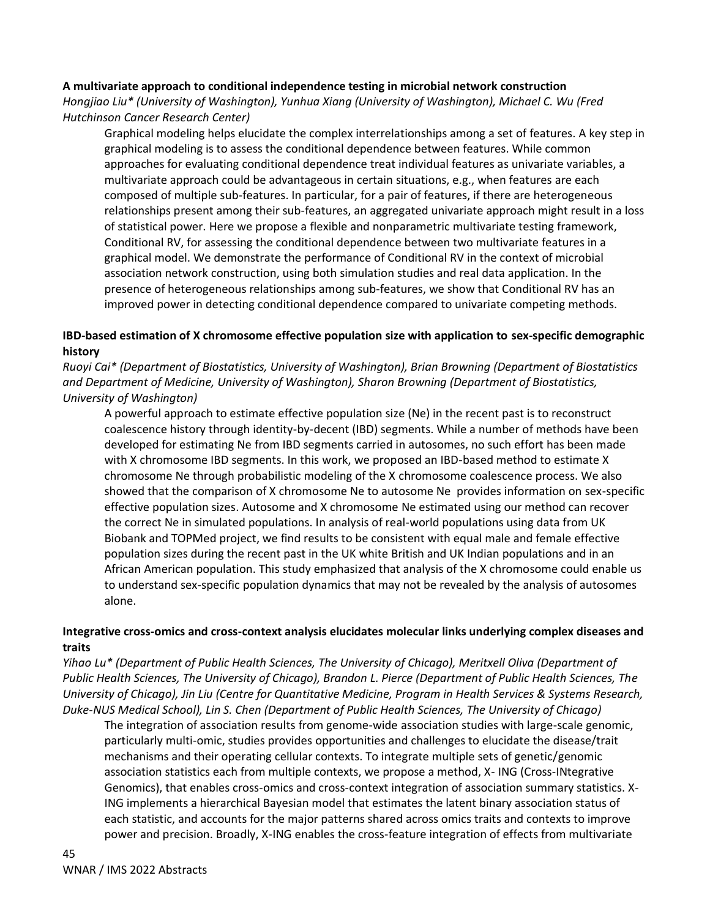**A multivariate approach to conditional independence testing in microbial network construction**

*Hongjiao Liu* (University of Washington), Yunhua Xiang (University of Washington), Michael C. Wu (Fred Hutchinson Cancer Research Center)*

Graphical modeling helps elucidate the complex interrelationships among a set of features. A key step in graphical modeling is to assess the conditional dependence between features. While common approaches for evaluating conditional dependence treat individual features as univariate variables, a multivariate approach could be advantageous in certain situations, e.g., when features are each composed of multiple sub-features. In particular, for a pair of features, if there are heterogeneous relationships present among their sub-features, an aggregated univariate approach might result in a loss of statistical power. Here we propose a flexible and nonparametric multivariate testing framework, Conditional RV, for assessing the conditional dependence between two multivariate features in a graphical model. We demonstrate the performance of Conditional RV in the context of microbial association network construction, using both simulation studies and real data application. In the presence of heterogeneous relationships among sub-features, we show that Conditional RV has an improved power in detecting conditional dependence compared to univariate competing methods.

**IBD-based estimation of X chromosome effective population size with application to sex-specific demographic history**

*Ruoyi Cai* (Department of Biostatistics, University of Washington), Brian Browning (Department of Biostatistics and Department of Medicine, University of Washington), Sharon Browning (Department of Biostatistics, University of Washington)*

A powerful approach to estimate effective population size (Ne) in the recent past is to reconstruct coalescence history through identity-by-decent (IBD) segments. While a number of methods have been developed for estimating Ne from IBD segments carried in autosomes, no such effort has been made with X chromosome IBD segments. In this work, we proposed an IBD-based method to estimate X chromosome Ne through probabilistic modeling of the X chromosome coalescence process. We also showed that the comparison of X chromosome Ne to autosome Ne provides information on sex-specific effective population sizes. Autosome and X chromosome Ne estimated using our method can recover the correct Ne in simulated populations. In analysis of real-world populations using data from UK Biobank and TOPMed project, we find results to be consistent with equal male and female effective population sizes during the recent past in the UK white British and UK Indian populations and in an African American population. This study emphasized that analysis of the X chromosome could enable us to understand sex-specific population dynamics that may not be revealed by the analysis of autosomes alone.

**Integrative cross-omics and cross-context analysis elucidates molecular links underlying complex diseases and traits**

*Yihao Lu* (Department of Public Health Sciences, The University of Chicago), Meritxell Oliva (Department of Public Health Sciences, The University of Chicago), Brandon L. Pierce (Department of Public Health Sciences, The University of Chicago), Jin Liu (Centre for Quantitative Medicine, Program in Health Services & Systems Research, Duke-NUS Medical School), Lin S. Chen (Department of Public Health Sciences, The University of Chicago)*

The integration of association results from genome-wide association studies with large-scale genomic, particularly multi-omic, studies provides opportunities and challenges to elucidate the disease/trait mechanisms and their operating cellular contexts. To integrate multiple sets of genetic/genomic association statistics each from multiple contexts, we propose a method, X- ING (Cross-INtegrative Genomics), that enables cross-omics and cross-context integration of association summary statistics. X-ING implements a hierarchical Bayesian model that estimates the latent binary association status of each statistic, and accounts for the major patterns shared across omics traits and contexts to improve power and precision. Broadly, X-ING enables the cross-feature integration of effects from multivariate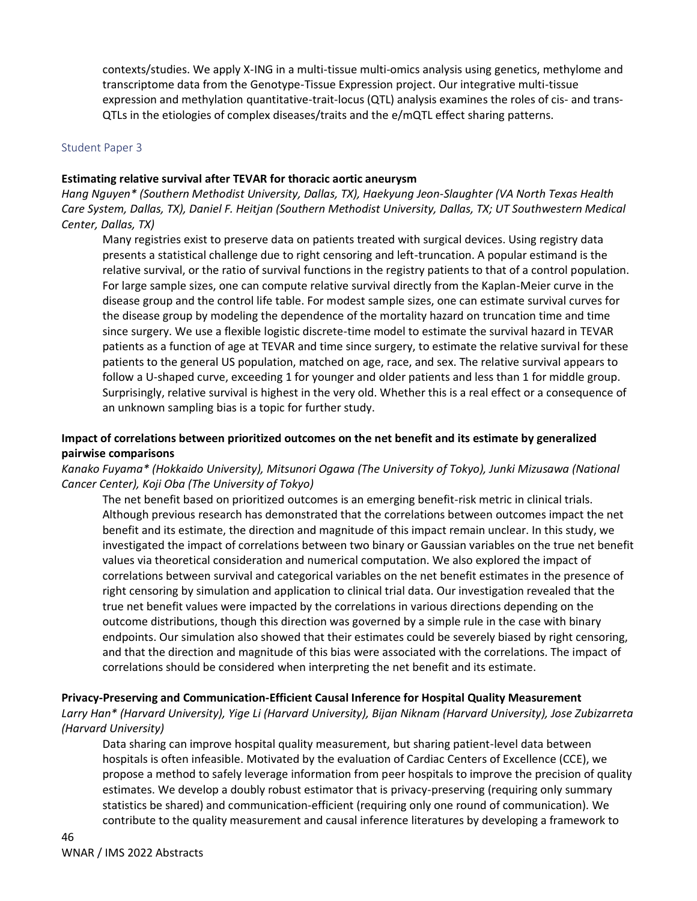contexts/studies. We apply X-ING in a multi-tissue multi-omics analysis using genetics, methylome and transcriptome data from the Genotype-Tissue Expression project. Our integrative multi-tissue expression and methylation quantitative-trait-locus (QTL) analysis examines the roles of cis- and trans-QTLs in the etiologies of complex diseases/traits and the e/mQTL effect sharing patterns.

## Student Paper 3

**Estimating relative survival after TEVAR for thoracic aortic aneurysm**

*Hang Nguyen* (Southern Methodist University, Dallas, TX), Haekyung Jeon-Slaughter (VA North Texas Health Care System, Dallas, TX), Daniel F. Heitjan (Southern Methodist University, Dallas, TX; UT Southwestern Medical Center, Dallas, TX)*

Many registries exist to preserve data on patients treated with surgical devices. Using registry data presents a statistical challenge due to right censoring and left-truncation. A popular estimand is the relative survival, or the ratio of survival functions in the registry patients to that of a control population. For large sample sizes, one can compute relative survival directly from the Kaplan-Meier curve in the disease group and the control life table. For modest sample sizes, one can estimate survival curves for the disease group by modeling the dependence of the mortality hazard on truncation time and time since surgery. We use a flexible logistic discrete-time model to estimate the survival hazard in TEVAR patients as a function of age at TEVAR and time since surgery, to estimate the relative survival for these patients to the general US population, matched on age, race, and sex. The relative survival appears to follow a U-shaped curve, exceeding 1 for younger and older patients and less than 1 for middle group. Surprisingly, relative survival is highest in the very old. Whether this is a real effect or a consequence of an unknown sampling bias is a topic for further study.

**Impact of correlations between prioritized outcomes on the net benefit and its estimate by generalized pairwise comparisons**

*Kanako Fuyama* (Hokkaido University), Mitsunori Ogawa (The University of Tokyo), Junki Mizusawa (National Cancer Center), Koji Oba (The University of Tokyo)*

The net benefit based on prioritized outcomes is an emerging benefit-risk metric in clinical trials. Although previous research has demonstrated that the correlations between outcomes impact the net benefit and its estimate, the direction and magnitude of this impact remain unclear. In this study, we investigated the impact of correlations between two binary or Gaussian variables on the true net benefit values via theoretical consideration and numerical computation. We also explored the impact of correlations between survival and categorical variables on the net benefit estimates in the presence of right censoring by simulation and application to clinical trial data. Our investigation revealed that the true net benefit values were impacted by the correlations in various directions depending on the outcome distributions, though this direction was governed by a simple rule in the case with binary endpoints. Our simulation also showed that their estimates could be severely biased by right censoring, and that the direction and magnitude of this bias were associated with the correlations. The impact of correlations should be considered when interpreting the net benefit and its estimate.

**Privacy-Preserving and Communication-Efficient Causal Inference for Hospital Quality Measurement**

*Larry Han* (Harvard University), Yige Li (Harvard University), Bijan Niknam (Harvard University), Jose Zubizarreta (Harvard University)*

Data sharing can improve hospital quality measurement, but sharing patient-level data between hospitals is often infeasible. Motivated by the evaluation of Cardiac Centers of Excellence (CCE), we propose a method to safely leverage information from peer hospitals to improve the precision of quality estimates. We develop a doubly robust estimator that is privacy-preserving (requiring only summary statistics be shared) and communication-efficient (requiring only one round of communication). We contribute to the quality measurement and causal inference literatures by developing a framework to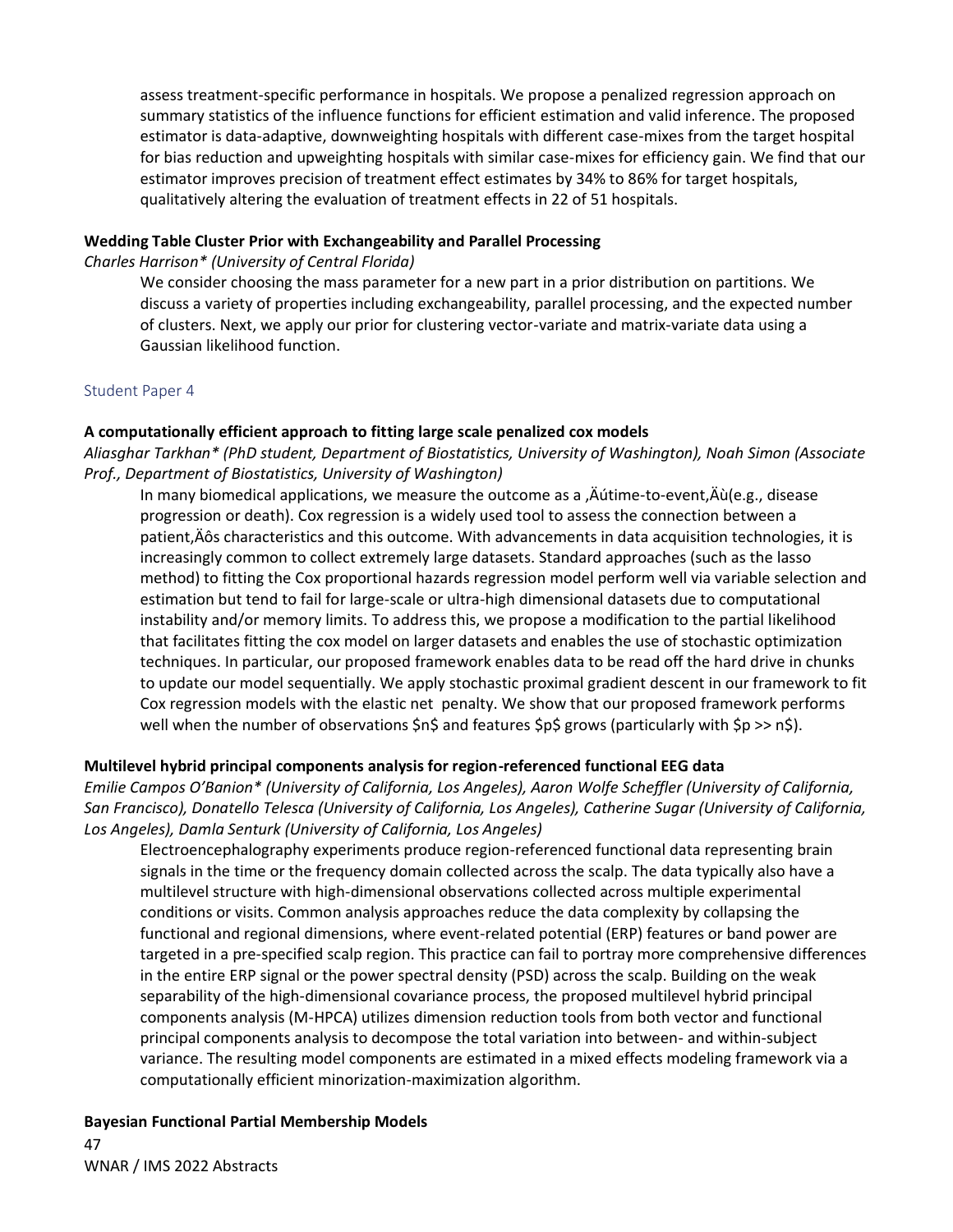assess treatment-specific performance in hospitals. We propose a penalized regression approach on summary statistics of the influence functions for efficient estimation and valid inference. The proposed estimator is data-adaptive, downweighting hospitals with different case-mixes from the target hospital for bias reduction and upweighting hospitals with similar case-mixes for efficiency gain. We find that our estimator improves precision of treatment effect estimates by 34% to 86% for target hospitals, qualitatively altering the evaluation of treatment effects in 22 of 51 hospitals.

**Wedding Table Cluster Prior with Exchangeability and Parallel Processing**

*Charles Harrison* (University of Central Florida)*

We consider choosing the mass parameter for a new part in a prior distribution on partitions. We discuss a variety of properties including exchangeability, parallel processing, and the expected number of clusters. Next, we apply our prior for clustering vector-variate and matrix-variate data using a Gaussian likelihood function.

## Student Paper 4

**A computationally efficient approach to fitting large scale penalized cox models**

*Aliasghar Tarkhan* (PhD student, Department of Biostatistics, University of Washington), Noah Simon (Associate Prof., Department of Biostatistics, University of Washington)*

In many biomedical applications, we measure the outcome as a ‚Äútime-to-event‚Äù(e.g., disease progression or death). Cox regression is a widely used tool to assess the connection between a patient‚Äôs characteristics and this outcome. With advancements in data acquisition technologies, it is increasingly common to collect extremely large datasets. Standard approaches (such as the lasso method) to fitting the Cox proportional hazards regression model perform well via variable selection and estimation but tend to fail for large-scale or ultra-high dimensional datasets due to computational instability and/or memory limits. To address this, we propose a modification to the partial likelihood that facilitates fitting the cox model on larger datasets and enables the use of stochastic optimization techniques. In particular, our proposed framework enables data to be read off the hard drive in chunks to update our model sequentially. We apply stochastic proximal gradient descent in our framework to fit Cox regression models with the elastic net penalty. We show that our proposed framework performs well when the number of observations $n$ and features $p$ grows (particularly with $p >> n$).

**Multilevel hybrid principal components analysis for region-referenced functional EEG data**

*Emilie Campos O'Banion* (University of California, Los Angeles), Aaron Wolfe Scheffler (University of California, San Francisco), Donatello Telesca (University of California, Los Angeles), Catherine Sugar (University of California, Los Angeles), Damla Senturk (University of California, Los Angeles)*

Electroencephalography experiments produce region-referenced functional data representing brain signals in the time or the frequency domain collected across the scalp. The data typically also have a multilevel structure with high-dimensional observations collected across multiple experimental conditions or visits. Common analysis approaches reduce the data complexity by collapsing the functional and regional dimensions, where event-related potential (ERP) features or band power are targeted in a pre-specified scalp region. This practice can fail to portray more comprehensive differences in the entire ERP signal or the power spectral density (PSD) across the scalp. Building on the weak separability of the high-dimensional covariance process, the proposed multilevel hybrid principal components analysis (M-HPCA) utilizes dimension reduction tools from both vector and functional principal components analysis to decompose the total variation into between- and within-subject variance. The resulting model components are estimated in a mixed effects modeling framework via a computationally efficient minorization-maximization algorithm.

**Bayesian Functional Partial Membership Models**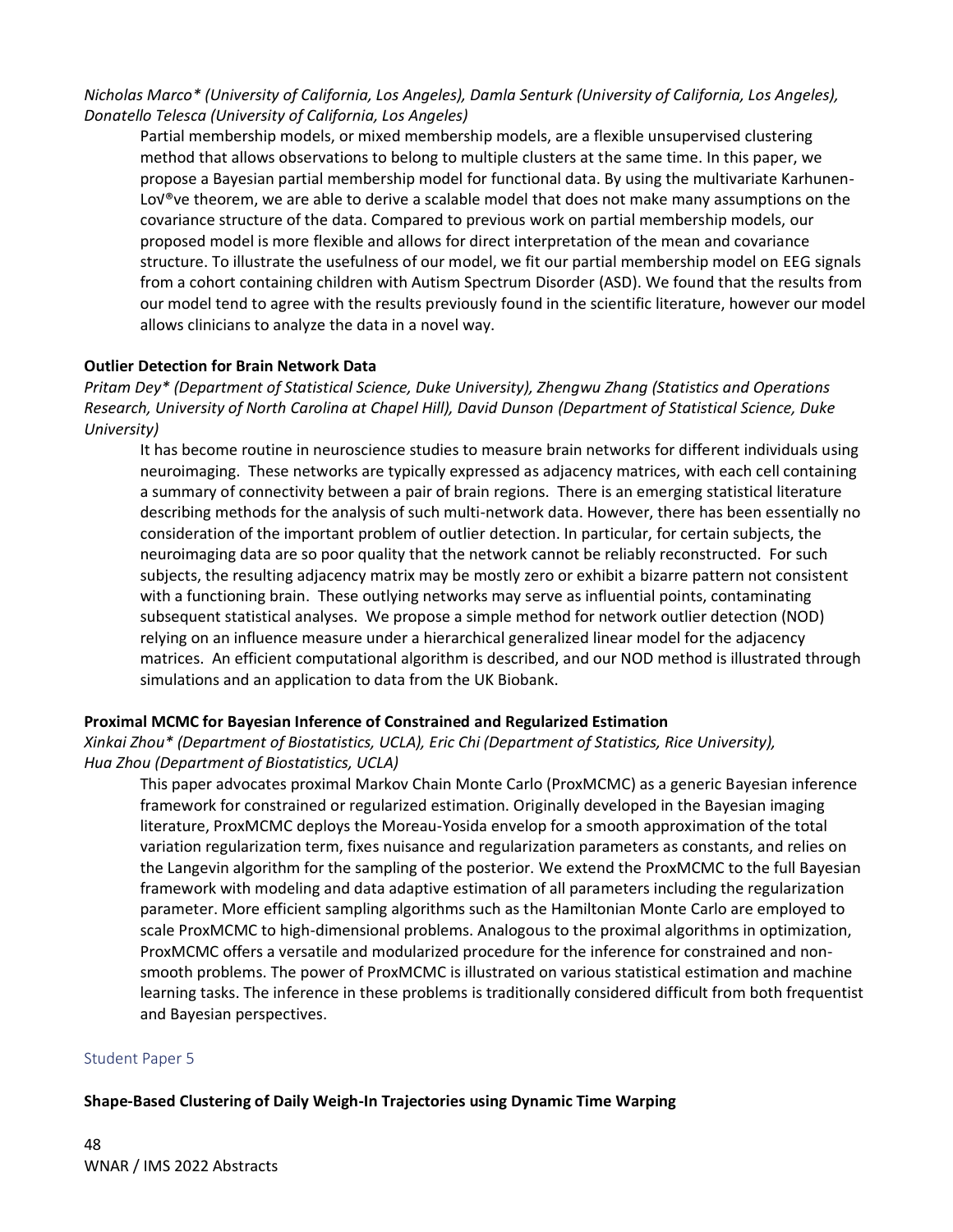*Nicholas Marco\* (University of California, Los Angeles), Damla Senturk (University of California, Los Angeles), Donatello Telesca (University of California, Los Angeles)*

Partial membership models, or mixed membership models, are a flexible unsupervised clustering method that allows observations to belong to multiple clusters at the same time. In this paper, we propose a Bayesian partial membership model for functional data. By using the multivariate Karhunen-Lov®ve theorem, we are able to derive a scalable model that does not make many assumptions on the covariance structure of the data. Compared to previous work on partial membership models, our proposed model is more flexible and allows for direct interpretation of the mean and covariance structure. To illustrate the usefulness of our model, we fit our partial membership model on EEG signals from a cohort containing children with Autism Spectrum Disorder (ASD). We found that the results from our model tend to agree with the results previously found in the scientific literature, however our model allows clinicians to analyze the data in a novel way.

**Outlier Detection for Brain Network Data**

*Pritam Dey\* (Department of Statistical Science, Duke University), Zhengwu Zhang (Statistics and Operations Research, University of North Carolina at Chapel Hill), David Dunson (Department of Statistical Science, Duke University)*

It has become routine in neuroscience studies to measure brain networks for different individuals using neuroimaging. These networks are typically expressed as adjacency matrices, with each cell containing a summary of connectivity between a pair of brain regions. There is an emerging statistical literature describing methods for the analysis of such multi-network data. However, there has been essentially no consideration of the important problem of outlier detection. In particular, for certain subjects, the neuroimaging data are so poor quality that the network cannot be reliably reconstructed. For such subjects, the resulting adjacency matrix may be mostly zero or exhibit a bizarre pattern not consistent with a functioning brain. These outlying networks may serve as influential points, contaminating subsequent statistical analyses. We propose a simple method for network outlier detection (NOD) relying on an influence measure under a hierarchical generalized linear model for the adjacency matrices. An efficient computational algorithm is described, and our NOD method is illustrated through simulations and an application to data from the UK Biobank.

**Proximal MCMC for Bayesian Inference of Constrained and Regularized Estimation**

*Xinkai Zhou\* (Department of Biostatistics, UCLA), Eric Chi (Department of Statistics, Rice University), Hua Zhou (Department of Biostatistics, UCLA)*

This paper advocates proximal Markov Chain Monte Carlo (ProxMCMC) as a generic Bayesian inference framework for constrained or regularized estimation. Originally developed in the Bayesian imaging literature, ProxMCMC deploys the Moreau-Yosida envelop for a smooth approximation of the total variation regularization term, fixes nuisance and regularization parameters as constants, and relies on the Langevin algorithm for the sampling of the posterior. We extend the ProxMCMC to the full Bayesian framework with modeling and data adaptive estimation of all parameters including the regularization parameter. More efficient sampling algorithms such as the Hamiltonian Monte Carlo are employed to scale ProxMCMC to high-dimensional problems. Analogous to the proximal algorithms in optimization, ProxMCMC offers a versatile and modularized procedure for the inference for constrained and non-smooth problems. The power of ProxMCMC is illustrated on various statistical estimation and machine learning tasks. The inference in these problems is traditionally considered difficult from both frequentist and Bayesian perspectives.

## Student Paper 5

**Shape-Based Clustering of Daily Weigh-In Trajectories using Dynamic Time Warping**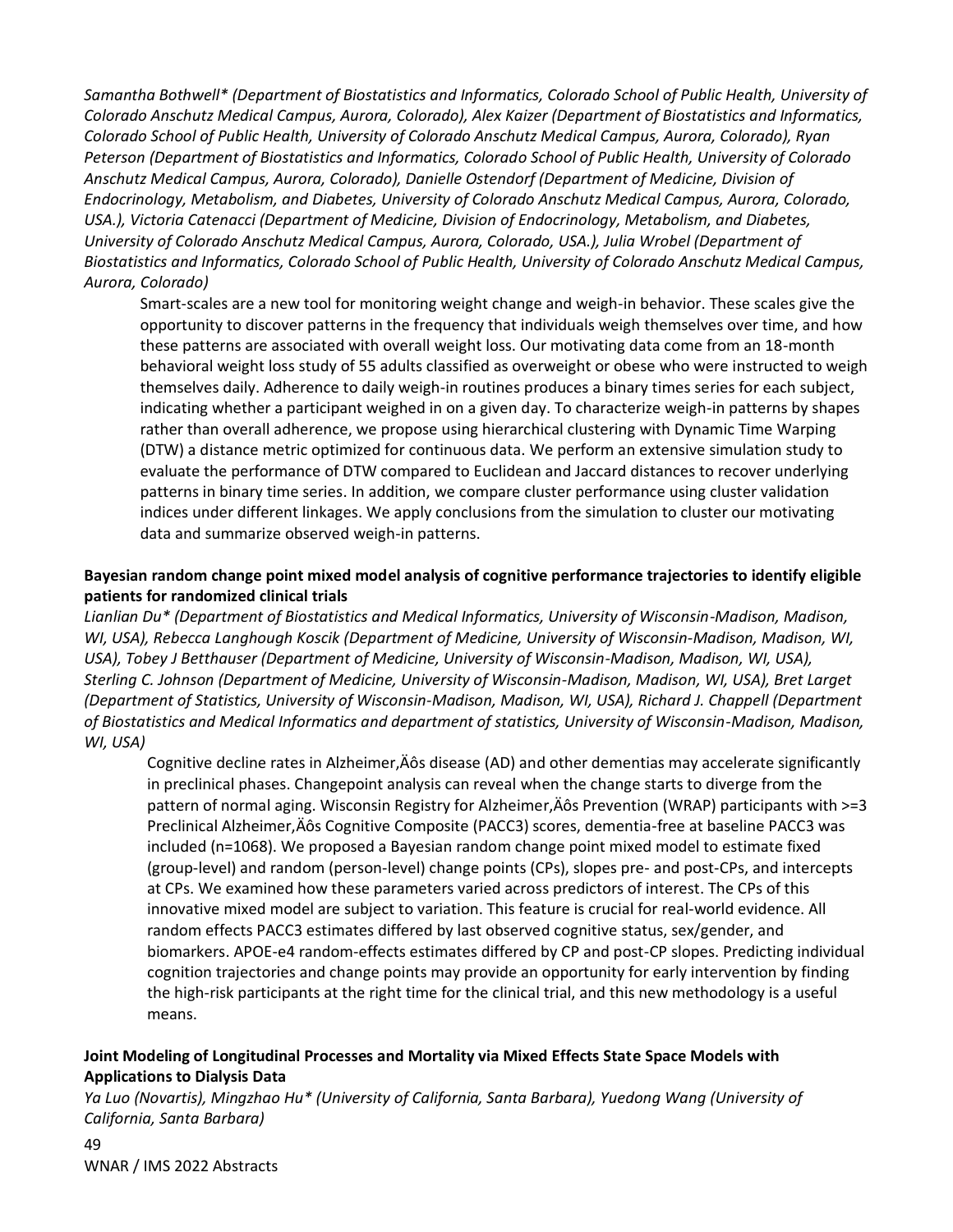*Samantha Bothwell\* (Department of Biostatistics and Informatics, Colorado School of Public Health, University of Colorado Anschutz Medical Campus, Aurora, Colorado), Alex Kaizer (Department of Biostatistics and Informatics, Colorado School of Public Health, University of Colorado Anschutz Medical Campus, Aurora, Colorado), Ryan Peterson (Department of Biostatistics and Informatics, Colorado School of Public Health, University of Colorado Anschutz Medical Campus, Aurora, Colorado), Danielle Ostendorf (Department of Medicine, Division of Endocrinology, Metabolism, and Diabetes, University of Colorado Anschutz Medical Campus, Aurora, Colorado, USA.), Victoria Catenacci (Department of Medicine, Division of Endocrinology, Metabolism, and Diabetes, University of Colorado Anschutz Medical Campus, Aurora, Colorado, USA.), Julia Wrobel (Department of Biostatistics and Informatics, Colorado School of Public Health, University of Colorado Anschutz Medical Campus, Aurora, Colorado)*

Smart-scales are a new tool for monitoring weight change and weigh-in behavior. These scales give the opportunity to discover patterns in the frequency that individuals weigh themselves over time, and how these patterns are associated with overall weight loss. Our motivating data come from an 18-month behavioral weight loss study of 55 adults classified as overweight or obese who were instructed to weigh themselves daily. Adherence to daily weigh-in routines produces a binary times series for each subject, indicating whether a participant weighed in on a given day. To characterize weigh-in patterns by shapes rather than overall adherence, we propose using hierarchical clustering with Dynamic Time Warping (DTW) a distance metric optimized for continuous data. We perform an extensive simulation study to evaluate the performance of DTW compared to Euclidean and Jaccard distances to recover underlying patterns in binary time series. In addition, we compare cluster performance using cluster validation indices under different linkages. We apply conclusions from the simulation to cluster our motivating data and summarize observed weigh-in patterns.

**Bayesian random change point mixed model analysis of cognitive performance trajectories to identify eligible patients for randomized clinical trials**

*Lianlian Du\* (Department of Biostatistics and Medical Informatics, University of Wisconsin-Madison, Madison, WI, USA), Rebecca Langhough Koscik (Department of Medicine, University of Wisconsin-Madison, Madison, WI, USA), Tobey J Betthauser (Department of Medicine, University of Wisconsin-Madison, Madison, WI, USA), Sterling C. Johnson (Department of Medicine, University of Wisconsin-Madison, Madison, WI, USA), Bret Larget (Department of Statistics, University of Wisconsin-Madison, Madison, WI, USA), Richard J. Chappell (Department of Biostatistics and Medical Informatics and department of statistics, University of Wisconsin-Madison, Madison, WI, USA)*

Cognitive decline rates in Alzheimer‚Äôs disease (AD) and other dementias may accelerate significantly in preclinical phases. Changepoint analysis can reveal when the change starts to diverge from the pattern of normal aging. Wisconsin Registry for Alzheimer‚Äôs Prevention (WRAP) participants with >=3 Preclinical Alzheimer‚Äôs Cognitive Composite (PACC3) scores, dementia-free at baseline PACC3 was included (n=1068). We proposed a Bayesian random change point mixed model to estimate fixed (group-level) and random (person-level) change points (CPs), slopes pre- and post-CPs, and intercepts at CPs. We examined how these parameters varied across predictors of interest. The CPs of this innovative mixed model are subject to variation. This feature is crucial for real-world evidence. All random effects PACC3 estimates differed by last observed cognitive status, sex/gender, and biomarkers. APOE-e4 random-effects estimates differed by CP and post-CP slopes. Predicting individual cognition trajectories and change points may provide an opportunity for early intervention by finding the high-risk participants at the right time for the clinical trial, and this new methodology is a useful means.

**Joint Modeling of Longitudinal Processes and Mortality via Mixed Effects State Space Models with Applications to Dialysis Data**

*Ya Luo (Novartis), Mingzhao Hu\* (University of California, Santa Barbara), Yuedong Wang (University of California, Santa Barbara)*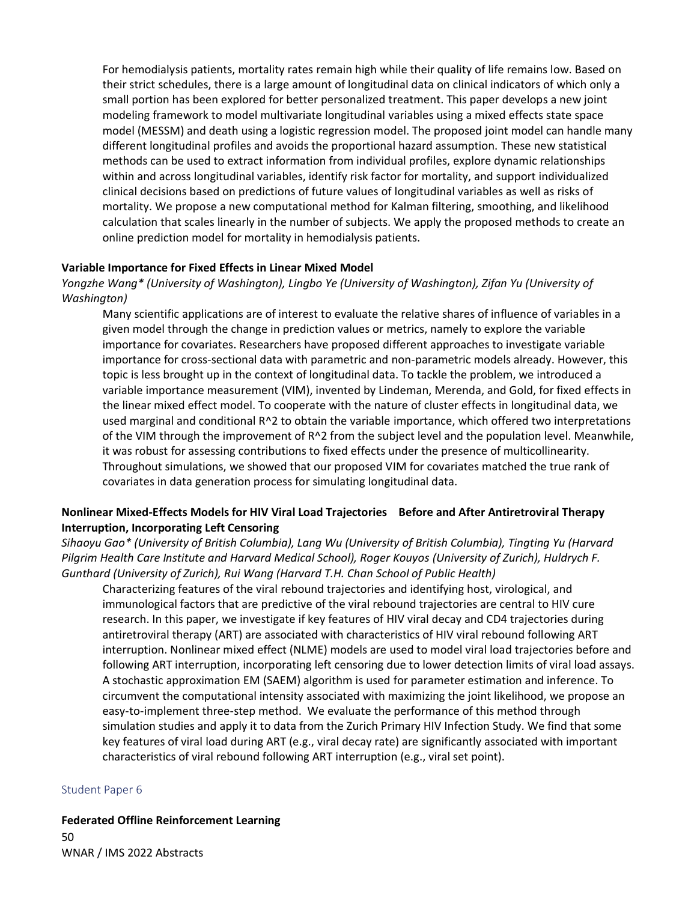For hemodialysis patients, mortality rates remain high while their quality of life remains low. Based on their strict schedules, there is a large amount of longitudinal data on clinical indicators of which only a small portion has been explored for better personalized treatment. This paper develops a new joint modeling framework to model multivariate longitudinal variables using a mixed effects state space model (MESSM) and death using a logistic regression model. The proposed joint model can handle many different longitudinal profiles and avoids the proportional hazard assumption. These new statistical methods can be used to extract information from individual profiles, explore dynamic relationships within and across longitudinal variables, identify risk factor for mortality, and support individualized clinical decisions based on predictions of future values of longitudinal variables as well as risks of mortality. We propose a new computational method for Kalman filtering, smoothing, and likelihood calculation that scales linearly in the number of subjects. We apply the proposed methods to create an online prediction model for mortality in hemodialysis patients.

**Variable Importance for Fixed Effects in Linear Mixed Model**

*Yongzhe Wang* (University of Washington), Lingbo Ye (University of Washington), Zifan Yu (University of Washington)*

Many scientific applications are of interest to evaluate the relative shares of influence of variables in a given model through the change in prediction values or metrics, namely to explore the variable importance for covariates. Researchers have proposed different approaches to investigate variable importance for cross-sectional data with parametric and non-parametric models already. However, this topic is less brought up in the context of longitudinal data. To tackle the problem, we introduced a variable importance measurement (VIM), invented by Lindeman, Merenda, and Gold, for fixed effects in the linear mixed effect model. To cooperate with the nature of cluster effects in longitudinal data, we used marginal and conditional $R^2$ to obtain the variable importance, which offered two interpretations of the VIM through the improvement of $R^2$ from the subject level and the population level. Meanwhile, it was robust for assessing contributions to fixed effects under the presence of multicollinearity. Throughout simulations, we showed that our proposed VIM for covariates matched the true rank of covariates in data generation process for simulating longitudinal data.

**Nonlinear Mixed-Effects Models for HIV Viral Load Trajectories Before and After Antiretroviral Therapy Interruption, Incorporating Left Censoring**

*Sihaoyu Gao* (University of British Columbia), Lang Wu (University of British Columbia), Tingting Yu (Harvard Pilgrim Health Care Institute and Harvard Medical School), Roger Kouyos (University of Zurich), Huldrych F. Gunthard (University of Zurich), Rui Wang (Harvard T.H. Chan School of Public Health)*

Characterizing features of the viral rebound trajectories and identifying host, virological, and immunological factors that are predictive of the viral rebound trajectories are central to HIV cure research. In this paper, we investigate if key features of HIV viral decay and CD4 trajectories during antiretroviral therapy (ART) are associated with characteristics of HIV viral rebound following ART interruption. Nonlinear mixed effect (NLME) models are used to model viral load trajectories before and following ART interruption, incorporating left censoring due to lower detection limits of viral load assays. A stochastic approximation EM (SAEM) algorithm is used for parameter estimation and inference. To circumvent the computational intensity associated with maximizing the joint likelihood, we propose an easy-to-implement three-step method. We evaluate the performance of this method through simulation studies and apply it to data from the Zurich Primary HIV Infection Study. We find that some key features of viral load during ART (e.g., viral decay rate) are significantly associated with important characteristics of viral rebound following ART interruption (e.g., viral set point).

## Student Paper 6

**Federated Offline Reinforcement Learning**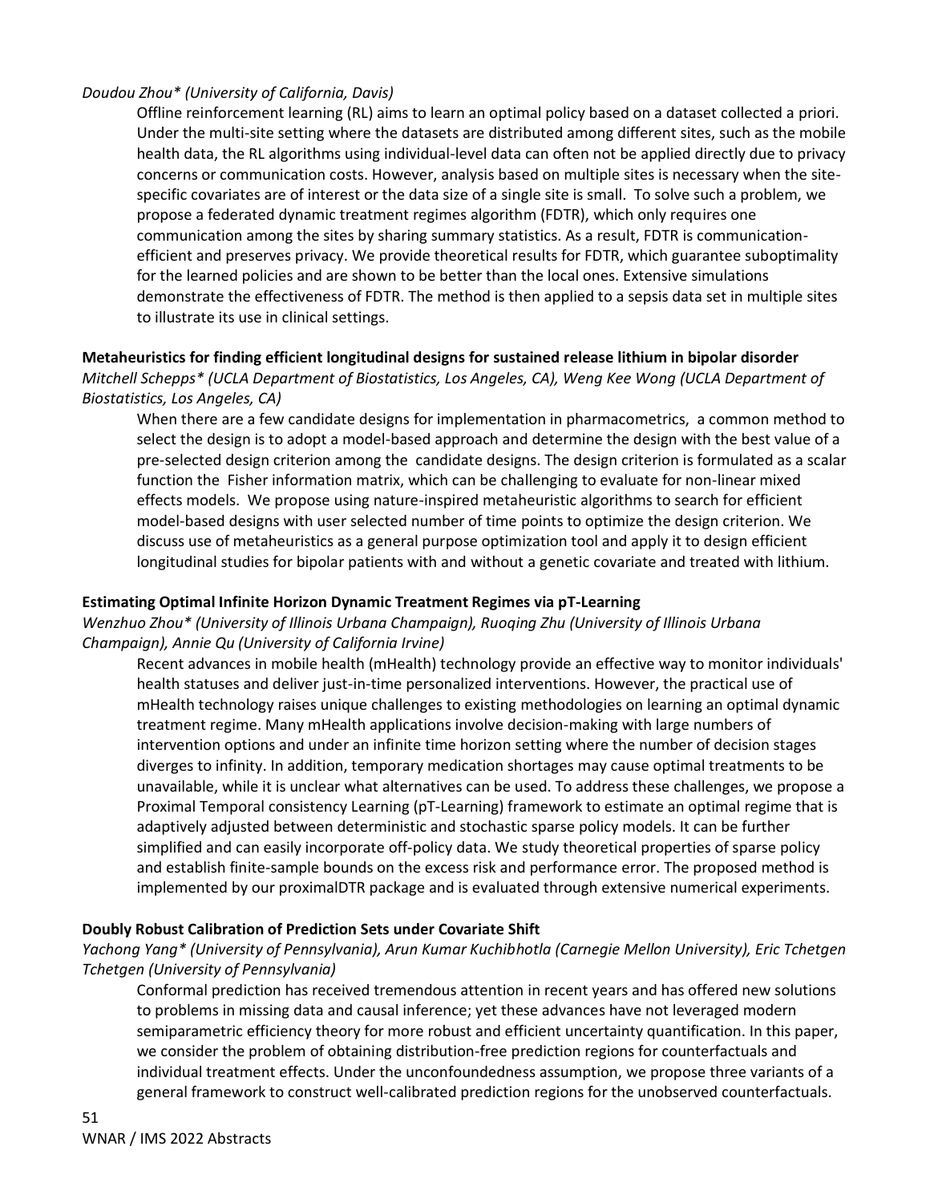*Doudou Zhou\* (University of California, Davis)*

Offline reinforcement learning (RL) aims to learn an optimal policy based on a dataset collected a priori. Under the multi-site setting where the datasets are distributed among different sites, such as the mobile health data, the RL algorithms using individual-level data can often not be applied directly due to privacy concerns or communication costs. However, analysis based on multiple sites is necessary when the site-specific covariates are of interest or the data size of a single site is small. To solve such a problem, we propose a federated dynamic treatment regimes algorithm (FDTR), which only requires one communication among the sites by sharing summary statistics. As a result, FDTR is communication-efficient and preserves privacy. We provide theoretical results for FDTR, which guarantee suboptimality for the learned policies and are shown to be better than the local ones. Extensive simulations demonstrate the effectiveness of FDTR. The method is then applied to a sepsis data set in multiple sites to illustrate its use in clinical settings.

**Metaheuristics for finding efficient longitudinal designs for sustained release lithium in bipolar disorder**

*Mitchell Schepps\* (UCLA Department of Biostatistics, Los Angeles, CA), Weng Kee Wong (UCLA Department of Biostatistics, Los Angeles, CA)*

When there are a few candidate designs for implementation in pharmacometrics, a common method to select the design is to adopt a model-based approach and determine the design with the best value of a pre-selected design criterion among the candidate designs. The design criterion is formulated as a scalar function the Fisher information matrix, which can be challenging to evaluate for non-linear mixed effects models. We propose using nature-inspired metaheuristic algorithms to search for efficient model-based designs with user selected number of time points to optimize the design criterion. We discuss use of metaheuristics as a general purpose optimization tool and apply it to design efficient longitudinal studies for bipolar patients with and without a genetic covariate and treated with lithium.

**Estimating Optimal Infinite Horizon Dynamic Treatment Regimes via pT-Learning**

*Wenzhuo Zhou\* (University of Illinois Urbana Champaign), Ruoqing Zhu (University of Illinois Urbana Champaign), Annie Qu (University of California Irvine)*

Recent advances in mobile health (mHealth) technology provide an effective way to monitor individuals' health statuses and deliver just-in-time personalized interventions. However, the practical use of mHealth technology raises unique challenges to existing methodologies on learning an optimal dynamic treatment regime. Many mHealth applications involve decision-making with large numbers of intervention options and under an infinite time horizon setting where the number of decision stages diverges to infinity. In addition, temporary medication shortages may cause optimal treatments to be unavailable, while it is unclear what alternatives can be used. To address these challenges, we propose a Proximal Temporal consistency Learning (pT-Learning) framework to estimate an optimal regime that is adaptively adjusted between deterministic and stochastic sparse policy models. It can be further simplified and can easily incorporate off-policy data. We study theoretical properties of sparse policy and establish finite-sample bounds on the excess risk and performance error. The proposed method is implemented by our proximalDTR package and is evaluated through extensive numerical experiments.

**Doubly Robust Calibration of Prediction Sets under Covariate Shift**

*Yachong Yang\* (University of Pennsylvania), Arun Kumar Kuchibhotla (Carnegie Mellon University), Eric Tchetgen Tchetgen (University of Pennsylvania)*

Conformal prediction has received tremendous attention in recent years and has offered new solutions to problems in missing data and causal inference; yet these advances have not leveraged modern semiparametric efficiency theory for more robust and efficient uncertainty quantification. In this paper, we consider the problem of obtaining distribution-free prediction regions for counterfactuals and individual treatment effects. Under the unconfoundedness assumption, we propose three variants of a general framework to construct well-calibrated prediction regions for the unobserved counterfactuals.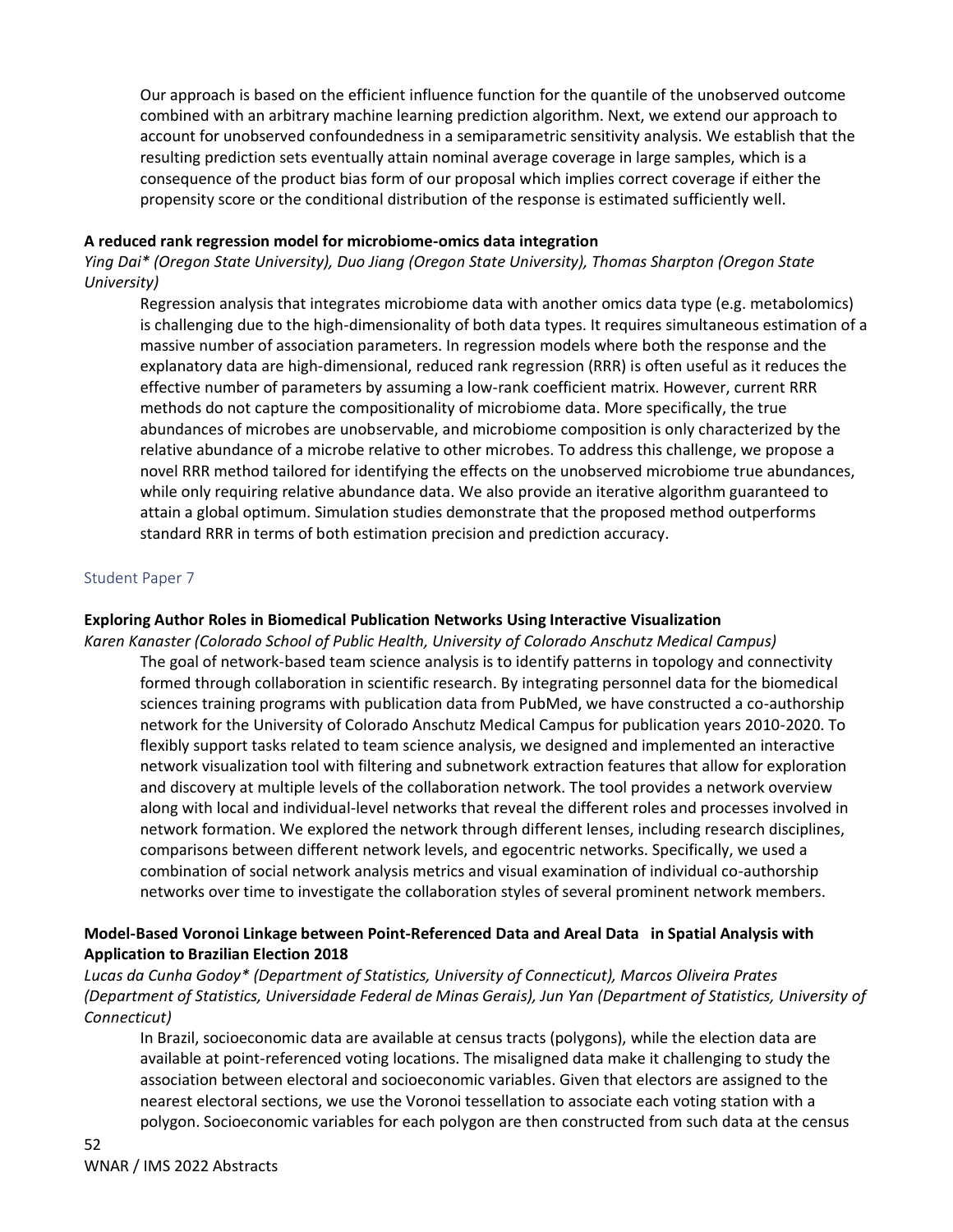Our approach is based on the efficient influence function for the quantile of the unobserved outcome combined with an arbitrary machine learning prediction algorithm. Next, we extend our approach to account for unobserved confoundedness in a semiparametric sensitivity analysis. We establish that the resulting prediction sets eventually attain nominal average coverage in large samples, which is a consequence of the product bias form of our proposal which implies correct coverage if either the propensity score or the conditional distribution of the response is estimated sufficiently well.

**A reduced rank regression model for microbiome-omics data integration**

*Ying Dai* (Oregon State University), Duo Jiang (Oregon State University), Thomas Sharpton (Oregon State University)*

Regression analysis that integrates microbiome data with another omics data type (e.g. metabolomics) is challenging due to the high-dimensionality of both data types. It requires simultaneous estimation of a massive number of association parameters. In regression models where both the response and the explanatory data are high-dimensional, reduced rank regression (RRR) is often useful as it reduces the effective number of parameters by assuming a low-rank coefficient matrix. However, current RRR methods do not capture the compositionality of microbiome data. More specifically, the true abundances of microbes are unobservable, and microbiome composition is only characterized by the relative abundance of a microbe relative to other microbes. To address this challenge, we propose a novel RRR method tailored for identifying the effects on the unobserved microbiome true abundances, while only requiring relative abundance data. We also provide an iterative algorithm guaranteed to attain a global optimum. Simulation studies demonstrate that the proposed method outperforms standard RRR in terms of both estimation precision and prediction accuracy.

## Student Paper 7

**Exploring Author Roles in Biomedical Publication Networks Using Interactive Visualization**

*Karen Kanaster (Colorado School of Public Health, University of Colorado Anschutz Medical Campus)*

The goal of network-based team science analysis is to identify patterns in topology and connectivity formed through collaboration in scientific research. By integrating personnel data for the biomedical sciences training programs with publication data from PubMed, we have constructed a co-authorship network for the University of Colorado Anschutz Medical Campus for publication years 2010-2020. To flexibly support tasks related to team science analysis, we designed and implemented an interactive network visualization tool with filtering and subnetwork extraction features that allow for exploration and discovery at multiple levels of the collaboration network. The tool provides a network overview along with local and individual-level networks that reveal the different roles and processes involved in network formation. We explored the network through different lenses, including research disciplines, comparisons between different network levels, and egocentric networks. Specifically, we used a combination of social network analysis metrics and visual examination of individual co-authorship networks over time to investigate the collaboration styles of several prominent network members.

**Model-Based Voronoi Linkage between Point-Referenced Data and Areal Data in Spatial Analysis with Application to Brazilian Election 2018**

*Lucas da Cunha Godoy* (Department of Statistics, University of Connecticut), Marcos Oliveira Prates (Department of Statistics, Universidade Federal de Minas Gerais), Jun Yan (Department of Statistics, University of Connecticut)*

In Brazil, socioeconomic data are available at census tracts (polygons), while the election data are available at point-referenced voting locations. The misaligned data make it challenging to study the association between electoral and socioeconomic variables. Given that electors are assigned to the nearest electoral sections, we use the Voronoi tessellation to associate each voting station with a polygon. Socioeconomic variables for each polygon are then constructed from such data at the census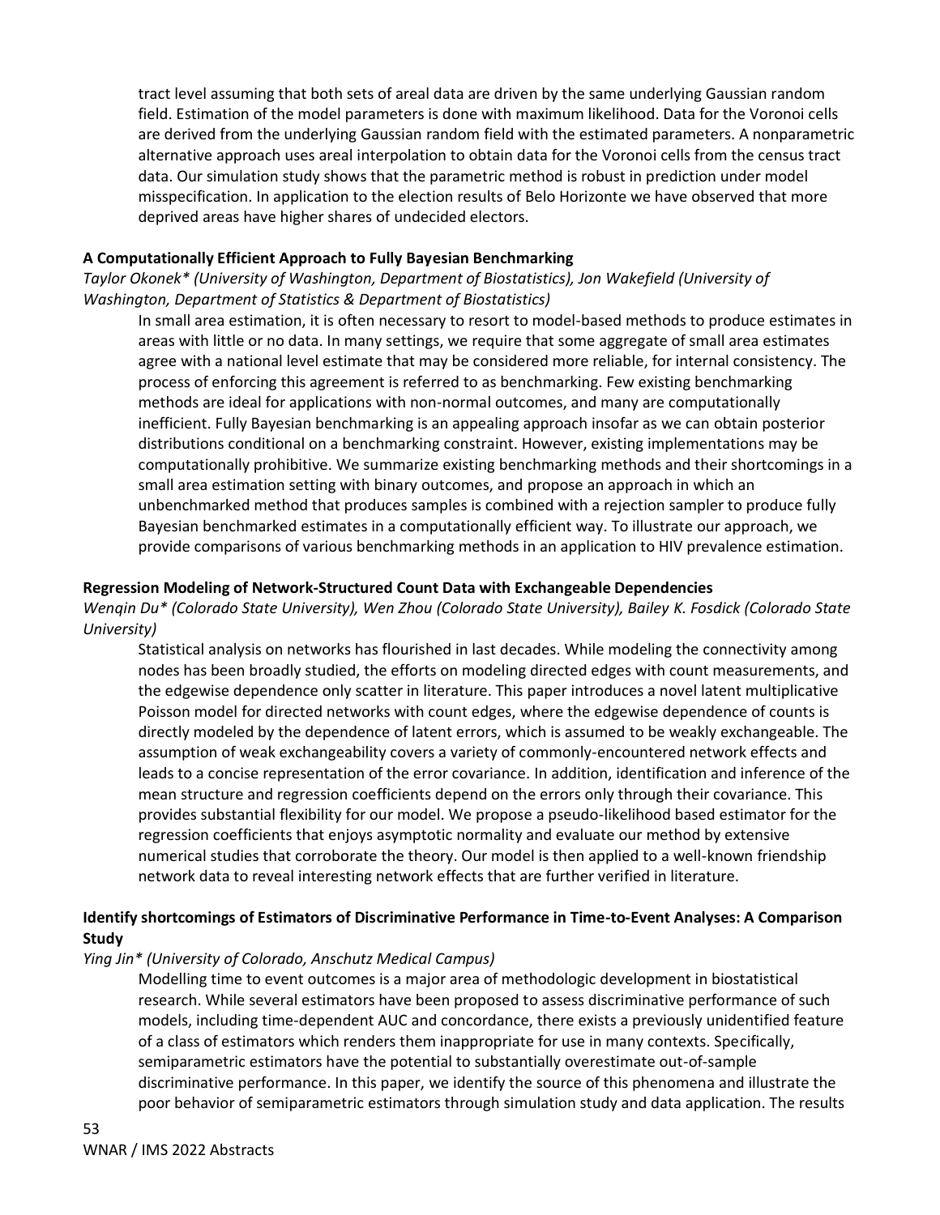tract level assuming that both sets of areal data are driven by the same underlying Gaussian random field. Estimation of the model parameters is done with maximum likelihood. Data for the Voronoi cells are derived from the underlying Gaussian random field with the estimated parameters. A nonparametric alternative approach uses areal interpolation to obtain data for the Voronoi cells from the census tract data. Our simulation study shows that the parametric method is robust in prediction under model misspecification. In application to the election results of Belo Horizonte we have observed that more deprived areas have higher shares of undecided electors.

**A Computationally Efficient Approach to Fully Bayesian Benchmarking**

*Taylor Okonek* (University of Washington, Department of Biostatistics), Jon Wakefield (University of Washington, Department of Statistics & Department of Biostatistics)*

In small area estimation, it is often necessary to resort to model-based methods to produce estimates in areas with little or no data. In many settings, we require that some aggregate of small area estimates agree with a national level estimate that may be considered more reliable, for internal consistency. The process of enforcing this agreement is referred to as benchmarking. Few existing benchmarking methods are ideal for applications with non-normal outcomes, and many are computationally inefficient. Fully Bayesian benchmarking is an appealing approach insofar as we can obtain posterior distributions conditional on a benchmarking constraint. However, existing implementations may be computationally prohibitive. We summarize existing benchmarking methods and their shortcomings in a small area estimation setting with binary outcomes, and propose an approach in which an unbenchmarked method that produces samples is combined with a rejection sampler to produce fully Bayesian benchmarked estimates in a computationally efficient way. To illustrate our approach, we provide comparisons of various benchmarking methods in an application to HIV prevalence estimation.

**Regression Modeling of Network-Structured Count Data with Exchangeable Dependencies**

*Wenqin Du* (Colorado State University), Wen Zhou (Colorado State University), Bailey K. Fosdick (Colorado State University)*

Statistical analysis on networks has flourished in last decades. While modeling the connectivity among nodes has been broadly studied, the efforts on modeling directed edges with count measurements, and the edgewise dependence only scatter in literature. This paper introduces a novel latent multiplicative Poisson model for directed networks with count edges, where the edgewise dependence of counts is directly modeled by the dependence of latent errors, which is assumed to be weakly exchangeable. The assumption of weak exchangeability covers a variety of commonly-encountered network effects and leads to a concise representation of the error covariance. In addition, identification and inference of the mean structure and regression coefficients depend on the errors only through their covariance. This provides substantial flexibility for our model. We propose a pseudo-likelihood based estimator for the regression coefficients that enjoys asymptotic normality and evaluate our method by extensive numerical studies that corroborate the theory. Our model is then applied to a well-known friendship network data to reveal interesting network effects that are further verified in literature.

**Identify shortcomings of Estimators of Discriminative Performance in Time-to-Event Analyses: A Comparison Study**

*Ying Jin* (University of Colorado, Anschutz Medical Campus)*

Modelling time to event outcomes is a major area of methodologic development in biostatistical research. While several estimators have been proposed to assess discriminative performance of such models, including time-dependent AUC and concordance, there exists a previously unidentified feature of a class of estimators which renders them inappropriate for use in many contexts. Specifically, semiparametric estimators have the potential to substantially overestimate out-of-sample discriminative performance. In this paper, we identify the source of this phenomena and illustrate the poor behavior of semiparametric estimators through simulation study and data application. The results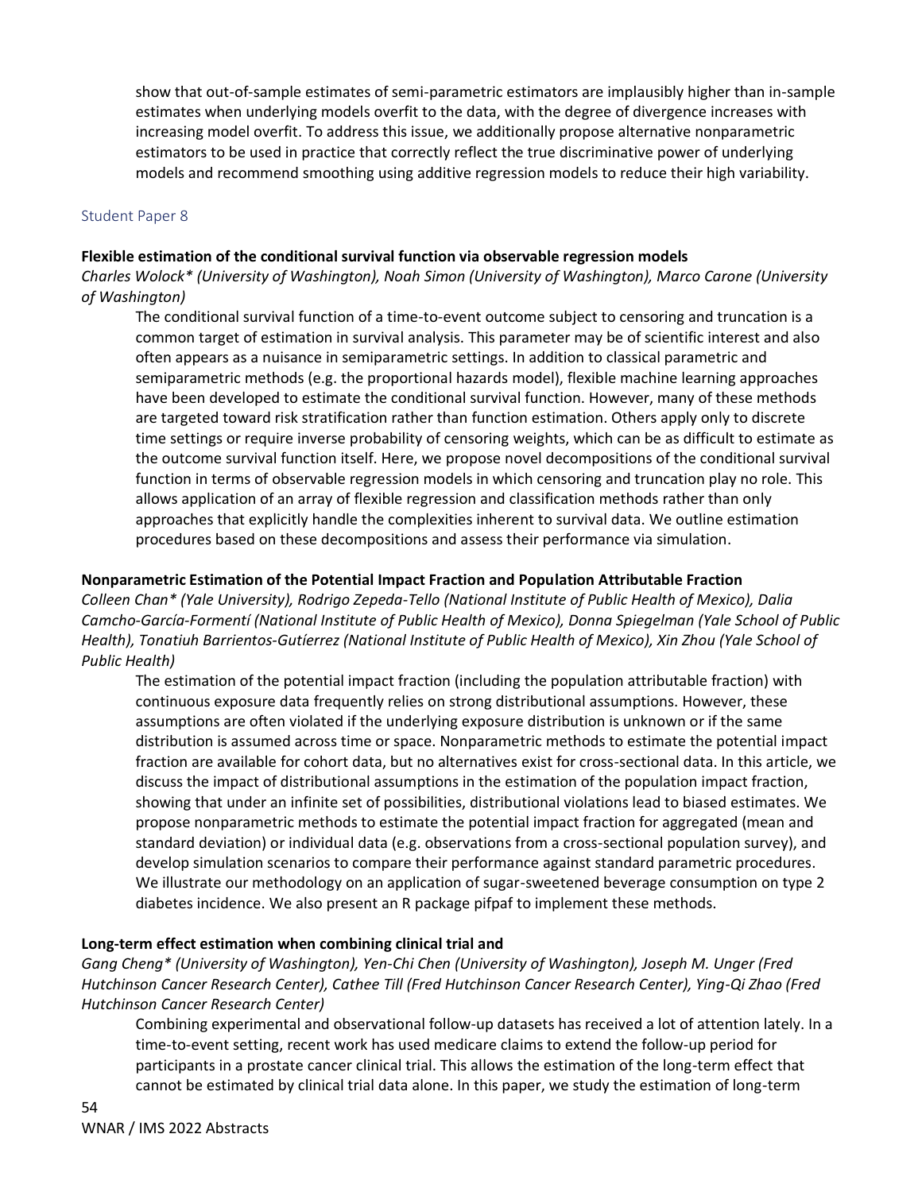show that out-of-sample estimates of semi-parametric estimators are implausibly higher than in-sample estimates when underlying models overfit to the data, with the degree of divergence increases with increasing model overfit. To address this issue, we additionally propose alternative nonparametric estimators to be used in practice that correctly reflect the true discriminative power of underlying models and recommend smoothing using additive regression models to reduce their high variability.

## Student Paper 8

**Flexible estimation of the conditional survival function via observable regression models**

*Charles Wolock* (University of Washington), Noah Simon (University of Washington), Marco Carone (University of Washington)*

The conditional survival function of a time-to-event outcome subject to censoring and truncation is a common target of estimation in survival analysis. This parameter may be of scientific interest and also often appears as a nuisance in semiparametric settings. In addition to classical parametric and semiparametric methods (e.g. the proportional hazards model), flexible machine learning approaches have been developed to estimate the conditional survival function. However, many of these methods are targeted toward risk stratification rather than function estimation. Others apply only to discrete time settings or require inverse probability of censoring weights, which can be as difficult to estimate as the outcome survival function itself. Here, we propose novel decompositions of the conditional survival function in terms of observable regression models in which censoring and truncation play no role. This allows application of an array of flexible regression and classification methods rather than only approaches that explicitly handle the complexities inherent to survival data. We outline estimation procedures based on these decompositions and assess their performance via simulation.

**Nonparametric Estimation of the Potential Impact Fraction and Population Attributable Fraction**

*Colleen Chan* (Yale University), Rodrigo Zepeda-Tello (National Institute of Public Health of Mexico), Dalia Camcho-García-Formentí (National Institute of Public Health of Mexico), Donna Spiegelman (Yale School of Public Health), Tonatiuh Barrientos-Gutíerrez (National Institute of Public Health of Mexico), Xin Zhou (Yale School of Public Health)*

The estimation of the potential impact fraction (including the population attributable fraction) with continuous exposure data frequently relies on strong distributional assumptions. However, these assumptions are often violated if the underlying exposure distribution is unknown or if the same distribution is assumed across time or space. Nonparametric methods to estimate the potential impact fraction are available for cohort data, but no alternatives exist for cross-sectional data. In this article, we discuss the impact of distributional assumptions in the estimation of the population impact fraction, showing that under an infinite set of possibilities, distributional violations lead to biased estimates. We propose nonparametric methods to estimate the potential impact fraction for aggregated (mean and standard deviation) or individual data (e.g. observations from a cross-sectional population survey), and develop simulation scenarios to compare their performance against standard parametric procedures. We illustrate our methodology on an application of sugar-sweetened beverage consumption on type 2 diabetes incidence. We also present an R package pifpaf to implement these methods.

**Long-term effect estimation when combining clinical trial and**

*Gang Cheng* (University of Washington), Yen-Chi Chen (University of Washington), Joseph M. Unger (Fred Hutchinson Cancer Research Center), Cathee Till (Fred Hutchinson Cancer Research Center), Ying-Qi Zhao (Fred Hutchinson Cancer Research Center)*

Combining experimental and observational follow-up datasets has received a lot of attention lately. In a time-to-event setting, recent work has used medicare claims to extend the follow-up period for participants in a prostate cancer clinical trial. This allows the estimation of the long-term effect that cannot be estimated by clinical trial data alone. In this paper, we study the estimation of long-term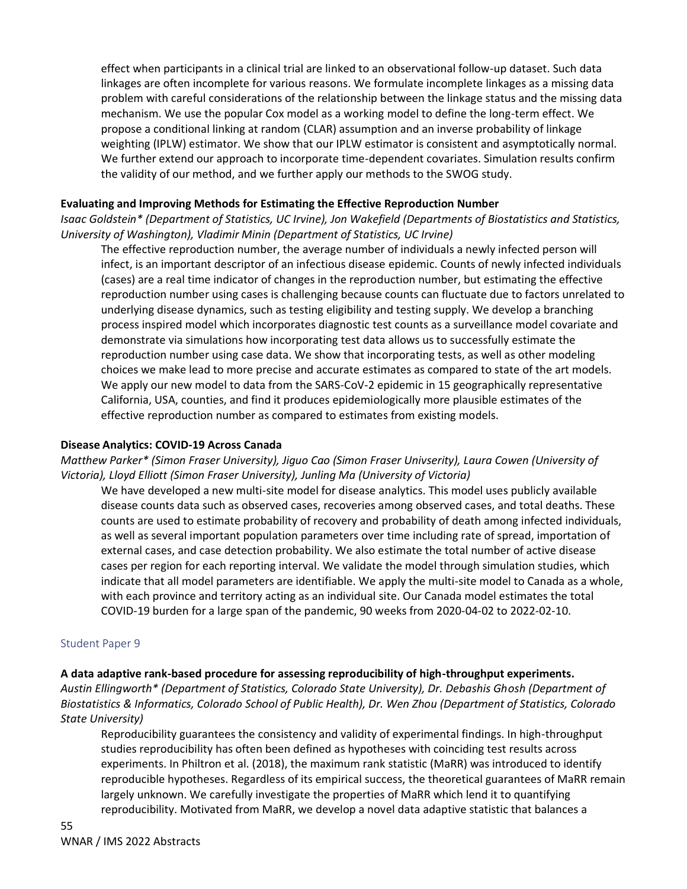effect when participants in a clinical trial are linked to an observational follow-up dataset. Such data linkages are often incomplete for various reasons. We formulate incomplete linkages as a missing data problem with careful considerations of the relationship between the linkage status and the missing data mechanism. We use the popular Cox model as a working model to define the long-term effect. We propose a conditional linking at random (CLAR) assumption and an inverse probability of linkage weighting (IPLW) estimator. We show that our IPLW estimator is consistent and asymptotically normal. We further extend our approach to incorporate time-dependent covariates. Simulation results confirm the validity of our method, and we further apply our methods to the SWOG study.

**Evaluating and Improving Methods for Estimating the Effective Reproduction Number**

*Isaac Goldstein* (Department of Statistics, UC Irvine), Jon Wakefield (Departments of Biostatistics and Statistics, University of Washington), Vladimir Minin (Department of Statistics, UC Irvine)*

The effective reproduction number, the average number of individuals a newly infected person will infect, is an important descriptor of an infectious disease epidemic. Counts of newly infected individuals (cases) are a real time indicator of changes in the reproduction number, but estimating the effective reproduction number using cases is challenging because counts can fluctuate due to factors unrelated to underlying disease dynamics, such as testing eligibility and testing supply. We develop a branching process inspired model which incorporates diagnostic test counts as a surveillance model covariate and demonstrate via simulations how incorporating test data allows us to successfully estimate the reproduction number using case data. We show that incorporating tests, as well as other modeling choices we make lead to more precise and accurate estimates as compared to state of the art models. We apply our new model to data from the SARS-CoV-2 epidemic in 15 geographically representative California, USA, counties, and find it produces epidemiologically more plausible estimates of the effective reproduction number as compared to estimates from existing models.

**Disease Analytics: COVID-19 Across Canada**

*Matthew Parker* (Simon Fraser University), Jiguo Cao (Simon Fraser Univsersity), Laura Cowen (University of Victoria), Lloyd Elliott (Simon Fraser University), Junling Ma (University of Victoria)*

We have developed a new multi-site model for disease analytics. This model uses publicly available disease counts data such as observed cases, recoveries among observed cases, and total deaths. These counts are used to estimate probability of recovery and probability of death among infected individuals, as well as several important population parameters over time including rate of spread, importation of external cases, and case detection probability. We also estimate the total number of active disease cases per region for each reporting interval. We validate the model through simulation studies, which indicate that all model parameters are identifiable. We apply the multi-site model to Canada as a whole, with each province and territory acting as an individual site. Our Canada model estimates the total COVID-19 burden for a large span of the pandemic, 90 weeks from 2020-04-02 to 2022-02-10.

## Student Paper 9

**A data adaptive rank-based procedure for assessing reproducibility of high-throughput experiments.**

*Austin Ellingworth* (Department of Statistics, Colorado State University), Dr. Debashis Ghosh (Department of Biostatistics & Informatics, Colorado School of Public Health), Dr. Wen Zhou (Department of Statistics, Colorado State University)*

Reproducibility guarantees the consistency and validity of experimental findings. In high-throughput studies reproducibility has often been defined as hypotheses with coinciding test results across experiments. In Philtron et al. (2018), the maximum rank statistic (MaRR) was introduced to identify reproducible hypotheses. Regardless of its empirical success, the theoretical guarantees of MaRR remain largely unknown. We carefully investigate the properties of MaRR which lend it to quantifying reproducibility. Motivated from MaRR, we develop a novel data adaptive statistic that balances a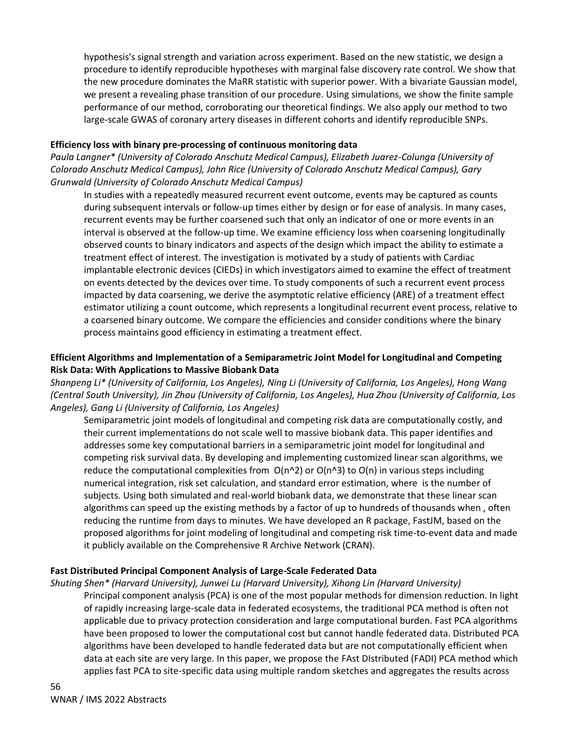hypothesis's signal strength and variation across experiment. Based on the new statistic, we design a procedure to identify reproducible hypotheses with marginal false discovery rate control. We show that the new procedure dominates the MaRR statistic with superior power. With a bivariate Gaussian model, we present a revealing phase transition of our procedure. Using simulations, we show the finite sample performance of our method, corroborating our theoretical findings. We also apply our method to two large-scale GWAS of coronary artery diseases in different cohorts and identify reproducible SNPs.

**Efficiency loss with binary pre-processing of continuous monitoring data**

*Paula Langner\* (University of Colorado Anschutz Medical Campus), Elizabeth Juarez-Colunga (University of Colorado Anschutz Medical Campus), John Rice (University of Colorado Anschutz Medical Campus), Gary Grunwald (University of Colorado Anschutz Medical Campus)*

In studies with a repeatedly measured recurrent event outcome, events may be captured as counts during subsequent intervals or follow-up times either by design or for ease of analysis. In many cases, recurrent events may be further coarsened such that only an indicator of one or more events in an interval is observed at the follow-up time. We examine efficiency loss when coarsening longitudinally observed counts to binary indicators and aspects of the design which impact the ability to estimate a treatment effect of interest. The investigation is motivated by a study of patients with Cardiac implantable electronic devices (CIEDs) in which investigators aimed to examine the effect of treatment on events detected by the devices over time. To study components of such a recurrent event process impacted by data coarsening, we derive the asymptotic relative efficiency (ARE) of a treatment effect estimator utilizing a count outcome, which represents a longitudinal recurrent event process, relative to a coarsened binary outcome. We compare the efficiencies and consider conditions where the binary process maintains good efficiency in estimating a treatment effect.

**Efficient Algorithms and Implementation of a Semiparametric Joint Model for Longitudinal and Competing Risk Data: With Applications to Massive Biobank Data**

*Shanpeng Li\* (University of California, Los Angeles), Ning Li (University of California, Los Angeles), Hong Wang (Central South University), Jin Zhou (University of California, Los Angeles), Hua Zhou (University of California, Los Angeles), Gang Li (University of California, Los Angeles)*

Semiparametric joint models of longitudinal and competing risk data are computationally costly, and their current implementations do not scale well to massive biobank data. This paper identifies and addresses some key computational barriers in a semiparametric joint model for longitudinal and competing risk survival data. By developing and implementing customized linear scan algorithms, we reduce the computational complexities from $O(n^2)$ or $O(n^3)$ to $O(n)$ in various steps including numerical integration, risk set calculation, and standard error estimation, where is the number of subjects. Using both simulated and real-world biobank data, we demonstrate that these linear scan algorithms can speed up the existing methods by a factor of up to hundreds of thousands when , often reducing the runtime from days to minutes. We have developed an R package, FastJM, based on the proposed algorithms for joint modeling of longitudinal and competing risk time-to-event data and made it publicly available on the Comprehensive R Archive Network (CRAN).

**Fast Distributed Principal Component Analysis of Large-Scale Federated Data**

*Shuting Shen\* (Harvard University), Junwei Lu (Harvard University), Xihong Lin (Harvard University)*

Principal component analysis (PCA) is one of the most popular methods for dimension reduction. In light of rapidly increasing large-scale data in federated ecosystems, the traditional PCA method is often not applicable due to privacy protection consideration and large computational burden. Fast PCA algorithms have been proposed to lower the computational cost but cannot handle federated data. Distributed PCA algorithms have been developed to handle federated data but are not computationally efficient when data at each site are very large. In this paper, we propose the FAst DIstributed (FADI) PCA method which applies fast PCA to site-specific data using multiple random sketches and aggregates the results across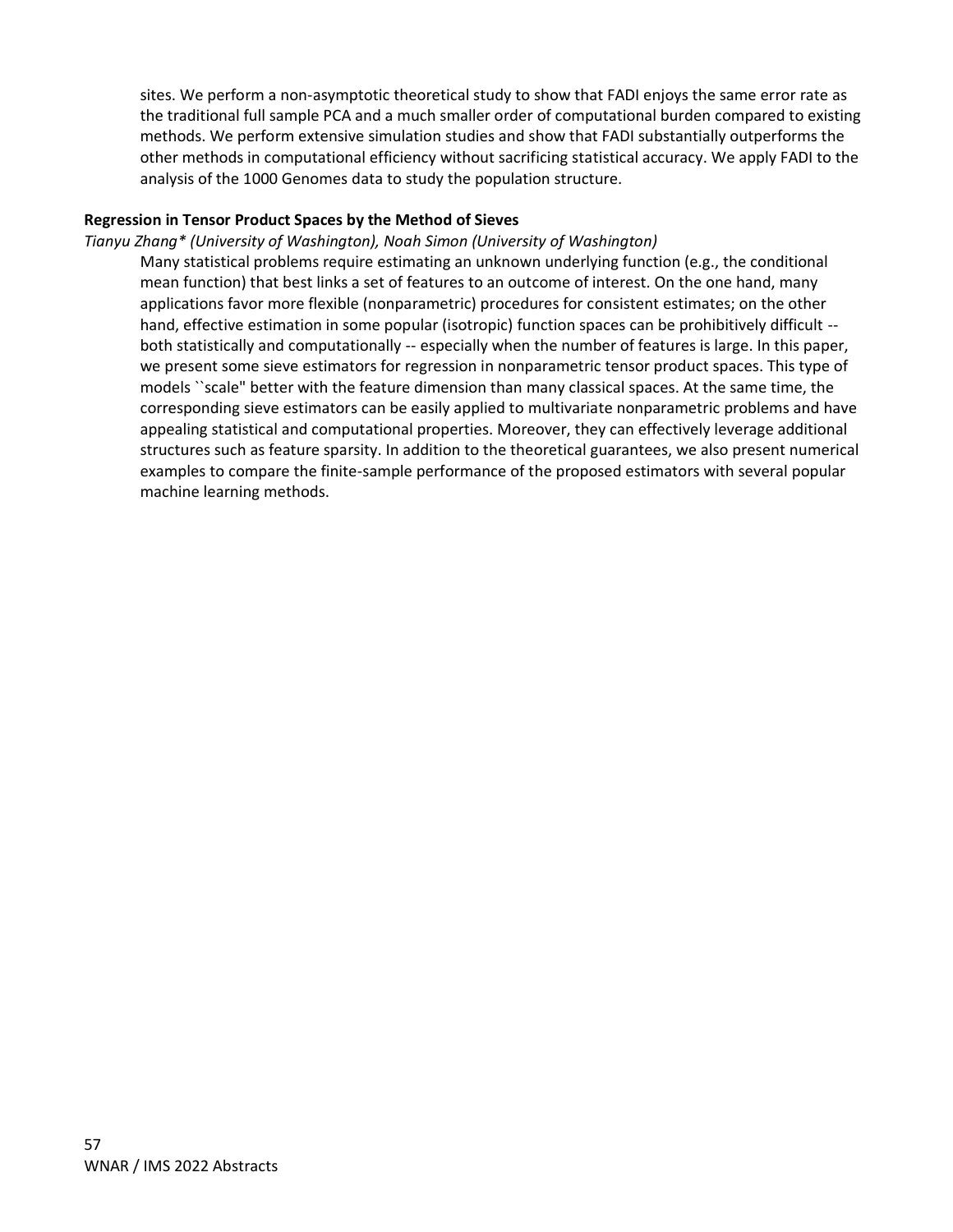sites. We perform a non-asymptotic theoretical study to show that FADI enjoys the same error rate as the traditional full sample PCA and a much smaller order of computational burden compared to existing methods. We perform extensive simulation studies and show that FADI substantially outperforms the other methods in computational efficiency without sacrificing statistical accuracy. We apply FADI to the analysis of the 1000 Genomes data to study the population structure.

**Regression in Tensor Product Spaces by the Method of Sieves**

*Tianyu Zhang* (University of Washington), Noah Simon (University of Washington)*

Many statistical problems require estimating an unknown underlying function (e.g., the conditional mean function) that best links a set of features to an outcome of interest. On the one hand, many applications favor more flexible (nonparametric) procedures for consistent estimates; on the other hand, effective estimation in some popular (isotropic) function spaces can be prohibitively difficult -- both statistically and computationally -- especially when the number of features is large. In this paper, we present some sieve estimators for regression in nonparametric tensor product spaces. This type of models ``scale" better with the feature dimension than many classical spaces. At the same time, the corresponding sieve estimators can be easily applied to multivariate nonparametric problems and have appealing statistical and computational properties. Moreover, they can effectively leverage additional structures such as feature sparsity. In addition to the theoretical guarantees, we also present numerical examples to compare the finite-sample performance of the proposed estimators with several popular machine learning methods.